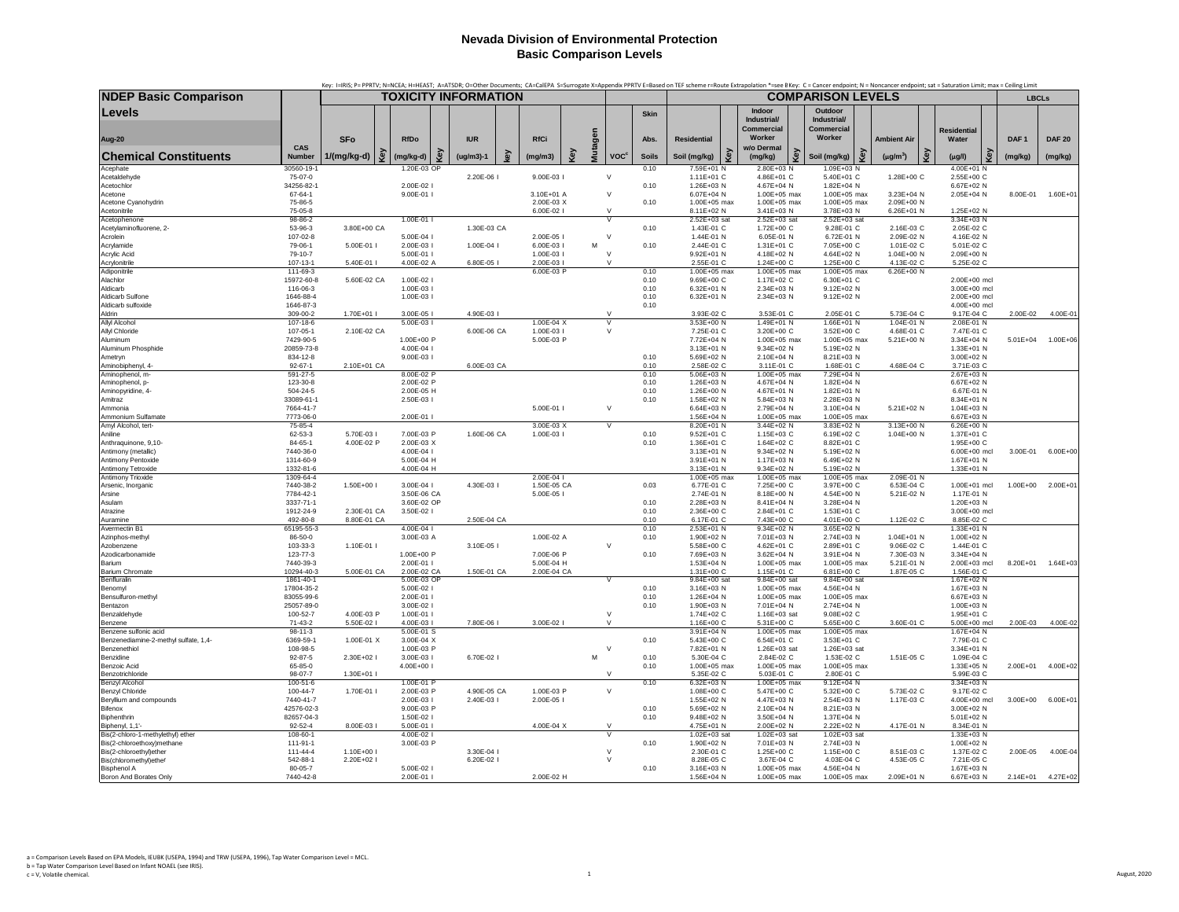| Chemical Constituents | CAS Number | TOXICITY INFORMATION SFo 1/(mg/kg-d) | Key | RfDo (mg/kg-d) | Key | IUR (ug/m3)-1 | key | RfCi (mg/m3) | Key | Mutagen | VOC[c] | Skin Abs. Soils | COMPARISON LEVELS Residential Soil (mg/kg) | Key | Indoor Industrial/ Commercial Worker w/o Dermal (mg/kg) | Key | Outdoor Industrial/ Commercial Worker Soil (mg/kg) | Key | Ambient Air ($\mu g/m^3$) | Key | Residential Water ($\mu g/l$) | Key | LBCLs DAF 1 (mg/kg) | DAF 20 (mg/kg) |
|---|---|---|---|---|---|---|---|---|---|---|---|---|---|---|---|---|---|---|---|---|---|---|---|---|
| Acephate | 30560-19-1 | | | 1.20E-03 | OP | | | | | | | 0.10 | 7.59E+01 | N | 2.80E+03 | N | 1.09E+03 | N | | | 4.00E+01 | N | | |
| Acetaldehyde | 75-07-0 | | | | | 2.20E-06 | I | 9.00E-03 | I | | V | | 1.11E+01 | C | 4.86E+01 | C | 5.40E+01 | C | 1.28E+00 | C | 2.55E+00 | C | | |
| Acetochlor | 34256-82-1 | | | 2.00E-02 | I | | | | | | | 0.10 | 1.26E+03 | N | 4.67E+04 | N | 1.82E+04 | N | | | 6.67E+02 | N | | |
| Acetone | 67-64-1 | | | 9.00E-01 | I | | | 3.10E+01 | A | | V | | 6.07E+04 | N | 1.00E+05 | max | 1.00E+05 | max | 3.23E+04 | N | 2.05E+04 | N | 8.00E-01 | 1.60E+01 |
| Acetone Cyanohydrin | 75-86-5 | | | | | | | 2.00E-03 | X | | | 0.10 | 1.00E+05 | max | 1.00E+05 | max | 1.00E+05 | max | 2.09E+00 | N | | | | |
| Acetonitrile | 75-05-8 | | | | | | | 6.00E-02 | I | | V | | 8.11E+02 | N | 3.41E+03 | N | 3.78E+03 | N | 6.26E+01 | N | 1.25E+02 | N | | |
| Acetophenone | 98-86-2 | | | 1.00E-01 | I | | | | | | V | | 2.52E+03 | sat | 2.52E+03 | sat | 2.52E+03 | sat | | | 3.34E+03 | N | | |
| Acetylaminofluorene, 2- | 53-96-3 | 3.80E+00 | CA | | | 1.30E-03 | CA | | | | | 0.10 | 1.43E-01 | C | 1.72E+00 | C | 9.28E-01 | C | 2.16E-03 | C | 2.05E-02 | C | | |
| Acrolein | 107-02-8 | | | 5.00E-04 | I | | | 2.00E-05 | I | | V | | 1.44E-01 | N | 6.05E-01 | N | 6.72E-01 | N | 2.09E-02 | N | 4.16E-02 | N | | |
| Acrylamide | 79-06-1 | 5.00E-01 | I | 2.00E-03 | I | 1.00E-04 | I | 6.00E-03 | I | M | | 0.10 | 2.44E-01 | C | 1.31E+01 | C | 7.05E+00 | C | 1.01E-02 | C | 5.01E-02 | C | | |
| Acrylic Acid | 79-10-7 | | | 5.00E-01 | I | | | 1.00E-03 | I | | V | | 9.92E+01 | N | 4.18E+02 | N | 4.64E+02 | N | 1.04E+00 | N | 2.09E+00 | N | | |
| Acrylonitrile | 107-13-1 | 5.40E-01 | I | 4.00E-02 | A | 6.80E-05 | I | 2.00E-03 | I | | V | | 2.55E-01 | C | 1.24E+00 | C | 1.25E+00 | C | 4.13E-02 | C | 5.25E-02 | C | | |
| Adiponitrile | 111-69-3 | | | | | | | 6.00E-03 | P | | | 0.10 | 1.00E+05 | max | 1.00E+05 | max | 1.00E+05 | max | 6.26E+00 | N | | | | |
| Alachlor | 15972-60-8 | 5.60E-02 | CA | 1.00E-02 | I | | | | | | | 0.10 | 9.69E+00 | C | 1.17E+02 | C | 6.30E+01 | C | | | 2.00E+00 | mcl | | |
| Aldicarb | 116-06-3 | | | 1.00E-03 | I | | | | | | | 0.10 | 6.32E+01 | N | 2.34E+03 | N | 9.12E+02 | N | | | 3.00E+00 | mcl | | |
| Aldicarb Sulfone | 1646-88-4 | | | 1.00E-03 | I | | | | | | | 0.10 | 6.32E+01 | N | 2.34E+03 | N | 9.12E+02 | N | | | 2.00E+00 | mcl | | |
| Aldicarb sulfoxide | 1646-87-3 | | | | | | | | | | | 0.10 | | | | | | | | | 4.00E+00 | mcl | | |
| Aldrin | 309-00-2 | 1.70E+01 | I | 3.00E-05 | I | 4.90E-03 | I | | | | V | | 3.93E-02 | C | 3.53E-01 | C | 2.05E-01 | C | 5.73E-04 | C | 9.17E-04 | C | 2.00E-02 | 4.00E-01 |
| Allyl Alcohol | 107-18-6 | | | 5.00E-03 | I | | | 1.00E-04 | X | | V | | 3.53E+00 | N | 1.49E+01 | N | 1.66E+01 | N | 1.04E-01 | N | 2.08E-01 | N | | |
| Allyl Chloride | 107-05-1 | 2.10E-02 | CA | | | 6.00E-06 | CA | 1.00E-03 | I | | V | | 7.25E-01 | C | 3.20E+00 | C | 3.52E+00 | C | 4.68E-01 | C | 7.47E-01 | C | | |
| Aluminum | 7429-90-5 | | | 1.00E+00 | P | | | 5.00E-03 | P | | | | 7.72E+04 | N | 1.00E+05 | max | 1.00E+05 | max | 5.21E+00 | N | 3.34E+04 | N | 5.01E+04 | 1.00E+06 |
| Aluminum Phosphide | 20859-73-8 | | | 4.00E-04 | I | | | | | | | | 3.13E+01 | N | 9.34E+02 | N | 5.19E+02 | N | | | 1.33E+01 | N | | |
| Ametryn | 834-12-8 | | | 9.00E-03 | I | | | | | | | 0.10 | 5.69E+02 | N | 2.10E+04 | N | 8.21E+03 | N | | | 3.00E+02 | N | | |
| Aminobiphenyl, 4- | 92-67-1 | 2.10E+01 | CA | | | 6.00E-03 | CA | | | | | 0.10 | 2.58E-02 | C | 3.11E-01 | C | 1.68E-01 | C | 4.68E-04 | C | 3.71E-03 | C | | |
| Aminophenol, m- | 591-27-5 | | | 8.00E-02 | P | | | | | | | 0.10 | 5.06E+03 | N | 1.00E+05 | max | 7.29E+04 | N | | | 2.67E+03 | N | | |
| Aminophenol, p- | 123-30-8 | | | 2.00E-02 | P | | | | | | | 0.10 | 1.26E+03 | N | 4.67E+04 | N | 1.82E+04 | N | | | 6.67E+02 | N | | |
| Aminopyridine, 4- | 504-24-5 | | | 2.00E-05 | H | | | | | | | 0.10 | 1.26E+00 | N | 4.67E+01 | N | 1.82E+01 | N | | | 6.67E-01 | N | | |
| Amitraz | 33089-61-1 | | | 2.50E-03 | I | | | | | | | 0.10 | 1.58E+02 | N | 5.84E+03 | N | 2.28E+03 | N | | | 8.34E+01 | N | | |
| Ammonia | 7664-41-7 | | | | | | | 5.00E-01 | I | | V | | 6.64E+03 | N | 2.79E+04 | N | 3.10E+04 | N | 5.21E+02 | N | 1.04E+03 | N | | |
| Ammonium Sulfamate | 7773-06-0 | | | 2.00E-01 | I | | | | | | | | 1.56E+04 | N | 1.00E+05 | max | 1.00E+05 | max | | | 6.67E+03 | N | | |
| Amyl Alcohol, tert- | 75-85-4 | | | | | | | 3.00E-03 | X | | V | | 8.20E+01 | N | 3.44E+02 | N | 3.83E+02 | N | 3.13E+00 | N | 6.26E+00 | N | | |
| Aniline | 62-53-3 | 5.70E-03 | I | 7.00E-03 | P | 1.60E-06 | CA | 1.00E-03 | I | | | 0.10 | 9.52E+01 | C | 1.15E+03 | C | 6.19E+02 | C | 1.04E+00 | N | 1.37E+01 | C | | |
| Anthraquinone, 9,10- | 84-65-1 | 4.00E-02 | P | 2.00E-03 | X | | | | | | | 0.10 | 1.36E+01 | C | 1.64E+02 | C | 8.82E+01 | C | | | 1.95E+00 | C | | |
| Antimony (metallic) | 7440-36-0 | | | 4.00E-04 | I | | | | | | | | 3.13E+01 | N | 9.34E+02 | N | 5.19E+02 | N | | | 6.00E+00 | mcl | 3.00E-01 | 6.00E+00 |
| Antimony Pentoxide | 1314-60-9 | | | 5.00E-04 | H | | | | | | | | 3.91E+01 | N | 1.17E+03 | N | 6.49E+02 | N | | | 1.67E+01 | N | | |
| Antimony Tetroxide | 1332-81-6 | | | 4.00E-04 | H | | | | | | | | 3.13E+01 | N | 9.34E+02 | N | 5.19E+02 | N | | | 1.33E+01 | N | | |
| Antimony Trioxide | 1309-64-4 | | | | | | | 2.00E-04 | I | | | | 1.00E+05 | max | 1.00E+05 | max | 1.00E+05 | max | 2.09E-01 | N | | | | |
| Arsenic, Inorganic | 7440-38-2 | 1.50E+00 | I | 3.00E-04 | I | 4.30E-03 | I | 1.50E-05 | CA | | | 0.03 | 6.77E-01 | C | 7.25E+00 | C | 3.97E+00 | C | 6.53E-04 | C | 1.00E+01 | mcl | 1.00E+00 | 2.00E+01 |
| Arsine | 7784-42-1 | | | 3.50E-06 | CA | | | 5.00E-05 | I | | | | 2.74E-01 | N | 8.18E+00 | N | 4.54E+00 | N | 5.21E-02 | N | 1.17E-01 | N | | |
| Asulam | 3337-71-1 | | | 3.60E-02 | OP | | | | | | | 0.10 | 2.28E+03 | N | 8.41E+04 | N | 3.28E+04 | N | | | 1.20E+03 | N | | |
| Atrazine | 1912-24-9 | 2.30E-01 | CA | 3.50E-02 | I | | | | | | | 0.10 | 2.36E+00 | C | 2.84E+01 | C | 1.53E+01 | C | | | 3.00E+00 | mcl | | |
| Auramine | 492-80-8 | 8.80E-01 | CA | | | 2.50E-04 | CA | | | | | 0.10 | 6.17E-01 | C | 7.43E+00 | C | 4.01E+00 | C | 1.12E-02 | C | 8.85E-02 | C | | |
| Avermectin B1 | 65195-55-3 | | | 4.00E-04 | I | | | | | | | 0.10 | 2.53E+01 | N | 9.34E+02 | N | 3.65E+02 | N | | | 1.33E+01 | N | | |
| Azinphos-methyl | 86-50-0 | | | 3.00E-03 | A | | | 1.00E-02 | A | | | 0.10 | 1.90E+02 | N | 7.01E+03 | N | 2.74E+03 | N | 1.04E+01 | N | 1.00E+02 | N | | |
| Azobenzene | 103-33-3 | 1.10E-01 | I | | | 3.10E-05 | I | | | | V | | 5.58E+00 | C | 4.62E+01 | C | 2.89E+01 | C | 9.06E-02 | C | 1.44E-01 | C | | |
| Azodicarbonamide | 123-77-3 | | | 1.00E+00 | P | | | 7.00E-06 | P | | | 0.10 | 7.69E+03 | N | 3.62E+04 | N | 3.91E+04 | N | 7.30E-03 | N | 3.34E+04 | N | | |
| Barium | 7440-39-3 | | | 2.00E-01 | I | | | 5.00E-04 | H | | | | 1.53E+04 | N | 1.00E+05 | max | 1.00E+05 | max | 5.21E-01 | N | 2.00E+03 | mcl | 8.20E+01 | 1.64E+03 |
| Barium Chromate | 10294-40-3 | 5.00E-01 | CA | 2.00E-02 | CA | 1.50E-01 | CA | 2.00E-04 | CA | | | | 1.31E+00 | C | 1.15E+01 | C | 6.81E+00 | C | 1.87E-05 | C | 1.56E-01 | C | | |
| Benfluralin | 1861-40-1 | | | 5.00E-03 | OP | | | | | | V | | 9.84E+00 | sat | 9.84E+00 | sat | 9.84E+00 | sat | | | 1.67E+02 | N | | |
| Benomyl | 17804-35-2 | | | 5.00E-02 | I | | | | | | | 0.10 | 3.16E+03 | N | 1.00E+05 | max | 4.56E+04 | N | | | 1.67E+03 | N | | |
| Bensulfuron-methyl | 83055-99-6 | | | 2.00E-01 | I | | | | | | | 0.10 | 1.26E+04 | N | 1.00E+05 | max | 1.00E+05 | max | | | 6.67E+03 | N | | |
| Bentazon | 25057-89-0 | | | 3.00E-02 | I | | | | | | | 0.10 | 1.90E+03 | N | 7.01E+04 | N | 2.74E+04 | N | | | 1.00E+03 | N | | |
| Benzaldehyde | 100-52-7 | 4.00E-03 | P | 1.00E-01 | I | | | | | | V | | 1.74E+02 | C | 1.16E+03 | sat | 9.08E+02 | C | | | 1.95E+01 | C | | |
| Benzene | 71-43-2 | 5.50E-02 | I | 4.00E-03 | I | 7.80E-06 | I | 3.00E-02 | I | | V | | 1.16E+00 | C | 5.31E+00 | C | 5.65E+00 | C | 3.60E-01 | C | 5.00E+00 | mcl | 2.00E-03 | 4.00E-02 |
| Benzene sulfonic acid | 98-11-3 | | | 5.00E-01 | S | | | | | | | | 3.91E+04 | N | 1.00E+05 | max | 1.00E+05 | max | | | 1.67E+04 | N | | |
| Benzenediamine-2-methyl sulfate, 1,4- | 6369-59-1 | 1.00E-01 | X | 3.00E-04 | X | | | | | | | 0.10 | 5.43E+00 | C | 6.54E+01 | C | 3.53E+01 | C | | | 7.79E-01 | C | | |
| Benzenethiol | 108-98-5 | | | 1.00E-03 | P | | | | | | V | | 7.82E+01 | N | 1.26E+03 | sat | 1.26E+03 | sat | | | 3.34E+01 | N | | |
| Benzidine | 92-87-5 | 2.30E+02 | I | 3.00E-03 | I | 6.70E-02 | I | | | M | | 0.10 | 5.30E-04 | C | 2.84E-02 | C | 1.53E-02 | C | 1.51E-05 | C | 1.09E-04 | C | | |
| Benzoic Acid | 65-85-0 | | | 4.00E+00 | I | | | | | | | 0.10 | 1.00E+05 | max | 1.00E+05 | max | 1.00E+05 | max | | | 1.33E+05 | N | 2.00E+01 | 4.00E+02 |
| Benzotrichloride | 98-07-7 | 1.30E+01 | I | | | | | | | | V | | 5.35E-02 | C | 5.03E-01 | C | 2.80E-01 | C | | | 5.99E-03 | C | | |
| Benzyl Alcohol | 100-51-6 | | | 1.00E-01 | P | | | | | | | 0.10 | 6.32E+03 | N | 1.00E+05 | max | 9.12E+04 | N | | | 3.34E+03 | N | | |
| Benzyl Chloride | 100-44-7 | 1.70E-01 | I | 2.00E-03 | P | 4.90E-05 | CA | 1.00E-03 | P | | V | | 1.08E+00 | C | 5.47E+00 | C | 5.32E+00 | C | 5.73E-02 | C | 9.17E-02 | C | | |
| Beryllium and compounds | 7440-41-7 | | | 2.00E-03 | I | 2.40E-03 | I | 2.00E-05 | I | | | | 1.55E+02 | N | 4.47E+03 | N | 2.54E+03 | N | 1.17E-03 | C | 4.00E+00 | mcl | 3.00E+00 | 6.00E+01 |
| Bifenox | 42576-02-3 | | | 9.00E-03 | P | | | | | | | 0.10 | 5.69E+02 | N | 2.10E+04 | N | 8.21E+03 | N | | | 3.00E+02 | N | | |
| Biphenthrin | 82657-04-3 | | | 1.50E-02 | I | | | | | | | 0.10 | 9.48E+02 | N | 3.50E+04 | N | 1.37E+04 | N | | | 5.01E+02 | N | | |
| Biphenyl, 1,1'- | 92-52-4 | 8.00E-03 | I | 5.00E-01 | I | | | 4.00E-04 | X | | V | | 4.75E+01 | N | 2.00E+02 | N | 2.22E+02 | N | 4.17E-01 | N | 8.34E-01 | N | | |
| Bis(2-chloro-1-methylethyl) ether | 108-60-1 | | | 4.00E-02 | I | | | | | | V | | 1.02E+03 | sat | 1.02E+03 | sat | 1.02E+03 | sat | | | 1.33E+03 | N | | |
| Bis(2-chloroethoxy)methane | 111-91-1 | | | 3.00E-03 | P | | | | | | | 0.10 | 1.90E+02 | N | 7.01E+03 | N | 2.74E+03 | N | | | 1.00E+02 | N | | |
| Bis(2-chloroethyl)ether | 111-44-4 | 1.10E+00 | I | | | 3.30E-04 | I | | | | V | | 2.30E-01 | C | 1.25E+00 | C | 1.15E+00 | C | 8.51E-03 | C | 1.37E-02 | C | 2.00E-05 | 4.00E-04 |
| Bis(chloromethyl)ether | 542-88-1 | 2.20E+02 | I | | | 6.20E-02 | I | | | | V | | 8.28E-05 | C | 3.67E-04 | C | 4.03E-04 | C | 4.53E-05 | C | 7.21E-05 | C | | |
| Bisphenol A | 80-05-7 | | | 5.00E-02 | I | | | | | | | 0.10 | 3.16E+03 | N | 1.00E+05 | max | 4.56E+04 | N | | | 1.67E+03 | N | | |
| Boron And Borates Only | 7440-42-8 | | | 2.00E-01 | I | | | 2.00E-02 | H | | | | 1.56E+04 | N | 1.00E+05 | max | 1.00E+05 | max | 2.09E+01 | N | 6.67E+03 | N | 2.14E+01 | 4.27E+02 |

a = Comparison Levels Based on EPA Models, IEUBK (USEPA, 1994) and TRW (USEPA, 1996), Tap Water Comparison Level = MCL.
b = Tap Water Comparison Level Based on Infant NOAEL (see IRIS).
c = V, Volatile chemical.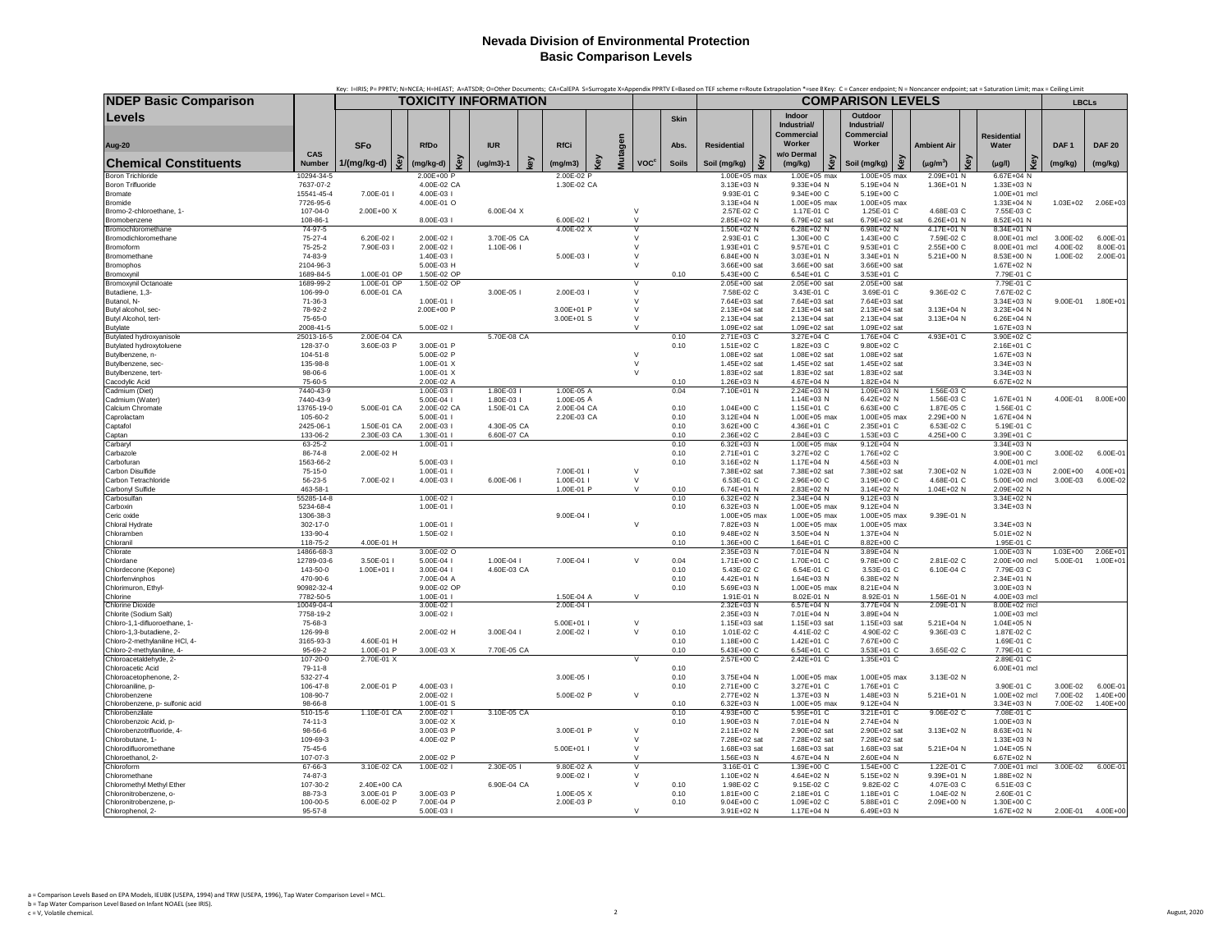# Nevada Division of Environmental Protection
## Basic Comparison Levels

Key: I=IRIS; P= PPRTV; N=NCEA; H=HEAST; A=ATSDR; O=Other Documents; CA=CalEPA S=Surrogate X=Appendix PPRTV E=Based on TEF scheme r=Route Extrapolation *=see B Key: C = Cancer endpoint; N = Noncancer endpoint; sat = Saturation Limit; max = Ceiling Limit

| NDEP Basic Comparison Levels | | TOXICITY INFORMATION | | | | | | | | | | | COMPARISON LEVELS | | | | | | | | | | | LBCLs | |
|---|---|---|---|---|---|---|---|---|---|---|---|---|---|---|---|---|---|---|---|---|---|---|---|---|---|
| Aug-20 | CAS | SFo | | RfDo | | IUR | | RfCi | | Mutagen | | Skin Abs. | Residential | | Indoor Industrial/ Commercial Worker w/o Dermal | | Outdoor Industrial/ Commercial Worker | | Ambient Air | | Residential Water | | DAF 1 | DAF 20 |
| Chemical Constituents | Number | 1/(mg/kg-d) | Key | (mg/kg-d) | Key | (ug/m3)-1 | key | (mg/m3) | Key | | VOC[c] | Soils | Soil (mg/kg) | Key | (mg/kg) | Key | Soil (mg/kg) | Key | ($\mu g/m^3$) | Key | ($\mu g/l$) | Key | (mg/kg) | (mg/kg) |
| Boron Trichloride | 10294-34-5 | | | 2.00E+00 | P | | | 2.00E-02 | P | | | | 1.00E+05 | max | 1.00E+05 | max | 1.00E+05 | max | 2.09E+01 | N | 6.67E+04 | N | | |
| Boron Trifluoride | 7637-07-2 | | | 4.00E-02 | CA | | | 1.30E-02 | CA | | | | 3.13E+03 | N | 9.33E+04 | N | 5.19E+04 | N | 1.36E+01 | N | 1.33E+03 | N | | |
| Bromate | 15541-45-4 | 7.00E-01 | I | 4.00E-03 | I | | | | | | | | 9.93E-01 | C | 9.34E+00 | C | 5.19E+00 | C | | | 1.00E+01 | mcl | | |
| Bromide | 7726-95-6 | | | 4.00E-01 | O | | | | | | | | 3.13E+04 | N | 1.00E+05 | max | 1.00E+05 | max | | | 1.33E+04 | N | 1.03E+02 | 2.06E+03 |
| Bromo-2-chloroethane, 1- | 107-04-0 | 2.00E+00 | X | | | 6.00E-04 | X | | | | V | | 2.57E-02 | C | 1.17E-01 | C | 1.25E-01 | C | 4.68E-03 | C | 7.55E-03 | C | | |
| Bromobenzene | 108-86-1 | | | 8.00E-03 | I | | | 6.00E-02 | I | | V | | 2.85E+02 | N | 6.79E+02 | sat | 6.79E+02 | sat | 6.26E+01 | N | 8.52E+01 | N | | |
| Bromochloromethane | 74-97-5 | | | | | | | 4.00E-02 | X | | V | | 1.50E+02 | N | 6.28E+02 | N | 6.98E+02 | N | 4.17E+01 | N | 8.34E+01 | N | | |
| Bromodichloromethane | 75-27-4 | 6.20E-02 | I | 2.00E-02 | I | 3.70E-05 | CA | | | | V | | 2.93E-01 | C | 1.30E+00 | C | 1.43E+00 | C | 7.59E-02 | C | 8.00E+01 | mcl | 3.00E-02 | 6.00E-01 |
| Bromoform | 75-25-2 | 7.90E-03 | I | 2.00E-02 | I | 1.10E-06 | I | | | | V | | 1.93E+01 | C | 9.57E+01 | C | 9.53E+01 | C | 2.55E+00 | C | 8.00E+01 | mcl | 4.00E-02 | 8.00E-01 |
| Bromomethane | 74-83-9 | | | 1.40E-03 | I | | | 5.00E-03 | I | | V | | 6.84E+00 | N | 3.03E+01 | N | 3.34E+01 | N | 5.21E+00 | N | 8.53E+00 | N | 1.00E-02 | 2.00E-01 |
| Bromophos | 2104-96-3 | | | 5.00E-03 | H | | | | | | V | | 3.66E+00 | sat | 3.66E+00 | sat | 3.66E+00 | sat | | | 1.67E+02 | N | | |
| Bromoxynil | 1689-84-5 | 1.00E-01 | OP | 1.50E-02 | OP | | | | | | | 0.10 | 5.43E+00 | C | 6.54E+01 | C | 3.53E+01 | C | | | 7.79E-01 | C | | |
| Bromoxynil Octanoate | 1689-99-2 | 1.00E-01 | OP | 1.50E-02 | OP | | | | | | V | | 2.05E+00 | sat | 2.05E+00 | sat | 2.05E+00 | sat | | | 7.79E-01 | C | | |
| Butadiene, 1,3- | 106-99-0 | 6.00E-01 | CA | | | 3.00E-05 | I | 2.00E-03 | I | | V | | 7.58E-02 | C | 3.43E-01 | C | 3.69E-01 | C | 9.36E-02 | C | 7.67E-02 | C | | |
| Butanol, N- | 71-36-3 | | | 1.00E-01 | I | | | | | | V | | 7.64E+03 | sat | 7.64E+03 | sat | 7.64E+03 | sat | | | 3.34E+03 | N | 9.00E-01 | 1.80E+01 |
| Butyl alcohol, sec- | 78-92-2 | | | 2.00E+00 | P | | | 3.00E+01 | P | | V | | 2.13E+04 | sat | 2.13E+04 | sat | 2.13E+04 | sat | 3.13E+04 | N | 3.23E+04 | N | | |
| Butyl Alcohol, tert- | 75-65-0 | | | | | | | 3.00E+01 | S | | V | | 2.13E+04 | sat | 2.13E+04 | sat | 2.13E+04 | sat | 3.13E+04 | N | 6.26E+04 | N | | |
| Butylate | 2008-41-5 | | | 5.00E-02 | I | | | | | | V | | 1.09E+02 | sat | 1.09E+02 | sat | 1.09E+02 | sat | | | 1.67E+03 | N | | |
| Butylated hydroxyanisole | 25013-16-5 | 2.00E-04 | CA | | | 5.70E-08 | CA | | | | | 0.10 | 2.71E+03 | C | 3.27E+04 | C | 1.76E+04 | C | 4.93E+01 | C | 3.90E+02 | C | | |
| Butylated hydroxytoluene | 128-37-0 | 3.60E-03 | P | 3.00E-01 | P | | | | | | | 0.10 | 1.51E+02 | C | 1.82E+03 | C | 9.80E+02 | C | | | 2.16E+01 | C | | |
| Butylbenzene, n- | 104-51-8 | | | 5.00E-02 | P | | | | | | V | | 1.08E+02 | sat | 1.08E+02 | sat | 1.08E+02 | sat | | | 1.67E+03 | N | | |
| Butylbenzene, sec- | 135-98-8 | | | 1.00E-01 | X | | | | | | V | | 1.45E+02 | sat | 1.45E+02 | sat | 1.45E+02 | sat | | | 3.34E+03 | N | | |
| Butylbenzene, tert- | 98-06-6 | | | 1.00E-01 | X | | | | | | V | | 1.83E+02 | sat | 1.83E+02 | sat | 1.83E+02 | sat | | | 3.34E+03 | N | | |
| Cacodylic Acid | 75-60-5 | | | 2.00E-02 | A | | | | | | | 0.10 | 1.26E+03 | N | 4.67E+04 | N | 1.82E+04 | N | | | 6.67E+02 | N | | |
| Cadmium (Diet) | 7440-43-9 | | | 1.00E-03 | I | 1.80E-03 | I | 1.00E-05 | A | | | 0.04 | 7.10E+01 | N | 2.24E+03 | N | 1.09E+03 | N | 1.56E-03 | C | | | | |
| Cadmium (Water) | 7440-43-9 | | | 5.00E-04 | I | 1.80E-03 | I | 1.00E-05 | A | | | | | | 1.14E+03 | N | 6.42E+02 | N | 1.56E-03 | C | 1.67E+01 | N | 4.00E-01 | 8.00E+00 |
| Calcium Chromate | 13765-19-0 | 5.00E-01 | CA | 2.00E-02 | CA | 1.50E-01 | CA | 2.00E-04 | CA | | | 0.10 | 1.04E+00 | C | 1.15E+01 | C | 6.63E+00 | C | 1.87E-05 | C | 1.56E-01 | C | | |
| Caprolactam | 105-60-2 | | | 5.00E-01 | I | | | 2.20E-03 | CA | | | 0.10 | 3.12E+04 | N | 1.00E+05 | max | 1.00E+05 | max | 2.29E+00 | N | 1.67E+04 | N | | |
| Captafol | 2425-06-1 | 1.50E-01 | CA | 2.00E-03 | I | 4.30E-05 | CA | | | | | 0.10 | 3.62E+00 | C | 4.36E+01 | C | 2.35E+01 | C | 6.53E-02 | C | 5.19E-01 | C | | |
| Captan | 133-06-2 | 2.30E-03 | CA | 1.30E-01 | I | 6.60E-07 | CA | | | | | 0.10 | 2.36E+02 | C | 2.84E+03 | C | 1.53E+03 | C | 4.25E+00 | C | 3.39E+01 | C | | |
| Carbaryl | 63-25-2 | | | 1.00E-01 | I | | | | | | | 0.10 | 6.32E+03 | N | 1.00E+05 | max | 9.12E+04 | N | | | 3.34E+03 | N | | |
| Carbazole | 86-74-8 | 2.00E-02 | H | | | | | | | | | 0.10 | 2.71E+01 | C | 3.27E+02 | C | 1.76E+02 | C | | | 3.90E+00 | C | 3.00E-02 | 6.00E-01 |
| Carbofuran | 1563-66-2 | | | 5.00E-03 | I | | | | | | | 0.10 | 3.16E+02 | N | 1.17E+04 | N | 4.56E+03 | N | | | 4.00E+01 | mcl | | |
| Carbon Disulfide | 75-15-0 | | | 1.00E-01 | I | | | 7.00E-01 | I | | V | | 7.38E+02 | sat | 7.38E+02 | sat | 7.38E+02 | sat | 7.30E+02 | N | 1.02E+03 | N | 2.00E+00 | 4.00E+01 |
| Carbon Tetrachloride | 56-23-5 | 7.00E-02 | I | 4.00E-03 | I | 6.00E-06 | I | 1.00E-01 | I | | V | | 6.53E-01 | C | 2.96E+00 | C | 3.19E+00 | C | 4.68E-01 | C | 5.00E+00 | mcl | 3.00E-03 | 6.00E-02 |
| Carbonyl Sulfide | 463-58-1 | | | | | | | 1.00E-01 | P | | V | 0.10 | 6.74E+01 | N | 2.83E+02 | N | 3.14E+02 | N | 1.04E+02 | N | 2.09E+02 | N | | |
| Carbosulfan | 55285-14-8 | | | 1.00E-02 | I | | | | | | | 0.10 | 6.32E+02 | N | 2.34E+04 | N | 9.12E+03 | N | | | 3.34E+02 | N | | |
| Carboxin | 5234-68-4 | | | 1.00E-01 | I | | | | | | | 0.10 | 6.32E+03 | N | 1.00E+05 | max | 9.12E+04 | N | | | 3.34E+03 | N | | |
| Ceric oxide | 1306-38-3 | | | | | | | 9.00E-04 | I | | | | 1.00E+05 | max | 1.00E+05 | max | 1.00E+05 | max | 9.39E-01 | N | | | | |
| Chloral Hydrate | 302-17-0 | | | 1.00E-01 | I | | | | | | V | | 7.82E+03 | N | 1.00E+05 | max | 1.00E+05 | max | | | 3.34E+03 | N | | |
| Chloramben | 133-90-4 | | | 1.50E-02 | I | | | | | | | 0.10 | 9.48E+02 | N | 3.50E+04 | N | 1.37E+04 | N | | | 5.01E+02 | N | | |
| Chloranil | 118-75-2 | 4.00E-01 | H | | | | | | | | | 0.10 | 1.36E+00 | C | 1.64E+01 | C | 8.82E+00 | C | | | 1.95E-01 | C | | |
| Chlorate | 14866-68-3 | | | 3.00E-02 | O | | | | | | | | 2.35E+03 | N | 7.01E+04 | N | 3.89E+04 | N | | | 1.00E+03 | N | 1.03E+00 | 2.06E+01 |
| Chlordane | 12789-03-6 | 3.50E-01 | I | 5.00E-04 | I | 1.00E-04 | I | 7.00E-04 | I | | V | 0.04 | 1.71E+00 | C | 1.70E+01 | C | 9.78E+00 | C | 2.81E-02 | C | 2.00E+00 | mcl | 5.00E-01 | 1.00E+01 |
| Chlordecone (Kepone) | 143-50-0 | 1.00E+01 | I | 3.00E-04 | I | 4.60E-03 | CA | | | | | 0.10 | 5.43E-02 | C | 6.54E-01 | C | 3.53E-01 | C | 6.10E-04 | C | 7.79E-03 | C | | |
| Chlorfenvinphos | 470-90-6 | | | 7.00E-04 | A | | | | | | | 0.10 | 4.42E+01 | N | 1.64E+03 | N | 6.38E+02 | N | | | 2.34E+01 | N | | |
| Chlorimuron, Ethyl- | 90982-32-4 | | | 9.00E-02 | OP | | | | | | | 0.10 | 5.69E+03 | N | 1.00E+05 | max | 8.21E+04 | N | | | 3.00E+03 | N | | |
| Chlorine | 7782-50-5 | | | 1.00E-01 | I | | | 1.50E-04 | A | | V | | 1.91E-01 | N | 8.02E-01 | N | 8.92E-01 | N | 1.56E-01 | N | 4.00E+03 | mcl | | |
| Chlorine Dioxide | 10049-04-4 | | | 3.00E-02 | I | | | 2.00E-04 | I | | | | 2.32E+03 | N | 6.57E+04 | N | 3.77E+04 | N | 2.09E-01 | N | 8.00E+02 | mcl | | |
| Chlorite (Sodium Salt) | 7758-19-2 | | | 3.00E-02 | I | | | | | | | | 2.35E+03 | N | 7.01E+04 | N | 3.89E+04 | N | | | 1.00E+03 | mcl | | |
| Chloro-1,1-difluoroethane, 1- | 75-68-3 | | | | | | | 5.00E+01 | I | | V | | 1.15E+03 | sat | 1.15E+03 | sat | 1.15E+03 | sat | 5.21E+04 | N | 1.04E+05 | N | | |
| Chloro-1,3-butadiene, 2- | 126-99-8 | | | 2.00E-02 | H | 3.00E-04 | I | 2.00E-02 | I | | V | | 1.01E-02 | C | 4.41E-02 | C | 4.90E-02 | C | 9.36E-03 | C | 1.87E-02 | C | | |
| Chloro-2-methylaniline HCl, 4- | 3165-93-3 | 4.60E-01 | H | | | | | | | | | 0.10 | 1.18E+00 | C | 1.42E+01 | C | 7.67E+00 | C | | | 1.69E-01 | C | | |
| Chloro-2-methylaniline, 4- | 95-69-2 | 1.00E-01 | P | 3.00E-03 | X | 7.70E-05 | CA | | | | | 0.10 | 5.43E+00 | C | 6.54E+01 | C | 3.53E+01 | C | 3.65E-02 | C | 7.79E-01 | C | | |
| Chloroacetaldehyde, 2- | 107-20-0 | 2.70E-01 | X | | | | | | | | V | | 2.57E+00 | C | 2.42E+01 | C | 1.35E+01 | C | | | 2.89E-01 | C | | |
| Chloroacetic Acid | 79-11-8 | | | | | | | | | | | 0.10 | | | | | | | | | 6.00E+01 | mcl | | |
| Chloroacetophenone, 2- | 532-27-4 | | | | | | | 3.00E-05 | I | | | 0.10 | 3.75E+04 | N | 1.00E+05 | max | 1.00E+05 | max | 3.13E-02 | N | | | | |
| Chloroaniline, p- | 106-47-8 | 2.00E-01 | P | 4.00E-03 | I | | | | | | | 0.10 | 2.71E+00 | C | 3.27E+01 | C | 1.76E+01 | C | | | 3.90E-01 | C | 3.00E-02 | 6.00E-01 |
| Chlorobenzene | 108-90-7 | | | 2.00E-02 | I | | | 5.00E-02 | P | | V | | 2.77E+02 | N | 1.37E+03 | N | 1.48E+03 | N | 5.21E+01 | N | 1.00E+02 | mcl | 7.00E-02 | 1.40E+00 |
| Chlorobenzene, p- sulfonic acid | 98-66-8 | | | 1.00E-01 | S | | | | | | | 0.10 | 6.32E+03 | N | 1.00E+05 | max | 9.12E+04 | N | | | 3.34E+03 | N | 7.00E-02 | 1.40E+00 |
| Chlorobenzilate | 510-15-6 | 1.10E-01 | CA | 2.00E-02 | I | 3.10E-05 | CA | | | | | 0.10 | 4.93E+00 | C | 5.95E+01 | C | 3.21E+01 | C | 9.06E-02 | C | 7.08E-01 | C | | |
| Chlorobenzoic Acid, p- | 74-11-3 | | | 3.00E-02 | X | | | | | | | 0.10 | 1.90E+03 | N | 7.01E+04 | N | 2.74E+04 | N | | | 1.00E+03 | N | | |
| Chlorobenzotrifluoride, 4- | 98-56-6 | | | 3.00E-03 | P | | | 3.00E-01 | P | | V | | 2.11E+02 | N | 2.90E+02 | sat | 2.90E+02 | sat | 3.13E+02 | N | 8.63E+01 | N | | |
| Chlorobutane, 1- | 109-69-3 | | | 4.00E-02 | P | | | | | | V | | 7.28E+02 | sat | 7.28E+02 | sat | 7.28E+02 | sat | | | 1.33E+03 | N | | |
| Chlorodifluoromethane | 75-45-6 | | | | | | | 5.00E+01 | I | | V | | 1.68E+03 | sat | 1.68E+03 | sat | 1.68E+03 | sat | 5.21E+04 | N | 1.04E+05 | N | | |
| Chloroethanol, 2- | 107-07-3 | | | 2.00E-02 | P | | | | | | V | | 1.56E+03 | N | 4.67E+04 | N | 2.60E+04 | N | | | 6.67E+02 | N | | |
| Chloroform | 67-66-3 | 3.10E-02 | CA | 1.00E-02 | I | 2.30E-05 | I | 9.80E-02 | A | | V | | 3.16E-01 | C | 1.39E+00 | C | 1.54E+00 | C | 1.22E-01 | C | 7.00E+01 | mcl | 3.00E-02 | 6.00E-01 |
| Chloromethane | 74-87-3 | | | | | | | 9.00E-02 | I | | V | | 1.10E+02 | N | 4.64E+02 | N | 5.15E+02 | N | 9.39E+01 | N | 1.88E+02 | N | | |
| Chloromethyl Methyl Ether | 107-30-2 | 2.40E+00 | CA | | | 6.90E-04 | CA | | | | V | 0.10 | 1.98E-02 | C | 9.15E-02 | C | 9.82E-02 | C | 4.07E-03 | C | 6.51E-03 | C | | |
| Chloronitrobenzene, o- | 88-73-3 | 3.00E-01 | P | 3.00E-03 | P | | | 1.00E-05 | X | | | 0.10 | 1.81E+00 | C | 2.18E+01 | C | 1.18E+01 | C | 1.04E-02 | N | 2.60E-01 | C | | |
| Chloronitrobenzene, p- | 100-00-5 | 6.00E-02 | P | 7.00E-04 | P | | | 2.00E-03 | P | | | 0.10 | 9.04E+00 | C | 1.09E+02 | C | 5.88E+01 | C | 2.09E+00 | N | 1.30E+00 | C | | |
| Chlorophenol, 2- | 95-57-8 | | | 5.00E-03 | I | | | | | | V | | 3.91E+02 | N | 1.17E+04 | N | 6.49E+03 | N | | | 1.67E+02 | N | 2.00E-01 | 4.00E+00 |

a = Comparison Levels Based on EPA Models, IEUBK (USEPA, 1994) and TRW (USEPA, 1996), Tap Water Comparison Level = MCL.
b = Tap Water Comparison Level Based on Infant NOAEL (see IRIS).
c = V, Volatile chemical.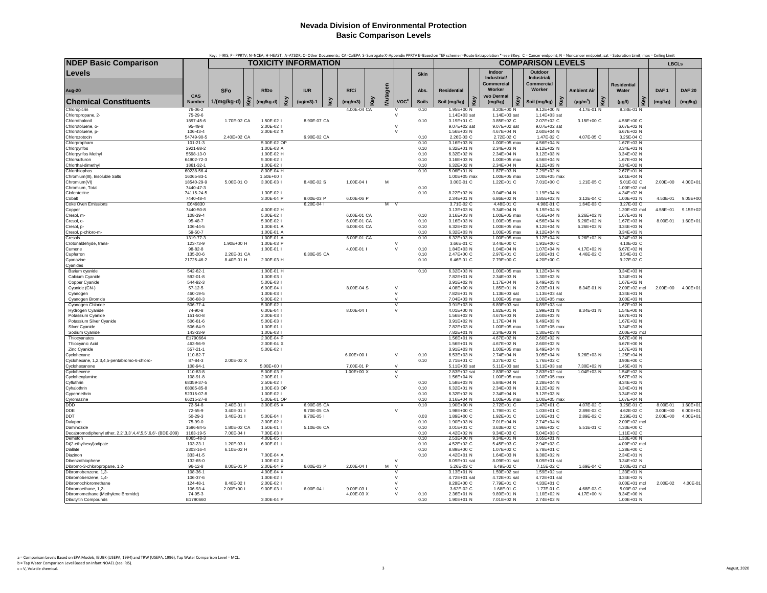# Nevada Division of Environmental Protection
## Basic Comparison Levels

Key: I=IRIS; P= PPRTV; N=NCEA; H=HEAST; A=ATSDR; O=Other Documents; CA=CalEPA S=Surrogate X=Appendix PPRTV E=Based on TEF scheme r=Route Extrapolation *=see B Key: C = Cancer endpoint; N = Noncancer endpoint; sat = Saturation Limit; max = Ceiling Limit

| NDEP Basic Comparison Levels | | TOXICITY INFORMATION | | | | | | | | | | | COMPARISON LEVELS | | | | | | | | | | | LBCLs | |
|---|---|---|---|---|---|---|---|---|---|---|---|---|---|---|---|---|---|---|---|---|---|---|---|---|---|
| Aug-20 | | SFo | | RfDo | | IUR | | RfCi | | | | Skin | Residential | | Indoor Industrial/ Commercial Worker w/o Dermal | | Outdoor Industrial/ Commercial Worker | | Ambient Air | | Residential Water | | | DAF 1 | DAF 20 |
| **Chemical Constituents** | CAS Number | 1/(mg/kg-d) | Key | (mg/kg-d) | Key | (ug/m3)-1 | key | (mg/m3) | Key | Mutagen | VOC[c] | Abs. Soils | Soil (mg/kg) | Key | (mg/kg) | Key | Soil (mg/kg) | Key | (µg/m³) | Key | (µg/l) | Key | | (mg/kg) | (mg/kg) |
| Chloropicrin | 76-06-2 | | | | | | | 4.00E-04 | CA | | V | 0.10 | 1.95E+00 | N | 8.20E+00 | N | 9.12E+00 | N | 4.17E-01 | N | 8.34E-01 | N | | | |
| Chloropropane, 2- | 75-29-6 | | | | | | | | | | V | | 1.14E+03 | sat | 1.14E+03 | sat | 1.14E+03 | sat | | | | | | | |
| Chlorothalonil | 1897-45-6 | 1.70E-02 | CA | 1.50E-02 | I | 8.90E-07 | CA | | | | | 0.10 | 3.19E+01 | C | 3.85E+02 | C | 2.07E+02 | C | 3.15E+00 | C | 4.58E+00 | C | | | |
| Chlorotoluene, o- | 95-49-8 | | | 2.00E-02 | I | | | | | | V | | 9.07E+02 | sat | 9.07E+02 | sat | 9.07E+02 | sat | | | 6.67E+02 | N | | | |
| Chlorotoluene, p- | 106-43-4 | | | 2.00E-02 | X | | | | | | V | | 1.56E+03 | N | 4.67E+04 | N | 2.60E+04 | N | | | 6.67E+02 | N | | | |
| Chlorozotocin | 54749-90-5 | 2.40E+02 | CA | | | 6.90E-02 | CA | | | | | 0.10 | 2.26E-03 | C | 2.72E-02 | C | 1.47E-02 | C | 4.07E-05 | C | 3.25E-04 | C | | | |
| Chlorpropham | 101-21-3 | | | 5.00E-02 | OP | | | | | | | 0.10 | 3.16E+03 | N | 1.00E+05 | max | 4.56E+04 | N | | | 1.67E+03 | N | | | |
| Chlorpyrifos | 2921-88-2 | | | 1.00E-03 | A | | | | | | | 0.10 | 6.32E+01 | N | 2.34E+03 | N | 9.12E+02 | N | | | 3.34E+01 | N | | | |
| Chlorpyrifos Methyl | 5598-13-0 | | | 1.00E-02 | H | | | | | | | 0.10 | 6.32E+02 | N | 2.34E+04 | N | 9.12E+03 | N | | | 3.34E+02 | N | | | |
| Chlorsulfuron | 64902-72-3 | | | 5.00E-02 | I | | | | | | | 0.10 | 3.16E+03 | N | 1.00E+05 | max | 4.56E+04 | N | | | 1.67E+03 | N | | | |
| Chlorthal-dimethyl | 1861-32-1 | | | 1.00E-02 | I | | | | | | | 0.10 | 6.32E+02 | N | 2.34E+04 | N | 9.12E+03 | N | | | 3.34E+02 | N | | | |
| Chlorthiophos | 60238-56-4 | | | 8.00E-04 | H | | | | | | | 0.10 | 5.06E+01 | N | 1.87E+03 | N | 7.29E+02 | N | | | 2.67E+01 | N | | | |
| Chromium(III), Insoluble Salts | 16065-83-1 | | | 1.50E+00 | I | | | | | | | | 1.00E+05 | max | 1.00E+05 | max | 1.00E+05 | max | | | 5.01E+04 | N | | | |
| Chromium(VI) | 18540-29-9 | 5.00E-01 | O | 3.00E-03 | I | 8.40E-02 | S | 1.00E-04 | I | M | | | 3.00E-01 | C | 1.22E+01 | C | 7.01E+00 | C | 1.21E-05 | C | 5.01E-02 | C | | 2.00E+00 | 4.00E+01 |
| Chromium, Total | 7440-47-3 | | | | | | | | | | | 0.10 | | | | | | | | | 1.00E+02 | mcl | | | |
| Clofentezine | 74115-24-5 | | | 1.30E-02 | I | | | | | | | 0.10 | 8.22E+02 | N | 3.04E+04 | N | 1.19E+04 | N | | | 4.34E+02 | N | | | |
| Cobalt | 7440-48-4 | | | 3.00E-04 | P | 9.00E-03 | P | 6.00E-06 | P | | | | 2.34E+01 | N | 6.86E+02 | N | 3.85E+02 | N | 3.12E-04 | C | 1.00E+01 | N | | 4.53E-01 | 9.05E+00 |
| Coke Oven Emissions | E649830 | | | | | 6.20E-04 | I | | | M | V | | 3.71E-02 | C | 4.48E-01 | C | 4.98E-01 | C | 1.64E-03 | C | 3.27E-03 | C | | | |
| Copper | 7440-50-8 | | | 4.00E-02 | H | | | | | | | | 3.13E+03 | N | 9.34E+04 | N | 5.19E+04 | N | | | 1.30E+03 | mcl | | 4.58E+01 | 9.15E+02 |
| Cresol, m- | 108-39-4 | | | 5.00E-02 | I | | | 6.00E-01 | CA | | | 0.10 | 3.16E+03 | N | 1.00E+05 | max | 4.56E+04 | N | 6.26E+02 | N | 1.67E+03 | N | | | |
| Cresol, o- | 95-48-7 | | | 5.00E-02 | I | | | 6.00E-01 | CA | | | 0.10 | 3.16E+03 | N | 1.00E+05 | max | 4.56E+04 | N | 6.26E+02 | N | 1.67E+03 | N | | 8.00E-01 | 1.60E+01 |
| Cresol, p- | 106-44-5 | | | 1.00E-01 | A | | | 6.00E-01 | CA | | | 0.10 | 6.32E+03 | N | 1.00E+05 | max | 9.12E+04 | N | 6.26E+02 | N | 3.34E+03 | N | | | |
| Cresol, p-chloro-m- | 59-50-7 | | | 1.00E-01 | A | | | | | | | 0.10 | 6.32E+03 | N | 1.00E+05 | max | 9.12E+04 | N | | | 3.34E+03 | N | | | |
| Cresols | 1319-77-3 | | | 1.00E-01 | A | | | 6.00E-01 | CA | | | 0.10 | 6.32E+03 | N | 1.00E+05 | max | 9.12E+04 | N | 6.26E+02 | N | 3.34E+03 | N | | | |
| Crotonaldehyde, trans- | 123-73-9 | 1.90E+00 | H | 1.00E-03 | P | | | | | | V | | 3.66E-01 | C | 3.44E+00 | C | 1.91E+00 | C | | | 4.10E-02 | C | | | |
| Cumene | 98-82-8 | | | 1.00E-01 | I | | | 4.00E-01 | I | | V | 0.10 | 1.84E+03 | N | 1.04E+04 | N | 1.07E+04 | N | 4.17E+02 | N | 6.67E+02 | N | | | |
| Cupferron | 135-20-6 | 2.20E-01 | CA | | | 6.30E-05 | CA | | | | | 0.10 | 2.47E+00 | C | 2.97E+01 | C | 1.60E+01 | C | 4.46E-02 | C | 3.54E-01 | C | | | |
| Cyanazine | 21725-46-2 | 8.40E-01 | H | 2.00E-03 | H | | | | | | | 0.10 | 6.46E-01 | C | 7.79E+00 | C | 4.20E+00 | C | | | 9.27E-02 | C | | | |
| Cyanides | | | | | | | | | | | | | | | | | | | | | | | | | |
| Barium cyanide | 542-62-1 | | | 1.00E-01 | H | | | | | | | 0.10 | 6.32E+03 | N | 1.00E+05 | max | 9.12E+04 | N | | | 3.34E+03 | N | | | |
| Calcium Cyanide | 592-01-8 | | | 1.00E-03 | I | | | | | | | | 7.82E+01 | N | 2.34E+03 | N | 1.30E+03 | N | | | 3.34E+01 | N | | | |
| Copper Cyanide | 544-92-3 | | | 5.00E-03 | I | | | | | | | | 3.91E+02 | N | 1.17E+04 | N | 6.49E+03 | N | | | 1.67E+02 | N | | | |
| Cyanide (CN-) | 57-12-5 | | | 6.00E-04 | I | | | 8.00E-04 | S | | V | | 4.08E+00 | N | 1.85E+01 | N | 2.03E+01 | N | 8.34E-01 | N | 2.00E+02 | mcl | | 2.00E+00 | 4.00E+01 |
| Cyanogen | 460-19-5 | | | 1.00E-03 | I | | | | | | V | | 7.82E+01 | N | 1.13E+03 | sat | 1.13E+03 | sat | | | 3.34E+01 | N | | | |
| Cyanogen Bromide | 506-68-3 | | | 9.00E-02 | I | | | | | | V | | 7.04E+03 | N | 1.00E+05 | max | 1.00E+05 | max | | | 3.00E+03 | N | | | |
| Cyanogen Chloride | 506-77-4 | | | 5.00E-02 | I | | | | | | V | | 3.91E+03 | N | 6.89E+03 | sat | 6.89E+03 | sat | | | 1.67E+03 | N | | | |
| Hydrogen Cyanide | 74-90-8 | | | 6.00E-04 | I | | | 8.00E-04 | I | | V | | 4.01E+00 | N | 1.82E+01 | N | 1.99E+01 | N | 8.34E-01 | N | 1.54E+00 | N | | | |
| Potassium Cyanide | 151-50-8 | | | 2.00E-03 | I | | | | | | | | 1.56E+02 | N | 4.67E+03 | N | 2.60E+03 | N | | | 6.67E+01 | N | | | |
| Potassium Silver Cyanide | 506-61-6 | | | 5.00E-03 | I | | | | | | | | 3.91E+02 | N | 1.17E+04 | N | 6.49E+03 | N | | | 1.67E+02 | N | | | |
| Silver Cyanide | 506-64-9 | | | 1.00E-01 | I | | | | | | | | 7.82E+03 | N | 1.00E+05 | max | 1.00E+05 | max | | | 3.34E+03 | N | | | |
| Sodium Cyanide | 143-33-9 | | | 1.00E-03 | I | | | | | | | | 7.82E+01 | N | 2.34E+03 | N | 1.30E+03 | N | | | 2.00E+02 | mcl | | | |
| Thiocyanates | E1790664 | | | 2.00E-04 | P | | | | | | | | 1.56E+01 | N | 4.67E+02 | N | 2.60E+02 | N | | | 6.67E+00 | N | | | |
| Thiocyanic Acid | 463-56-9 | | | 2.00E-04 | X | | | | | | | | 1.56E+01 | N | 4.67E+02 | N | 2.60E+02 | N | | | 6.67E+00 | N | | | |
| Zinc Cyanide | 557-21-1 | | | 5.00E-02 | I | | | | | | | | 3.91E+03 | N | 1.00E+05 | max | 6.49E+04 | N | | | 1.67E+03 | N | | | |
| Cyclohexane | 110-82-7 | | | | | | | 6.00E+00 | I | | V | 0.10 | 6.53E+03 | N | 2.74E+04 | N | 3.05E+04 | N | 6.26E+03 | N | 1.25E+04 | N | | | |
| Cyclohexane, 1,2,3,4,5-pentabromo-6-chloro- | 87-84-3 | 2.00E-02 | X | | | | | | | | | 0.10 | 2.71E+01 | C | 3.27E+02 | C | 1.76E+02 | C | | | 3.90E+00 | C | | | |
| Cyclohexanone | 108-94-1 | | | 5.00E+00 | I | | | 7.00E-01 | P | | V | | 5.11E+03 | sat | 5.11E+03 | sat | 5.11E+03 | sat | 7.30E+02 | N | 1.45E+03 | N | | | |
| Cyclohexene | 110-83-8 | | | 5.00E-03 | P | | | 1.00E+00 | X | | V | | 2.83E+02 | sat | 2.83E+02 | sat | 2.83E+02 | sat | 1.04E+03 | N | 1.54E+02 | N | | | |
| Cyclohexylamine | 108-91-8 | | | 2.00E-01 | I | | | | | | V | | 1.56E+04 | N | 1.00E+05 | max | 1.00E+05 | max | | | 6.67E+03 | N | | | |
| Cyfluthrin | 68359-37-5 | | | 2.50E-02 | I | | | | | | | 0.10 | 1.58E+03 | N | 5.84E+04 | N | 2.28E+04 | N | | | 8.34E+02 | N | | | |
| Cyhalothrin | 68085-85-8 | | | 1.00E-03 | OP | | | | | | | 0.10 | 6.32E+01 | N | 2.34E+03 | N | 9.12E+02 | N | | | 3.34E+01 | N | | | |
| Cypermethrin | 52315-07-8 | | | 1.00E-02 | I | | | | | | | 0.10 | 6.32E+02 | N | 2.34E+04 | N | 9.12E+03 | N | | | 3.34E+02 | N | | | |
| Cyromazine | 66215-27-8 | | | 5.00E-01 | OP | | | | | | | 0.10 | 3.16E+04 | N | 1.00E+05 | max | 1.00E+05 | max | | | 1.67E+04 | N | | | |
| DDD | 72-54-8 | 2.40E-01 | I | 3.00E-05 | X | 6.90E-05 | CA | | | | | 0.10 | 1.90E+00 | N | 2.72E+01 | C | 1.47E+01 | C | 4.07E-02 | C | 3.25E-01 | C | | 8.00E-01 | 1.60E+01 |
| DDE | 72-55-9 | 3.40E-01 | I | | | 9.70E-05 | CA | | | | V | | 1.98E+00 | C | 1.79E+01 | C | 1.03E+01 | C | 2.89E-02 | C | 4.62E-02 | C | | 3.00E+00 | 6.00E+01 |
| DDT | 50-29-3 | 3.40E-01 | I | 5.00E-04 | I | 9.70E-05 | I | | | | | 0.03 | 1.89E+00 | C | 1.92E+01 | C | 1.06E+01 | C | 2.89E-02 | C | 2.29E-01 | C | | 2.00E+00 | 4.00E+01 |
| Dalapon | 75-99-0 | | | 3.00E-02 | I | | | | | | | 0.10 | 1.90E+03 | N | 7.01E+04 | N | 2.74E+04 | N | | | 2.00E+02 | mcl | | | |
| Daminozide | 1596-84-5 | 1.80E-02 | CA | 1.50E-01 | I | 5.10E-06 | CA | | | | | 0.10 | 3.01E+01 | C | 3.63E+02 | C | 1.96E+02 | C | 5.51E-01 | C | 4.33E+00 | C | | | |
| Decabromodiphenyl ether, 2,2',3,3',4,4',5,5',6,6'- (BDE-209) | 1163-19-5 | 7.00E-04 | I | 7.00E-03 | I | | | | | | | 0.10 | 4.42E+02 | N | 9.34E+03 | C | 5.04E+03 | C | | | 1.11E+02 | C | | | |
| Demeton | 8065-48-3 | | | 4.00E-05 | I | | | | | | | 0.10 | 2.53E+00 | N | 9.34E+01 | N | 3.65E+01 | N | | | 1.33E+00 | N | | | |
| Di(2-ethylhexyl)adipate | 103-23-1 | 1.20E-03 | I | 6.00E-01 | I | | | | | | | 0.10 | 4.52E+02 | C | 5.45E+03 | C | 2.94E+03 | C | | | 4.00E+02 | mcl | | | |
| Diallate | 2303-16-4 | 6.10E-02 | H | | | | | | | | | 0.10 | 8.89E+00 | C | 1.07E+02 | C | 5.78E+01 | C | | | 1.28E+00 | C | | | |
| Diazinon | 333-41-5 | | | 7.00E-04 | A | | | | | | | 0.10 | 4.42E+01 | N | 1.64E+03 | N | 6.38E+02 | N | | | 2.34E+01 | N | | | |
| Dibenzothiophene | 132-65-0 | | | 1.00E-02 | X | | | | | | V | | 8.09E+01 | sat | 8.09E+01 | sat | 8.09E+01 | sat | | | 3.34E+02 | N | | | |
| Dibromo-3-chloropropane, 1,2- | 96-12-8 | 8.00E-01 | P | 2.00E-04 | P | 6.00E-03 | P | 2.00E-04 | I | M | V | | 5.26E-03 | C | 6.49E-02 | C | 7.15E-02 | C | 1.69E-04 | C | 2.00E-01 | mcl | | | |
| Dibromobenzene, 1,3- | 108-36-1 | | | 4.00E-04 | X | | | | | | V | | 3.13E+01 | N | 1.59E+02 | sat | 1.59E+02 | sat | | | 1.33E+01 | N | | | |
| Dibromobenzene, 1,4- | 106-37-6 | | | 1.00E-02 | I | | | | | | V | | 4.72E+01 | sat | 4.72E+01 | sat | 4.72E+01 | sat | | | 3.34E+02 | N | | | |
| Dibromochloromethane | 124-48-1 | 8.40E-02 | I | 2.00E-02 | I | | | | | | V | | 8.28E+00 | C | 7.79E+01 | C | 4.33E+01 | C | | | 8.00E+01 | mcl | | 2.00E-02 | 4.00E-01 |
| Dibromoethane, 1,2- | 106-93-4 | 2.00E+00 | I | 9.00E-03 | I | 6.00E-04 | I | 9.00E-03 | I | | V | | 3.62E-02 | C | 1.68E-01 | C | 1.77E-01 | C | 4.68E-03 | C | 5.00E-02 | mcl | | | |
| Dibromomethane (Methylene Bromide) | 74-95-3 | | | | | | | 4.00E-03 | X | | V | 0.10 | 2.36E+01 | N | 9.89E+01 | N | 1.10E+02 | N | 4.17E+00 | N | 8.34E+00 | N | | | |
| Dibutyltin Compounds | E1790660 | | | 3.00E-04 | P | | | | | | | 0.10 | 1.90E+01 | N | 7.01E+02 | N | 2.74E+02 | N | | | 1.00E+01 | N | | | |

a = Comparison Levels Based on EPA Models, IEUBK (USEPA, 1994) and TRW (USEPA, 1996), Tap Water Comparison Level = MCL.
b = Tap Water Comparison Level Based on Infant NOAEL (see IRIS).
c = V, Volatile chemical.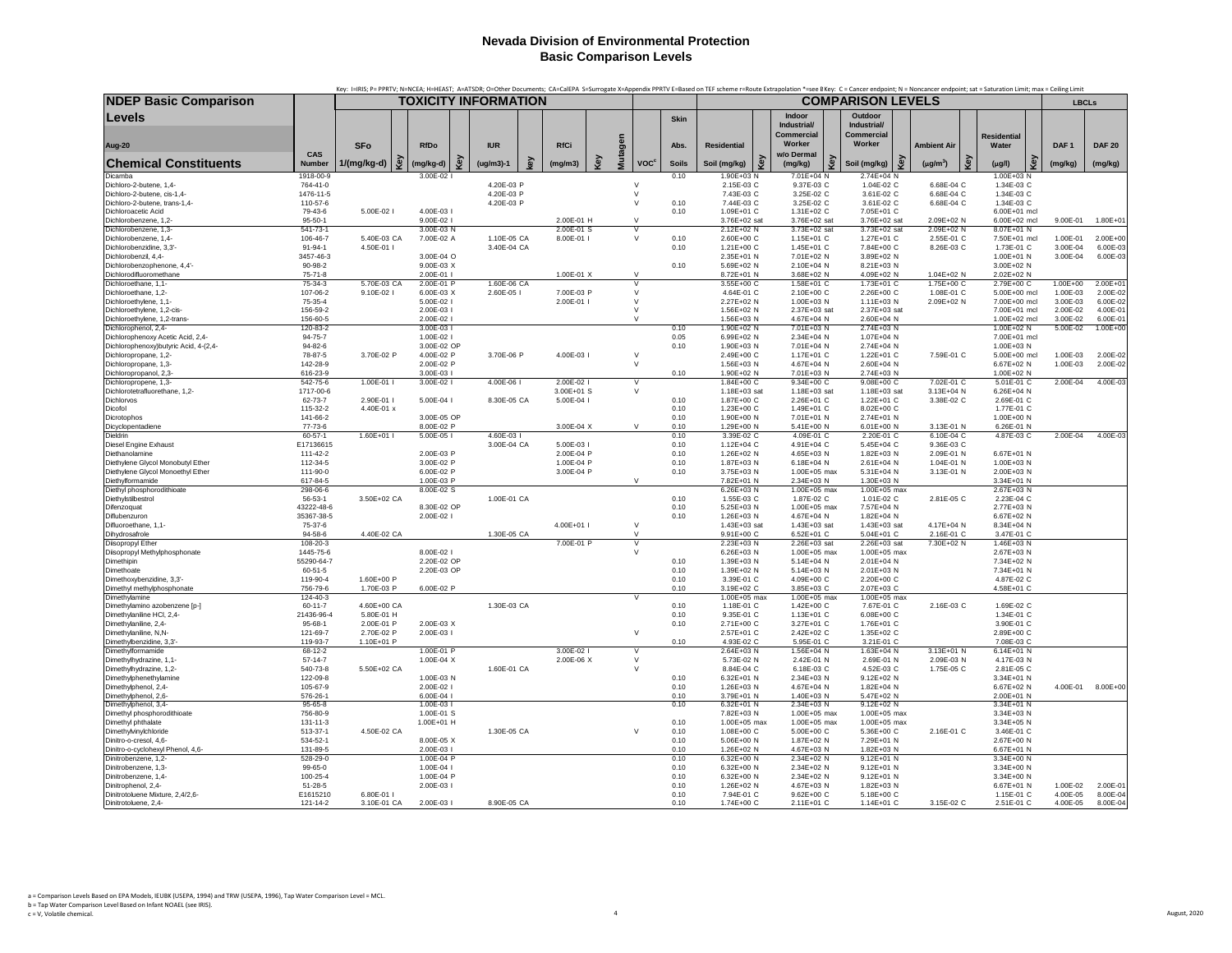# Nevada Division of Environmental Protection
## Basic Comparison Levels

Key: I=IRIS; P= PPRTV; N=NCEA; H=HEAST; A=ATSDR; O=Other Documents; CA=CalEPA S=Surrogate X=Appendix PPRTV E=Based on TEF scheme r=Route Extrapolation *=see B Key: C = Cancer endpoint; N = Noncancer endpoint; sat = Saturation Limit; max = Ceiling Limit

| NDEP Basic Comparison Levels Aug-20 Chemical Constituents | CAS Number | SFo 1/(mg/kg-d) | Key | RfDo (mg/kg-d) | Key | IUR (ug/m3)-1 | key | RfCi (mg/m3) | Key | Mutagen | VOC[c] | Skin Abs. Soils | Residential Soil (mg/kg) | Key | Indoor Industrial/ Commercial Worker w/o Dermal (mg/kg) | Key | Outdoor Industrial/ Commercial Worker Soil (mg/kg) | Key | Ambient Air (µg/m³) | Key | Residential Water (µg/l) | Key | LBCLs DAF 1 (mg/kg) | LBCLs DAF 20 (mg/kg) |
|---|---|---|---|---|---|---|---|---|---|---|---|---|---|---|---|---|---|---|---|---|---|---|---|---|
| Dicamba | 1918-00-9 | | | 3.00E-02 | I | | | | | | | 0.10 | 1.90E+03 | N | 7.01E+04 | N | 2.74E+04 | N | | | 1.00E+03 | N | | |
| Dichloro-2-butene, 1,4- | 764-41-0 | | | | | 4.20E-03 | P | | | | V | | 2.15E-03 | C | 9.37E-03 | C | 1.04E-02 | C | 6.68E-04 | C | 1.34E-03 | C | | |
| Dichloro-2-butene, cis-1,4- | 1476-11-5 | | | | | 4.20E-03 | P | | | | V | | 7.43E-03 | C | 3.25E-02 | C | 3.61E-02 | C | 6.68E-04 | C | 1.34E-03 | C | | |
| Dichloro-2-butene, trans-1,4- | 110-57-6 | | | | | 4.20E-03 | P | | | | V | 0.10 | 7.44E-03 | C | 3.25E-02 | C | 3.61E-02 | C | 6.68E-04 | C | 1.34E-03 | C | | |
| Dichloroacetic Acid | 79-43-6 | 5.00E-02 | I | 4.00E-03 | I | | | | | | | 0.10 | 1.09E+01 | C | 1.31E+02 | C | 7.05E+01 | C | | | 6.00E+01 | mcl | | |
| Dichlorobenzene, 1,2- | 95-50-1 | | | 9.00E-02 | I | | | 2.00E-01 | H | | V | | 3.76E+02 | sat | 3.76E+02 | sat | 3.76E+02 | sat | 2.09E+02 | N | 6.00E+02 | mcl | 9.00E-01 | 1.80E+01 |
| Dichlorobenzene, 1,3- | 541-73-1 | | | 3.00E-03 | N | | | 2.00E-01 | S | | V | | 2.12E+02 | N | 3.73E+02 | sat | 3.73E+02 | sat | 2.09E+02 | N | 8.07E+01 | N | | |
| Dichlorobenzene, 1,4- | 106-46-7 | 5.40E-03 | CA | 7.00E-02 | A | 1.10E-05 | CA | 8.00E-01 | I | | V | 0.10 | 2.60E+00 | C | 1.15E+01 | C | 1.27E+01 | C | 2.55E-01 | C | 7.50E+01 | mcl | 1.00E-01 | 2.00E+00 |
| Dichlorobenzidine, 3,3'- | 91-94-1 | 4.50E-01 | I | | | 3.40E-04 | CA | | | | | 0.10 | 1.21E+00 | C | 1.45E+01 | C | 7.84E+00 | C | 8.26E-03 | C | 1.73E-01 | C | 3.00E-04 | 6.00E-03 |
| Dichlorobenzil, 4,4- | 3457-46-3 | | | 3.00E-04 | O | | | | | | | | 2.35E+01 | N | 7.01E+02 | N | 3.89E+02 | N | | | 1.00E+01 | N | 3.00E-04 | 6.00E-03 |
| Dichlorobenzophenone, 4,4'- | 90-98-2 | | | 9.00E-03 | X | | | | | | | 0.10 | 5.69E+02 | N | 2.10E+04 | N | 8.21E+03 | N | | | 3.00E+02 | N | | |
| Dichlorodifluoromethane | 75-71-8 | | | 2.00E-01 | I | | | 1.00E-01 | X | | V | | 8.72E+01 | N | 3.68E+02 | N | 4.09E+02 | N | 1.04E+02 | N | 2.02E+02 | N | | |
| Dichloroethane, 1,1- | 75-34-3 | 5.70E-03 | CA | 2.00E-01 | P | 1.60E-06 | CA | | | | V | | 3.55E+00 | C | 1.58E+01 | C | 1.73E+01 | C | 1.75E+00 | C | 2.79E+00 | C | 1.00E+00 | 2.00E+01 |
| Dichloroethane, 1,2- | 107-06-2 | 9.10E-02 | I | 6.00E-03 | X | 2.60E-05 | I | 7.00E-03 | P | | V | | 4.64E-01 | C | 2.10E+00 | C | 2.26E+00 | C | 1.08E-01 | C | 5.00E+00 | mcl | 1.00E-03 | 2.00E-02 |
| Dichloroethylene, 1,1- | 75-35-4 | | | 5.00E-02 | I | | | 2.00E-01 | I | | V | | 2.27E+02 | N | 1.00E+03 | N | 1.11E+03 | N | 2.09E+02 | N | 7.00E+00 | mcl | 3.00E-03 | 6.00E-02 |
| Dichloroethylene, 1,2-cis- | 156-59-2 | | | 2.00E-03 | I | | | | | | V | | 1.56E+02 | N | 2.37E+03 | sat | 2.37E+03 | sat | | | 7.00E+01 | mcl | 2.00E-02 | 4.00E-01 |
| Dichloroethylene, 1,2-trans- | 156-60-5 | | | 2.00E-02 | I | | | | | | V | | 1.56E+03 | N | 4.67E+04 | N | 2.60E+04 | N | | | 1.00E+02 | mcl | 3.00E-02 | 6.00E-01 |
| Dichlorophenol, 2,4- | 120-83-2 | | | 3.00E-03 | I | | | | | | | 0.10 | 1.90E+02 | N | 7.01E+03 | N | 2.74E+03 | N | | | 1.00E+02 | N | 5.00E-02 | 1.00E+00 |
| Dichlorophenoxy Acetic Acid, 2,4- | 94-75-7 | | | 1.00E-02 | I | | | | | | | 0.05 | 6.99E+02 | N | 2.34E+04 | N | 1.07E+04 | N | | | 7.00E+01 | mcl | | |
| Dichlorophenoxy)butyric Acid, 4-(2,4- | 94-82-6 | | | 3.00E-02 | OP | | | | | | | 0.10 | 1.90E+03 | N | 7.01E+04 | N | 2.74E+04 | N | | | 1.00E+03 | N | | |
| Dichloropropane, 1,2- | 78-87-5 | 3.70E-02 | P | 4.00E-02 | P | 3.70E-06 | P | 4.00E-03 | I | | V | | 2.49E+00 | C | 1.17E+01 | C | 1.22E+01 | C | 7.59E-01 | C | 5.00E+00 | mcl | 1.00E-03 | 2.00E-02 |
| Dichloropropane, 1,3- | 142-28-9 | | | 2.00E-02 | P | | | | | | V | | 1.56E+03 | N | 4.67E+04 | N | 2.60E+04 | N | | | 6.67E+02 | N | 1.00E-03 | 2.00E-02 |
| Dichloropropanol, 2,3- | 616-23-9 | | | 3.00E-03 | I | | | | | | | 0.10 | 1.90E+02 | N | 7.01E+03 | N | 2.74E+03 | N | | | 1.00E+02 | N | | |
| Dichloropropene, 1,3- | 542-75-6 | 1.00E-01 | I | 3.00E-02 | I | 4.00E-06 | I | 2.00E-02 | I | | V | | 1.84E+00 | C | 9.34E+00 | C | 9.08E+00 | C | 7.02E-01 | C | 5.01E-01 | C | 2.00E-04 | 4.00E-03 |
| Dichlorotetrafluoroethane, 1,2- | 1717-00-6 | | | | | | | 3.00E+01 | S | | V | | 1.18E+03 | sat | 1.18E+03 | sat | 1.18E+03 | sat | 3.13E+04 | N | 6.26E+04 | N | | |
| Dichlorvos | 62-73-7 | 2.90E-01 | I | 5.00E-04 | I | 8.30E-05 | CA | 5.00E-04 | I | | | 0.10 | 1.87E+00 | C | 2.26E+01 | C | 1.22E+01 | C | 3.38E-02 | C | 2.69E-01 | C | | |
| Dicofol | 115-32-2 | 4.40E-01 | x | | | | | | | | | 0.10 | 1.23E+00 | C | 1.49E+01 | C | 8.02E+00 | C | | | 1.77E-01 | C | | |
| Dicrotophos | 141-66-2 | | | 3.00E-05 | OP | | | | | | | 0.10 | 1.90E+00 | N | 7.01E+01 | N | 2.74E+01 | N | | | 1.00E+00 | N | | |
| Dicyclopentadiene | 77-73-6 | | | 8.00E-02 | P | | | 3.00E-04 | X | | V | 0.10 | 1.29E+00 | N | 5.41E+00 | N | 6.01E+00 | N | 3.13E-01 | N | 6.26E-01 | N | | |
| Dieldrin | 60-57-1 | 1.60E+01 | I | 5.00E-05 | I | 4.60E-03 | I | | | | | 0.10 | 3.39E-02 | C | 4.09E-01 | C | 2.20E-01 | C | 6.10E-04 | C | 4.87E-03 | C | 2.00E-04 | 4.00E-03 |
| Diesel Engine Exhaust | E17136615 | | | | | 3.00E-04 | CA | 5.00E-03 | I | | | 0.10 | 1.12E+04 | C | 4.91E+04 | C | 5.45E+04 | C | 9.36E-03 | C | | | | |
| Diethanolamine | 111-42-2 | | | 2.00E-03 | P | | | 2.00E-04 | P | | | 0.10 | 1.26E+02 | N | 4.65E+03 | N | 1.82E+03 | N | 2.09E-01 | N | 6.67E+01 | N | | |
| Diethylene Glycol Monobutyl Ether | 112-34-5 | | | 3.00E-02 | P | | | 1.00E-04 | P | | | 0.10 | 1.87E+03 | N | 6.18E+04 | N | 2.61E+04 | N | 1.04E-01 | N | 1.00E+03 | N | | |
| Diethylene Glycol Monoethyl Ether | 111-90-0 | | | 6.00E-02 | P | | | 3.00E-04 | P | | | 0.10 | 3.75E+03 | N | 1.00E+05 | max | 5.31E+04 | N | 3.13E-01 | N | 2.00E+03 | N | | |
| Diethylformamide | 617-84-5 | | | 1.00E-03 | P | | | | | | V | | 7.82E+01 | N | 2.34E+03 | N | 1.30E+03 | N | | | 3.34E+01 | N | | |
| Diethyl phosphorodithioate | 298-06-6 | | | 8.00E-02 | S | | | | | | | | 6.26E+03 | N | 1.00E+05 | max | 1.00E+05 | max | | | 2.67E+03 | N | | |
| Diethylstilbestrol | 56-53-1 | 3.50E+02 | CA | | | 1.00E-01 | CA | | | | | 0.10 | 1.55E-03 | C | 1.87E-02 | C | 1.01E-02 | C | 2.81E-05 | C | 2.23E-04 | C | | |
| Difenzoquat | 43222-48-6 | | | 8.30E-02 | OP | | | | | | | 0.10 | 5.25E+03 | N | 1.00E+05 | max | 7.57E+04 | N | | | 2.77E+03 | N | | |
| Diflubenzuron | 35367-38-5 | | | 2.00E-02 | I | | | | | | | 0.10 | 1.26E+03 | N | 4.67E+04 | N | 1.82E+04 | N | | | 6.67E+02 | N | | |
| Difluoroethane, 1,1- | 75-37-6 | | | | | | | 4.00E+01 | I | | V | | 1.43E+03 | sat | 1.43E+03 | sat | 1.43E+03 | sat | 4.17E+04 | N | 8.34E+04 | N | | |
| Dihydrosafrole | 94-58-6 | 4.40E-02 | CA | | | 1.30E-05 | CA | | | | V | | 9.91E+00 | C | 6.52E+01 | C | 5.04E+01 | C | 2.16E-01 | C | 3.47E-01 | C | | |
| Diisopropyl Ether | 108-20-3 | | | | | | | 7.00E-01 | P | | V | | 2.23E+03 | N | 2.26E+03 | sat | 2.26E+03 | sat | 7.30E+02 | N | 1.46E+03 | N | | |
| Diisopropyl Methylphosphonate | 1445-75-6 | | | 8.00E-02 | I | | | | | | V | | 6.26E+03 | N | 1.00E+05 | max | 1.00E+05 | max | | | 2.67E+03 | N | | |
| Dimethipin | 55290-64-7 | | | 2.20E-02 | OP | | | | | | | 0.10 | 1.39E+03 | N | 5.14E+04 | N | 2.01E+04 | N | | | 7.34E+02 | N | | |
| Dimethoate | 60-51-5 | | | 2.20E-03 | OP | | | | | | | 0.10 | 1.39E+02 | N | 5.14E+03 | N | 2.01E+03 | N | | | 7.34E+01 | N | | |
| Dimethoxybenzidine, 3,3'- | 119-90-4 | 1.60E+00 | P | | | | | | | | | 0.10 | 3.39E-01 | C | 4.09E+00 | C | 2.20E+00 | C | | | 4.87E-02 | C | | |
| Dimethyl methylphosphonate | 756-79-6 | 1.70E-03 | P | 6.00E-02 | P | | | | | | | 0.10 | 3.19E+02 | C | 3.85E+03 | C | 2.07E+03 | C | | | 4.58E+01 | C | | |
| Dimethylamine | 124-40-3 | | | | | | | | | | V | | 1.00E+05 | max | 1.00E+05 | max | 1.00E+05 | max | | | | | | |
| Dimethylamino azobenzene [p-] | 60-11-7 | 4.60E+00 | CA | | | 1.30E-03 | CA | | | | | 0.10 | 1.18E-01 | C | 1.42E+00 | C | 7.67E-01 | C | 2.16E-03 | C | 1.69E-02 | C | | |
| Dimethylaniline HCl, 2,4- | 21436-96-4 | 5.80E-01 | H | | | | | | | | | 0.10 | 9.35E-01 | C | 1.13E+01 | C | 6.08E+00 | C | | | 1.34E-01 | C | | |
| Dimethylaniline, 2,4- | 95-68-1 | 2.00E-01 | P | 2.00E-03 | X | | | | | | | 0.10 | 2.71E+00 | C | 3.27E+01 | C | 1.76E+01 | C | | | 3.90E-01 | C | | |
| Dimethylaniline, N,N- | 121-69-7 | 2.70E-02 | P | 2.00E-03 | I | | | | | | V | | 2.57E+01 | C | 2.42E+02 | C | 1.35E+02 | C | | | 2.89E+00 | C | | |
| Dimethylbenzidine, 3,3'- | 119-93-7 | 1.10E+01 | P | | | | | | | | | 0.10 | 4.93E-02 | C | 5.95E-01 | C | 3.21E-01 | C | | | 7.08E-03 | C | | |
| Dimethylformamide | 68-12-2 | | | 1.00E-01 | P | | | 3.00E-02 | I | | V | | 2.64E+03 | N | 1.56E+04 | N | 1.63E+04 | N | 3.13E+01 | N | 6.14E+01 | N | | |
| Dimethylhydrazine, 1,1- | 57-14-7 | | | 1.00E-04 | X | | | 2.00E-06 | X | | V | | 5.73E-02 | N | 2.42E-01 | N | 2.69E-01 | N | 2.09E-03 | N | 4.17E-03 | N | | |
| Dimethylhydrazine, 1,2- | 540-73-8 | 5.50E+02 | CA | | | 1.60E-01 | CA | | | | V | | 8.84E-04 | C | 6.18E-03 | C | 4.52E-03 | C | 1.75E-05 | C | 2.81E-05 | C | | |
| Dimethylphenethylamine | 122-09-8 | | | 1.00E-03 | N | | | | | | | 0.10 | 6.32E+01 | N | 2.34E+03 | N | 9.12E+02 | N | | | 3.34E+01 | N | | |
| Dimethylphenol, 2,4- | 105-67-9 | | | 2.00E-02 | I | | | | | | | 0.10 | 1.26E+03 | N | 4.67E+04 | N | 1.82E+04 | N | | | 6.67E+02 | N | 4.00E-01 | 8.00E+00 |
| Dimethylphenol, 2,6- | 576-26-1 | | | 6.00E-04 | I | | | | | | | 0.10 | 3.79E+01 | N | 1.40E+03 | N | 5.47E+02 | N | | | 2.00E+01 | N | | |
| Dimethylphenol, 3,4- | 95-65-8 | | | 1.00E-03 | I | | | | | | | 0.10 | 6.32E+01 | N | 2.34E+03 | N | 9.12E+02 | N | | | 3.34E+01 | N | | |
| Dimethyl phosphorodithioate | 756-80-9 | | | 1.00E-01 | S | | | | | | | | 7.82E+03 | N | 1.00E+05 | max | 1.00E+05 | max | | | 3.34E+03 | N | | |
| Dimethyl phthalate | 131-11-3 | | | 1.00E+01 | H | | | | | | | 0.10 | 1.00E+05 | max | 1.00E+05 | max | 1.00E+05 | max | | | 3.34E+05 | N | | |
| Dimethylvinylchloride | 513-37-1 | 4.50E-02 | CA | | | 1.30E-05 | CA | | | | V | 0.10 | 1.08E+00 | C | 5.00E+00 | C | 5.36E+00 | C | 2.16E-01 | C | 3.46E-01 | C | | |
| Dinitro-o-cresol, 4,6- | 534-52-1 | | | 8.00E-05 | X | | | | | | | 0.10 | 5.06E+00 | N | 1.87E+02 | N | 7.29E+01 | N | | | 2.67E+00 | N | | |
| Dinitro-o-cyclohexyl Phenol, 4,6- | 131-89-5 | | | 2.00E-03 | I | | | | | | | 0.10 | 1.26E+02 | N | 4.67E+03 | N | 1.82E+03 | N | | | 6.67E+01 | N | | |
| Dinitrobenzene, 1,2- | 528-29-0 | | | 1.00E-04 | P | | | | | | | 0.10 | 6.32E+00 | N | 2.34E+02 | N | 9.12E+01 | N | | | 3.34E+00 | N | | |
| Dinitrobenzene, 1,3- | 99-65-0 | | | 1.00E-04 | I | | | | | | | 0.10 | 6.32E+00 | N | 2.34E+02 | N | 9.12E+01 | N | | | 3.34E+00 | N | | |
| Dinitrobenzene, 1,4- | 100-25-4 | | | 1.00E-04 | P | | | | | | | 0.10 | 6.32E+00 | N | 2.34E+02 | N | 9.12E+01 | N | | | 3.34E+00 | N | | |
| Dinitrophenol, 2,4- | 51-28-5 | | | 2.00E-03 | I | | | | | | | 0.10 | 1.26E+02 | N | 4.67E+03 | N | 1.82E+03 | N | | | 6.67E+01 | N | 1.00E-02 | 2.00E-01 |
| Dinitrotoluene Mixture, 2,4/2,6- | E1615210 | 6.80E-01 | I | | | | | | | | | 0.10 | 7.94E-01 | C | 9.62E+00 | C | 5.18E+00 | C | | | 1.15E-01 | C | 4.00E-05 | 8.00E-04 |
| Dinitrotoluene, 2,4- | 121-14-2 | 3.10E-01 | CA | 2.00E-03 | I | 8.90E-05 | CA | | | | | 0.10 | 1.74E+00 | C | 2.11E+01 | C | 1.14E+01 | C | 3.15E-02 | C | 2.51E-01 | C | 4.00E-05 | 8.00E-04 |

a = Comparison Levels Based on EPA Models, IEUBK (USEPA, 1994) and TRW (USEPA, 1996), Tap Water Comparison Level = MCL.
b = Tap Water Comparison Level Based on Infant NOAEL (see IRIS).
c = V, Volatile chemical.

August, 2020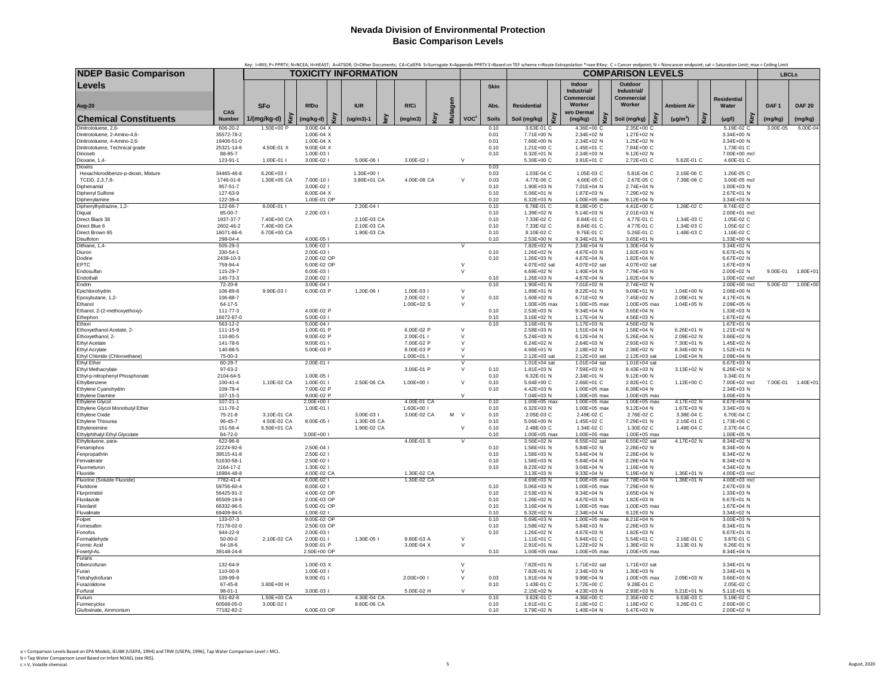# Nevada Division of Environmental Protection
## Basic Comparison Levels

Key: I=IRIS; P= PPRTV; N=NCEA; H=HEAST; A=ATSDR; O=Other Documents; CA=CalEPA S=Surrogate X=Appendix PPRTV E=Based on TEF scheme r=Route Extrapolation *=see B Key: C = Cancer endpoint; N = Noncancer endpoint; sat = Saturation Limit; max = Ceiling Limit

| NDEP Basic Comparison Levels | | TOXICITY INFORMATION | | | | | | | | | | | COMPARISON LEVELS | | | | | | | | | | | LBCLs | |
|---|---|---|---|---|---|---|---|---|---|---|---|---|---|---|---|---|---|---|---|---|---|---|---|---|---|
| Aug-20 | CAS | SFo | | RfDo | | IUR | | RfCi | | Mutagen | | Skin Abs. | Residential | | Indoor Industrial/ Commercial Worker w/o Dermal | | Outdoor Industrial/ Commercial Worker | | Ambient Air | | Residential Water | | DAF 1 | DAF 20 |
| Chemical Constituents | Number | 1/(mg/kg-d) | Key | (mg/kg-d) | Key | (ug/m3)-1 | key | (mg/m3) | Key | | VOC[c] | Soils | Soil (mg/kg) | Key | (mg/kg) | Key | Soil (mg/kg) | Key | ($\mu g/m^3$) | Key | ($\mu g/l$) | Key | (mg/kg) | (mg/kg) |
| Dinitrotoluene, 2,6- | 606-20-2 | 1.50E+00 | P | 3.00E-04 | X | | | | | | | 0.10 | 3.63E-01 | C | 4.36E+00 | C | 2.35E+00 | C | | | 5.19E-02 | C | 3.00E-05 | 6.00E-04 |
| Dinitrotoluene, 2-Amino-4,6- | 35572-78-2 | | | 1.00E-04 | X | | | | | | | 0.01 | 7.71E+00 | N | 2.34E+02 | N | 1.27E+02 | N | | | 3.34E+00 | N | | |
| Dinitrotoluene, 4-Amino-2,6- | 19406-51-0 | | | 1.00E-04 | X | | | | | | | 0.01 | 7.66E+00 | N | 2.34E+02 | N | 1.25E+02 | N | | | 3.34E+00 | N | | |
| Dinitrotoluene, Technical grade | 25321-14-6 | 4.50E-01 | X | 9.00E-04 | X | | | | | | | 0.10 | 1.21E+00 | C | 1.45E+01 | C | 7.84E+00 | C | | | 1.73E-01 | C | | |
| Dinoseb | 88-85-7 | | | 1.00E-03 | I | | | | | | | 0.10 | 6.32E+01 | N | 2.34E+03 | N | 9.12E+02 | N | | | 7.00E+00 | mcl | | |
| Dioxane, 1,4- | 123-91-1 | 1.00E-01 | I | 3.00E-02 | I | 5.00E-06 | I | 3.00E-02 | I | | V | | 5.30E+00 | C | 3.91E+01 | C | 2.72E+01 | C | 5.62E-01 | C | 4.60E-01 | C | | |
| Dioxins | | | | | | | | | | | | 0.03 | | | | | | | | | | | | |
| Hexachlorodibenzo-p-dioxin, Mixture | 34465-46-8 | 6.20E+03 | I | | | 1.30E+00 | I | | | | | 0.03 | 1.03E-04 | C | 1.05E-03 | C | 5.81E-04 | C | 2.16E-06 | C | 1.26E-05 | C | | |
| TCDD, 2,3,7,8- | 1746-01-6 | 1.30E+05 | CA | 7.00E-10 | I | 3.80E+01 | CA | 4.00E-08 | CA | | V | 0.03 | 4.77E-06 | C | 4.66E-05 | C | 2.67E-05 | C | 7.39E-08 | C | 3.00E-05 | mcl | | |
| Diphenamid | 957-51-7 | | | 3.00E-02 | I | | | | | | | 0.10 | 1.90E+03 | N | 7.01E+04 | N | 2.74E+04 | N | | | 1.00E+03 | N | | |
| Diphenyl Sulfone | 127-63-9 | | | 8.00E-04 | X | | | | | | | 0.10 | 5.06E+01 | N | 1.87E+03 | N | 7.29E+02 | N | | | 2.67E+01 | N | | |
| Diphenylamine | 122-39-4 | | | 1.00E-01 | OP | | | | | | | 0.10 | 6.32E+03 | N | 1.00E+05 | max | 9.12E+04 | N | | | 3.34E+03 | N | | |
| Diphenylhydrazine, 1,2- | 122-66-7 | 8.00E-01 | I | | | 2.20E-04 | I | | | | | 0.10 | 6.78E-01 | C | 8.18E+00 | C | 4.41E+00 | C | 1.28E-02 | C | 9.74E-02 | C | | |
| Diquat | 85-00-7 | | | 2.20E-03 | I | | | | | | | 0.10 | 1.39E+02 | N | 5.14E+03 | N | 2.01E+03 | N | | | 2.00E+01 | mcl | | |
| Direct Black 38 | 1937-37-7 | 7.40E+00 | CA | | | 2.10E-03 | CA | | | | | 0.10 | 7.33E-02 | C | 8.84E-01 | C | 4.77E-01 | C | 1.34E-03 | C | 1.05E-02 | C | | |
| Direct Blue 6 | 2602-46-2 | 7.40E+00 | CA | | | 2.10E-03 | CA | | | | | 0.10 | 7.33E-02 | C | 8.84E-01 | C | 4.77E-01 | C | 1.34E-03 | C | 1.05E-02 | C | | |
| Direct Brown 95 | 16071-86-6 | 6.70E+00 | CA | | | 1.90E-03 | CA | | | | | 0.10 | 8.10E-02 | C | 9.76E-01 | C | 5.26E-01 | C | 1.48E-03 | C | 1.16E-02 | C | | |
| Disulfoton | 298-04-4 | | | 4.00E-05 | I | | | | | | | 0.10 | 2.53E+00 | N | 9.34E+01 | N | 3.65E+01 | N | | | 1.33E+00 | N | | |
| Dithiane, 1,4- | 505-29-3 | | | 1.00E-02 | I | | | | | | V | | 7.82E+02 | N | 2.34E+04 | N | 1.30E+04 | N | | | 3.34E+02 | N | | |
| Diuron | 330-54-1 | | | 2.00E-03 | I | | | | | | | 0.10 | 1.26E+02 | N | 4.67E+03 | N | 1.82E+03 | N | | | 6.67E+01 | N | | |
| Dodine | 2439-10-3 | | | 2.00E-02 | OP | | | | | | | 0.10 | 1.26E+03 | N | 4.67E+04 | N | 1.82E+04 | N | | | 6.67E+02 | N | | |
| EPTC | 759-94-4 | | | 5.00E-02 | OP | | | | | | V | | 4.07E+02 | sat | 4.07E+02 | sat | 4.07E+02 | sat | | | 1.67E+03 | N | | |
| Endosulfan | 115-29-7 | | | 6.00E-03 | I | | | | | | V | | 4.69E+02 | N | 1.40E+04 | N | 7.79E+03 | N | | | 2.00E+02 | N | 9.00E-01 | 1.80E+01 |
| Endothall | 145-73-3 | | | 2.00E-02 | I | | | | | | | 0.10 | 1.26E+03 | N | 4.67E+04 | N | 1.82E+04 | N | | | 1.00E+02 | mcl | | |
| Endrin | 72-20-8 | | | 3.00E-04 | I | | | | | | | 0.10 | 1.90E+01 | N | 7.01E+02 | N | 2.74E+02 | N | | | 2.00E+00 | mcl | 5.00E-02 | 1.00E+00 |
| Epichlorohydrin | 106-89-8 | 9.90E-03 | I | 6.00E-03 | P | 1.20E-06 | I | 1.00E-03 | I | | V | | 1.89E+01 | N | 8.22E+01 | N | 9.09E+01 | N | 1.04E+00 | N | 2.06E+00 | N | | |
| Epoxybutane, 1,2- | 106-88-7 | | | | | | | 2.00E-02 | I | | V | 0.10 | 1.60E+02 | N | 6.71E+02 | N | 7.45E+02 | N | 2.09E+01 | N | 4.17E+01 | N | | |
| Ethanol | 64-17-5 | | | | | | | 1.00E+02 | S | | V | | 1.00E+05 | max | 1.00E+05 | max | 1.00E+05 | max | 1.04E+05 | N | 2.09E+05 | N | | |
| Ethanol, 2-(2-methoxyethoxy)- | 111-77-3 | | | 4.00E-02 | P | | | | | | | 0.10 | 2.53E+03 | N | 9.34E+04 | N | 3.65E+04 | N | | | 1.33E+03 | N | | |
| Ethephon | 16672-87-0 | | | 5.00E-03 | I | | | | | | | 0.10 | 3.16E+02 | N | 1.17E+04 | N | 4.56E+03 | N | | | 1.67E+02 | N | | |
| Ethion | 563-12-2 | | | 5.00E-04 | I | | | | | | | 0.10 | 3.16E+01 | N | 1.17E+03 | N | 4.56E+02 | N | | | 1.67E+01 | N | | |
| Ethoxyethanol Acetate, 2- | 111-15-9 | | | 1.00E-01 | P | | | 6.00E-02 | P | | V | | 2.58E+03 | N | 1.51E+04 | N | 1.58E+04 | N | 6.26E+01 | N | 1.21E+02 | N | | |
| Ethoxyethanol, 2- | 110-80-5 | | | 9.00E-02 | P | | | 2.00E-01 | I | | V | | 5.24E+03 | N | 6.12E+04 | N | 5.26E+04 | N | 2.09E+02 | N | 3.66E+02 | N | | |
| Ethyl Acetate | 141-78-6 | | | 9.00E-01 | I | | | 7.00E-02 | P | | V | | 6.24E+02 | N | 2.64E+03 | N | 2.93E+03 | N | 7.30E+01 | N | 1.45E+02 | N | | |
| Ethyl Acrylate | 140-88-5 | | | 5.00E-03 | P | | | 8.00E-03 | P | | V | | 4.66E+01 | N | 2.18E+02 | N | 2.38E+02 | N | 8.34E+00 | N | 1.52E+01 | N | | |
| Ethyl Chloride (Chloroethane) | 75-00-3 | | | | | | | 1.00E+01 | I | | V | | 2.12E+03 | sat | 2.12E+03 | sat | 2.12E+03 | sat | 1.04E+04 | N | 2.09E+04 | N | | |
| Ethyl Ether | 60-29-7 | | | 2.00E-01 | I | | | | | | V | | 1.01E+04 | sat | 1.01E+04 | sat | 1.01E+04 | sat | | | 6.67E+03 | N | | |
| Ethyl Methacrylate | 97-63-2 | | | | | | | 3.00E-01 | P | | V | 0.10 | 1.81E+03 | N | 7.59E+03 | N | 8.43E+03 | N | 3.13E+02 | N | 6.26E+02 | N | | |
| Ethyl-p-nitrophenyl Phosphonate | 2104-64-5 | | | 1.00E-05 | I | | | | | | | 0.10 | 6.32E-01 | N | 2.34E+01 | N | 9.12E+00 | N | | | 3.34E-01 | N | | |
| Ethylbenzene | 100-41-4 | 1.10E-02 | CA | 1.00E-01 | I | 2.50E-06 | CA | 1.00E+00 | I | | V | 0.10 | 5.64E+00 | C | 2.66E+01 | C | 2.82E+01 | C | 1.12E+00 | C | 7.00E+02 | mcl | 7.00E-01 | 1.40E+01 |
| Ethylene Cyanohydrin | 109-78-4 | | | 7.00E-02 | P | | | | | | | 0.10 | 4.42E+03 | N | 1.00E+05 | max | 6.38E+04 | N | | | 2.34E+03 | N | | |
| Ethylene Diamine | 107-15-3 | | | 9.00E-02 | P | | | | | | V | | 7.04E+03 | N | 1.00E+05 | max | 1.00E+05 | max | | | 3.00E+03 | N | | |
| Ethylene Glycol | 107-21-1 | | | 2.00E+00 | I | | | 4.00E-01 | CA | | | 0.10 | 1.00E+05 | max | 1.00E+05 | max | 1.00E+05 | max | 4.17E+02 | N | 6.67E+04 | N | | |
| Ethylene Glycol Monobutyl Ether | 111-76-2 | | | 1.00E-01 | I | | | 1.60E+00 | I | | | 0.10 | 6.32E+03 | N | 1.00E+05 | max | 9.12E+04 | N | 1.67E+03 | N | 3.34E+03 | N | | |
| Ethylene Oxide | 75-21-8 | 3.10E-01 | CA | | | 3.00E-03 | I | 3.00E-02 | CA | M | V | 0.10 | 2.05E-03 | C | 2.49E-02 | C | 2.76E-02 | C | 3.38E-04 | C | 6.70E-04 | C | | |
| Ethylene Thiourea | 96-45-7 | 4.50E-02 | CA | 8.00E-05 | I | 1.30E-05 | CA | | | | | 0.10 | 5.06E+00 | N | 1.45E+02 | C | 7.29E+01 | N | 2.16E-01 | C | 1.73E+00 | C | | |
| Ethyleneimine | 151-56-4 | 6.50E+01 | CA | | | 1.90E-02 | CA | | | | V | 0.10 | 2.48E-03 | C | 1.34E-02 | C | 1.30E-02 | C | 1.48E-04 | C | 2.37E-04 | C | | |
| Ethylphthalyl Ethyl Glycolate | 84-72-0 | | | 3.00E+00 | I | | | | | | | 0.10 | 1.00E+05 | max | 1.00E+05 | max | 1.00E+05 | max | | | 1.00E+05 | N | | |
| Ethyltoluene, para- | 622-96-8 | | | | | | | 4.00E-01 | S | | V | | 3.56E+02 | N | 6.55E+02 | sat | 6.55E+02 | sat | 4.17E+02 | N | 8.34E+02 | N | | |
| Fenamiphos | 22224-92-6 | | | 2.50E-04 | I | | | | | | | 0.10 | 1.58E+01 | N | 5.84E+02 | N | 2.28E+02 | N | | | 8.34E+00 | N | | |
| Fenpropathrin | 39515-41-8 | | | 2.50E-02 | I | | | | | | | 0.10 | 1.58E+03 | N | 5.84E+04 | N | 2.28E+04 | N | | | 8.34E+02 | N | | |
| Fenvalerate | 51630-58-1 | | | 2.50E-02 | I | | | | | | | 0.10 | 1.58E+03 | N | 5.84E+04 | N | 2.28E+04 | N | | | 8.34E+02 | N | | |
| Fluometuron | 2164-17-2 | | | 1.30E-02 | I | | | | | | | 0.10 | 8.22E+02 | N | 3.04E+04 | N | 1.19E+04 | N | | | 4.34E+02 | N | | |
| Fluoride | 16984-48-8 | | | 4.00E-02 | CA | | | 1.30E-02 | CA | | | | 3.13E+03 | N | 9.33E+04 | N | 5.19E+04 | N | 1.36E+01 | N | 4.00E+03 | mcl | | |
| Fluorine (Soluble Fluoride) | 7782-41-4 | | | 6.00E-02 | I | | | 1.30E-02 | CA | | | | 4.69E+03 | N | 1.00E+05 | max | 7.78E+04 | N | 1.36E+01 | N | 4.00E+03 | mcl | | |
| Fluridone | 59756-60-4 | | | 8.00E-02 | I | | | | | | | 0.10 | 5.06E+03 | N | 1.00E+05 | max | 7.29E+04 | N | | | 2.67E+03 | N | | |
| Flurprimidol | 56425-91-3 | | | 4.00E-02 | OP | | | | | | | 0.10 | 2.53E+03 | N | 9.34E+04 | N | 3.65E+04 | N | | | 1.33E+03 | N | | |
| Flusilazole | 85509-19-9 | | | 2.00E-03 | OP | | | | | | | 0.10 | 1.26E+02 | N | 4.67E+03 | N | 1.82E+03 | N | | | 6.67E+01 | N | | |
| Flutolanil | 66332-96-5 | | | 5.00E-01 | OP | | | | | | | 0.10 | 3.16E+04 | N | 1.00E+05 | max | 1.00E+05 | max | | | 1.67E+04 | N | | |
| Fluvalinate | 69409-94-5 | | | 1.00E-02 | I | | | | | | | 0.10 | 6.32E+02 | N | 2.34E+04 | N | 9.12E+03 | N | | | 3.34E+02 | N | | |
| Folpet | 133-07-3 | | | 9.00E-02 | OP | | | | | | | 0.10 | 5.69E+03 | N | 1.00E+05 | max | 8.21E+04 | N | | | 3.00E+03 | N | | |
| Fomesafen | 72178-02-0 | | | 2.50E-03 | OP | | | | | | | 0.10 | 1.58E+02 | N | 5.84E+03 | N | 2.28E+03 | N | | | 8.34E+01 | N | | |
| Fonofos | 944-22-9 | | | 2.00E-03 | I | | | | | | | 0.10 | 1.26E+02 | N | 4.67E+03 | N | 1.82E+03 | N | | | 6.67E+01 | N | | |
| Formaldehyde | 50-00-0 | 2.10E-02 | CA | 2.00E-01 | I | 1.30E-05 | I | 9.80E-03 | A | | V | | 1.11E+01 | C | 5.94E+01 | C | 5.54E+01 | C | 2.16E-01 | C | 3.87E-01 | C | | |
| Formic Acid | 64-18-6 | | | 9.00E-01 | P | | | 3.00E-04 | X | | V | | 2.91E+01 | N | 1.22E+02 | N | 1.36E+02 | N | 3.13E-01 | N | 6.26E-01 | N | | |
| Fosetyl-AL | 39148-24-8 | | | 2.50E+00 | OP | | | | | | | 0.10 | 1.00E+05 | max | 1.00E+05 | max | 1.00E+05 | max | | | 8.34E+04 | N | | |
| Furans | | | | | | | | | | | | | | | | | | | | | | | | |
| Dibenzofuran | 132-64-9 | | | 1.00E-03 | X | | | | | | V | | 7.82E+01 | N | 1.71E+02 | sat | 1.71E+02 | sat | | | 3.34E+01 | N | | |
| Furan | 110-00-9 | | | 1.00E-03 | I | | | | | | V | | 7.82E+01 | N | 2.34E+03 | N | 1.30E+03 | N | | | 3.34E+01 | N | | |
| Tetrahydrofuran | 109-99-9 | | | 9.00E-01 | I | | | 2.00E+00 | I | | V | 0.03 | 1.81E+04 | N | 9.99E+04 | N | 1.00E+05 | max | 2.09E+03 | N | 3.66E+03 | N | | |
| Furazolidone | 67-45-8 | 3.80E+00 | H | | | | | | | | | 0.10 | 1.43E-01 | C | 1.72E+00 | C | 9.28E-01 | C | | | 2.05E-02 | C | | |
| Furfural | 98-01-1 | | | 3.00E-03 | I | | | 5.00E-02 | H | | V | | 2.15E+02 | N | 4.23E+03 | N | 2.93E+03 | N | 5.21E+01 | N | 5.11E+01 | N | | |
| Furium | 531-82-8 | 1.50E+00 | CA | | | 4.30E-04 | CA | | | | | 0.10 | 3.62E-01 | C | 4.36E+00 | C | 2.35E+00 | C | 6.53E-03 | C | 5.19E-02 | C | | |
| Furmecyclox | 60568-05-0 | 3.00E-02 | I | | | 8.60E-06 | CA | | | | | 0.10 | 1.81E+01 | C | 2.18E+02 | C | 1.18E+02 | C | 3.26E-01 | C | 2.60E+00 | C | | |
| Glufosinate, Ammonium | 77182-82-2 | | | 6.00E-03 | OP | | | | | | | 0.10 | 3.79E+02 | N | 1.40E+04 | N | 5.47E+03 | N | | | 2.00E+02 | N | | |

a = Comparison Levels Based on EPA Models, IEUBK (USEPA, 1994) and TRW (USEPA, 1996), Tap Water Comparison Level = MCL.
b = Tap Water Comparison Level Based on Infant NOAEL (see IRIS).
c = V, Volatile chemical.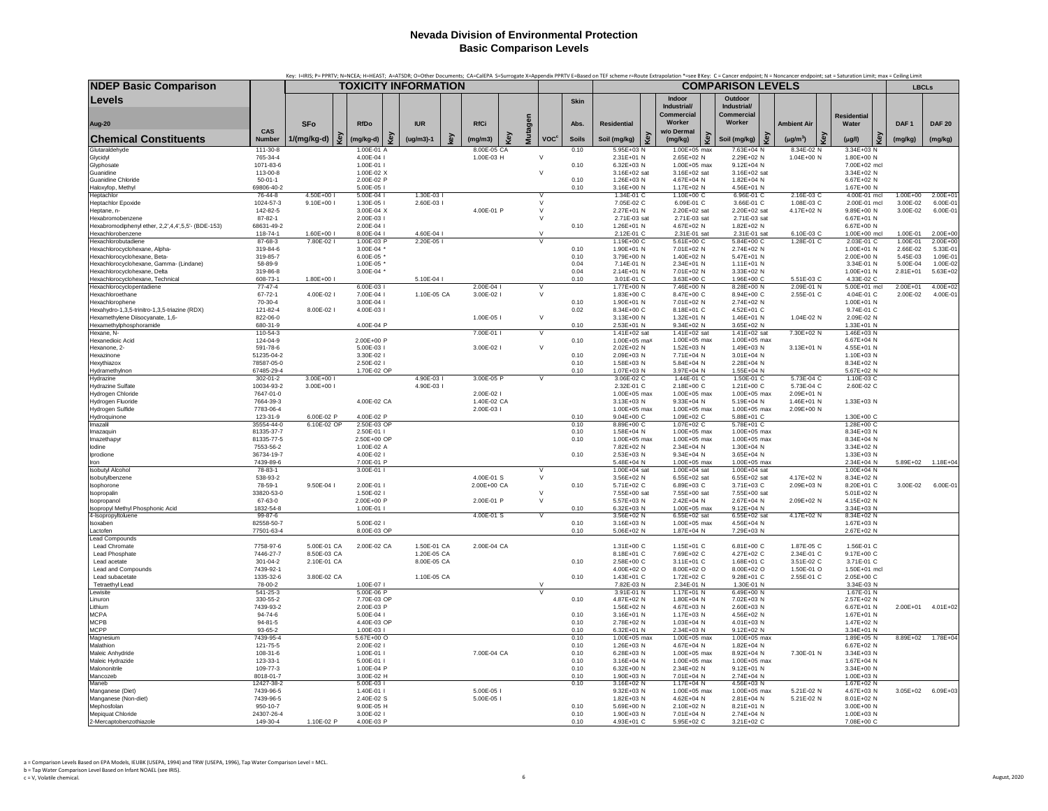# Nevada Division of Environmental Protection
## Basic Comparison Levels

Key: I=IRIS; P= PPRTV; N=NCEA; H=HEAST; A=ATSDR; O=Other Documents; CA=CalEPA S=Surrogate X=Appendix PPRTV E=Based on TEF scheme r=Route Extrapolation *=see B Key: C = Cancer endpoint; N = Noncancer endpoint; sat = Saturation Limit; max = Ceiling Limit

| NDEP Basic Comparison Levels | | TOXICITY INFORMATION | | | | | | | | | | | COMPARISON LEVELS | | | | | | | | | | | LBCLs | |
|---|---|---|---|---|---|---|---|---|---|---|---|---|---|---|---|---|---|---|---|---|---|---|---|---|---|
| Aug-20 | | SFo | | RfDo | | IUR | | RfCi | | Mutagen | | Skin Abs. | Residential | | Indoor Industrial/ Commercial Worker w/o Dermal | | Outdoor Industrial/ Commercial Worker | | Ambient Air | | Residential Water | | | DAF 1 | DAF 20 |
| Chemical Constituents | CAS Number | 1/(mg/kg-d) | Key | (mg/kg-d) | Key | (ug/m3)-1 | key | (mg/m3) | Key | | VOC[c] | Soils | Soil (mg/kg) | Key | (mg/kg) | Key | Soil (mg/kg) | Key | ($\mu$g/m$^3$) | Key | ($\mu$g/l) | Key | | (mg/kg) | (mg/kg) |
| Glutaraldehyde | 111-30-8 | | | 1.00E-01 | A | | | 8.00E-05 | CA | | | 0.10 | 5.95E+03 | N | 1.00E+05 | max | 7.63E+04 | N | 8.34E-02 | N | 3.34E+03 | N | | | |
| Glycidyl | 765-34-4 | | | 4.00E-04 | I | | | 1.00E-03 | H | | V | | 2.31E+01 | N | 2.65E+02 | N | 2.29E+02 | N | 1.04E+00 | N | 1.80E+00 | N | | | |
| Glyphosate | 1071-83-6 | | | 1.00E-01 | I | | | | | | | 0.10 | 6.32E+03 | N | 1.00E+05 | max | 9.12E+04 | N | | | 7.00E+02 | mcl | | | |
| Guanidine | 113-00-8 | | | 1.00E-02 | X | | | | | | V | | 3.16E+02 | sat | 3.16E+02 | sat | 3.16E+02 | sat | | | 3.34E+02 | N | | | |
| Guanidine Chloride | 50-01-1 | | | 2.00E-02 | P | | | | | | | 0.10 | 1.26E+03 | N | 4.67E+04 | N | 1.82E+04 | N | | | 6.67E+02 | N | | | |
| Haloxyfop, Methyl | 69806-40-2 | | | 5.00E-05 | I | | | | | | | 0.10 | 3.16E+00 | N | 1.17E+02 | N | 4.56E+01 | N | | | 1.67E+00 | N | | | |
| Heptachlor | 76-44-8 | 4.50E+00 | I | 5.00E-04 | I | 1.30E-03 | I | | | | V | | 1.34E-01 | C | 1.10E+00 | C | 6.96E-01 | C | 2.16E-03 | C | 4.00E-01 | mcl | | 1.00E+00 | 2.00E+01 |
| Heptachlor Epoxide | 1024-57-3 | 9.10E+00 | I | 1.30E-05 | I | 2.60E-03 | I | | | | V | | 7.05E-02 | C | 6.09E-01 | C | 3.66E-01 | C | 1.08E-03 | C | 2.00E-01 | mcl | | 3.00E-02 | 6.00E-01 |
| Heptane, n- | 142-82-5 | | | 3.00E-04 | X | | | 4.00E-01 | P | | V | | 2.27E+01 | N | 2.20E+02 | sat | 2.20E+02 | sat | 4.17E+02 | N | 9.89E+00 | N | | 3.00E-02 | 6.00E-01 |
| Hexabromobenzene | 87-82-1 | | | 2.00E-03 | I | | | | | | V | | 2.71E-03 | sat | 2.71E-03 | sat | 2.71E-03 | sat | | | 6.67E+01 | N | | | |
| Hexabromodiphenyl ether, 2,2',4,4',5,5'- (BDE-153) | 68631-49-2 | | | 2.00E-04 | I | | | | | | | 0.10 | 1.26E+01 | N | 4.67E+02 | N | 1.82E+02 | N | | | 6.67E+00 | N | | | |
| Hexachlorobenzene | 118-74-1 | 1.60E+00 | I | 8.00E-04 | I | 4.60E-04 | I | | | | V | | 2.12E-01 | C | 2.31E-01 | sat | 2.31E-01 | sat | 6.10E-03 | C | 1.00E+00 | mcl | | 1.00E-01 | 2.00E+00 |
| Hexachlorobutadiene | 87-68-3 | 7.80E-02 | I | 1.00E-03 | P | 2.20E-05 | I | | | | V | | 1.19E+00 | C | 5.61E+00 | C | 5.84E+00 | C | 1.28E-01 | C | 2.03E-01 | C | | 1.00E-01 | 2.00E+00 |
| Hexachlorocyclohexane, Alpha- | 319-84-6 | | | 3.00E-04 | * | | | | | | | 0.10 | 1.90E+01 | N | 7.01E+02 | N | 2.74E+02 | N | | | 1.00E+01 | N | | 2.66E-02 | 5.33E-01 |
| Hexachlorocyclohexane, Beta- | 319-85-7 | | | 6.00E-05 | * | | | | | | | 0.10 | 3.79E+00 | N | 1.40E+02 | N | 5.47E+01 | N | | | 2.00E+00 | N | | 5.45E-03 | 1.09E-01 |
| Hexachlorocyclohexane, Gamma- (Lindane) | 58-89-9 | | | 1.00E-05 | * | | | | | | | 0.04 | 7.14E-01 | N | 2.34E+01 | N | 1.11E+01 | N | | | 3.34E-01 | N | | 5.00E-04 | 1.00E-02 |
| Hexachlorocyclohexane, Delta | 319-86-8 | | | 3.00E-04 | * | | | | | | | 0.04 | 2.14E+01 | N | 7.01E+02 | N | 3.33E+02 | N | | | 1.00E+01 | N | | 2.81E+01 | 5.63E+02 |
| Hexachlorocyclohexane, Technical | 608-73-1 | 1.80E+00 | I | | | 5.10E-04 | I | | | | | 0.10 | 3.01E-01 | C | 3.63E+00 | C | 1.96E+00 | C | 5.51E-03 | C | 4.33E-02 | C | | | |
| Hexachlorocyclopentadiene | 77-47-4 | | | 6.00E-03 | I | | | 2.00E-04 | I | | V | | 1.77E+00 | N | 7.46E+00 | N | 8.28E+00 | N | 2.09E-01 | N | 5.00E+01 | mcl | | 2.00E+01 | 4.00E+02 |
| Hexachloroethane | 67-72-1 | 4.00E-02 | I | 7.00E-04 | I | 1.10E-05 | CA | 3.00E-02 | I | | V | | 1.83E+00 | C | 8.47E+00 | C | 8.94E+00 | C | 2.55E-01 | C | 4.04E-01 | C | | 2.00E-02 | 4.00E-01 |
| Hexachlorophene | 70-30-4 | | | 3.00E-04 | I | | | | | | | 0.10 | 1.90E+01 | N | 7.01E+02 | N | 2.74E+02 | N | | | 1.00E+01 | N | | | |
| Hexahydro-1,3,5-trinitro-1,3,5-triazine (RDX) | 121-82-4 | 8.00E-02 | I | 4.00E-03 | I | | | | | | | 0.02 | 8.34E+00 | C | 8.18E+01 | C | 4.52E+01 | C | | | 9.74E-01 | C | | | |
| Hexamethylene Diisocyanate, 1,6- | 822-06-0 | | | | | | | 1.00E-05 | I | | V | | 3.13E+00 | N | 1.32E+01 | N | 1.46E+01 | N | 1.04E-02 | N | 2.09E-02 | N | | | |
| Hexamethylphosphoramide | 680-31-9 | | | 4.00E-04 | P | | | | | | | 0.10 | 2.53E+01 | N | 9.34E+02 | N | 3.65E+02 | N | | | 1.33E+01 | N | | | |
| Hexane, N- | 110-54-3 | | | | | | | 7.00E-01 | I | | V | | 1.41E+02 | sat | 1.41E+02 | sat | 1.41E+02 | sat | 7.30E+02 | N | 1.46E+03 | N | | | |
| Hexanedioic Acid | 124-04-9 | | | 2.00E+00 | P | | | | | | | 0.10 | 1.00E+05 | max | 1.00E+05 | max | 1.00E+05 | max | | | 6.67E+04 | N | | | |
| Hexanone, 2- | 591-78-6 | | | 5.00E-03 | I | | | 3.00E-02 | I | | V | | 2.02E+02 | N | 1.52E+03 | N | 1.49E+03 | N | 3.13E+01 | N | 4.55E+01 | N | | | |
| Hexazinone | 51235-04-2 | | | 3.30E-02 | I | | | | | | | 0.10 | 2.09E+03 | N | 7.71E+04 | N | 3.01E+04 | N | | | 1.10E+03 | N | | | |
| Hexythiazox | 78587-05-0 | | | 2.50E-02 | I | | | | | | | 0.10 | 1.58E+03 | N | 5.84E+04 | N | 2.28E+04 | N | | | 8.34E+02 | N | | | |
| Hydramethylnon | 67485-29-4 | | | 1.70E-02 | OP | | | | | | | 0.10 | 1.07E+03 | N | 3.97E+04 | N | 1.55E+04 | N | | | 5.67E+02 | N | | | |
| Hydrazine | 302-01-2 | 3.00E+00 | I | | | 4.90E-03 | I | 3.00E-05 | P | | V | | 3.06E-02 | C | 1.44E-01 | C | 1.50E-01 | C | 5.73E-04 | C | 1.10E-03 | C | | | |
| Hydrazine Sulfate | 10034-93-2 | 3.00E+00 | I | | | 4.90E-03 | I | | | | | | 2.32E-01 | C | 2.18E+00 | C | 1.21E+00 | C | 5.73E-04 | C | 2.60E-02 | C | | | |
| Hydrogen Chloride | 7647-01-0 | | | | | | | 2.00E-02 | I | | | | 1.00E+05 | max | 1.00E+05 | max | 1.00E+05 | max | 2.09E+01 | N | | | | | |
| Hydrogen Fluoride | 7664-39-3 | | | 4.00E-02 | CA | | | 1.40E-02 | CA | | | | 3.13E+03 | N | 9.33E+04 | N | 5.19E+04 | N | 1.46E+01 | N | 1.33E+03 | N | | | |
| Hydrogen Sulfide | 7783-06-4 | | | | | | | 2.00E-03 | I | | | | 1.00E+05 | max | 1.00E+05 | max | 1.00E+05 | max | 2.09E+00 | N | | | | | |
| Hydroquinone | 123-31-9 | 6.00E-02 | P | 4.00E-02 | P | | | | | | | 0.10 | 9.04E+00 | C | 1.09E+02 | C | 5.88E+01 | C | | | 1.30E+00 | C | | | |
| Imazalil | 35554-44-0 | 6.10E-02 | OP | 2.50E-03 | OP | | | | | | | 0.10 | 8.89E+00 | C | 1.07E+02 | C | 5.78E+01 | C | | | 1.28E+00 | C | | | |
| Imazaquin | 81335-37-7 | | | 2.50E-01 | I | | | | | | | 0.10 | 1.58E+04 | N | 1.00E+05 | max | 1.00E+05 | max | | | 8.34E+03 | N | | | |
| Imazethapyr | 81335-77-5 | | | 2.50E+00 | OP | | | | | | | 0.10 | 1.00E+05 | max | 1.00E+05 | max | 1.00E+05 | max | | | 8.34E+04 | N | | | |
| Iodine | 7553-56-2 | | | 1.00E-02 | A | | | | | | | | 7.82E+02 | N | 2.34E+04 | N | 1.30E+04 | N | | | 3.34E+02 | N | | | |
| Iprodione | 36734-19-7 | | | 4.00E-02 | I | | | | | | | 0.10 | 2.53E+03 | N | 9.34E+04 | N | 3.65E+04 | N | | | 1.33E+03 | N | | | |
| Iron | 7439-89-6 | | | 7.00E-01 | P | | | | | | | | 5.48E+04 | N | 1.00E+05 | max | 1.00E+05 | max | | | 2.34E+04 | N | | 5.89E+02 | 1.18E+04 |
| Isobutyl Alcohol | 78-83-1 | | | 3.00E-01 | I | | | | | | V | | 1.00E+04 | sat | 1.00E+04 | sat | 1.00E+04 | sat | | | 1.00E+04 | N | | | |
| Isobutylbenzene | 538-93-2 | | | | | | | 4.00E-01 | S | | V | | 3.56E+02 | N | 6.55E+02 | sat | 6.55E+02 | sat | 4.17E+02 | N | 8.34E+02 | N | | | |
| Isophorone | 78-59-1 | 9.50E-04 | I | 2.00E-01 | I | | | 2.00E+00 | CA | | | 0.10 | 5.71E+02 | C | 6.89E+03 | C | 3.71E+03 | C | 2.09E+03 | N | 8.20E+01 | C | | 3.00E-02 | 6.00E-01 |
| Isopropalin | 33820-53-0 | | | 1.50E-02 | I | | | | | | V | | 7.55E+00 | sat | 7.55E+00 | sat | 7.55E+00 | sat | | | 5.01E+02 | N | | | |
| Isopropanol | 67-63-0 | | | 2.00E+00 | P | | | 2.00E-01 | P | | V | | 5.57E+03 | N | 2.42E+04 | N | 2.67E+04 | N | 2.09E+02 | N | 4.15E+02 | N | | | |
| Isopropyl Methyl Phosphonic Acid | 1832-54-8 | | | 1.00E-01 | I | | | | | | | 0.10 | 6.32E+03 | N | 1.00E+05 | max | 9.12E+04 | N | | | 3.34E+03 | N | | | |
| 4-Isopropyltoluene | 99-87-6 | | | | | | | 4.00E-01 | S | | V | | 3.56E+02 | N | 6.55E+02 | sat | 6.55E+02 | sat | 4.17E+02 | N | 8.34E+02 | N | | | |
| Isoxaben | 82558-50-7 | | | 5.00E-02 | I | | | | | | | 0.10 | 3.16E+03 | N | 1.00E+05 | max | 4.56E+04 | N | | | 1.67E+03 | N | | | |
| Lactofen | 77501-63-4 | | | 8.00E-03 | OP | | | | | | | 0.10 | 5.06E+02 | N | 1.87E+04 | N | 7.29E+03 | N | | | 2.67E+02 | N | | | |
| Lead Compounds | | | | | | | | | | | | | | | | | | | | | | | | | |
| Lead Chromate | 7758-97-6 | 5.00E-01 | CA | 2.00E-02 | CA | 1.50E-01 | CA | 2.00E-04 | CA | | | | 1.31E+00 | C | 1.15E+01 | C | 6.81E+00 | C | 1.87E-05 | C | 1.56E-01 | C | | | |
| Lead Phosphate | 7446-27-7 | 8.50E-03 | CA | | | 1.20E-05 | CA | | | | | | 8.18E+01 | C | 7.69E+02 | C | 4.27E+02 | C | 2.34E-01 | C | 9.17E+00 | C | | | |
| Lead acetate | 301-04-2 | 2.10E-01 | CA | | | 8.00E-05 | CA | | | | | 0.10 | 2.58E+00 | C | 3.11E+01 | C | 1.68E+01 | C | 3.51E-02 | C | 3.71E-01 | C | | | |
| Lead and Compounds | 7439-92-1 | | | | | | | | | | | | 4.00E+02 | O | 8.00E+02 | O | 8.00E+02 | O | 1.50E-01 | O | 1.50E+01 | mcl | | | |
| Lead subacetate | 1335-32-6 | 3.80E-02 | CA | | | 1.10E-05 | CA | | | | | 0.10 | 1.43E+01 | C | 1.72E+02 | C | 9.28E+01 | C | 2.55E-01 | C | 2.05E+00 | C | | | |
| Tetraethyl Lead | 78-00-2 | | | 1.00E-07 | I | | | | | | V | | 7.82E-03 | N | 2.34E-01 | N | 1.30E-01 | N | | | 3.34E-03 | N | | | |
| Lewisite | 541-25-3 | | | 5.00E-06 | P | | | | | | V | | 3.91E-01 | N | 1.17E+01 | N | 6.49E+00 | N | | | 1.67E-01 | N | | | |
| Linuron | 330-55-2 | | | 7.70E-03 | OP | | | | | | | 0.10 | 4.87E+02 | N | 1.80E+04 | N | 7.02E+03 | N | | | 2.57E+02 | N | | | |
| Lithium | 7439-93-2 | | | 2.00E-03 | P | | | | | | | | 1.56E+02 | N | 4.67E+03 | N | 2.60E+03 | N | | | 6.67E+01 | N | | 2.00E+01 | 4.01E+02 |
| MCPA | 94-74-6 | | | 5.00E-04 | I | | | | | | | 0.10 | 3.16E+01 | N | 1.17E+03 | N | 4.56E+02 | N | | | 1.67E+01 | N | | | |
| MCPB | 94-81-5 | | | 4.40E-03 | OP | | | | | | | 0.10 | 2.78E+02 | N | 1.03E+04 | N | 4.01E+03 | N | | | 1.47E+02 | N | | | |
| MCPP | 93-65-2 | | | 1.00E-03 | I | | | | | | | 0.10 | 6.32E+01 | N | 2.34E+03 | N | 9.12E+02 | N | | | 3.34E+01 | N | | | |
| Magnesium | 7439-95-4 | | | 5.67E+00 | O | | | | | | | 0.10 | 1.00E+05 | max | 1.00E+05 | max | 1.00E+05 | max | | | 1.89E+05 | N | | 8.89E+02 | 1.78E+04 |
| Malathion | 121-75-5 | | | 2.00E-02 | I | | | | | | | 0.10 | 1.26E+03 | N | 4.67E+04 | N | 1.82E+04 | N | | | 6.67E+02 | N | | | |
| Maleic Anhydride | 108-31-6 | | | 1.00E-01 | I | | | 7.00E-04 | CA | | | 0.10 | 6.28E+03 | N | 1.00E+05 | max | 8.92E+04 | N | 7.30E-01 | N | 3.34E+03 | N | | | |
| Maleic Hydrazide | 123-33-1 | | | 5.00E-01 | I | | | | | | | 0.10 | 3.16E+04 | N | 1.00E+05 | max | 1.00E+05 | max | | | 1.67E+04 | N | | | |
| Malononitrile | 109-77-3 | | | 1.00E-04 | P | | | | | | | 0.10 | 6.32E+00 | N | 2.34E+02 | N | 9.12E+01 | N | | | 3.34E+00 | N | | | |
| Mancozeb | 8018-01-7 | | | 3.00E-02 | H | | | | | | | 0.10 | 1.90E+03 | N | 7.01E+04 | N | 2.74E+04 | N | | | 1.00E+03 | N | | | |
| Maneb | 12427-38-2 | | | 5.00E-03 | I | | | | | | | 0.10 | 3.16E+02 | N | 1.17E+04 | N | 4.56E+03 | N | | | 1.67E+02 | N | | | |
| Manganese (Diet) | 7439-96-5 | | | 1.40E-01 | I | | | 5.00E-05 | I | | | | 9.32E+03 | N | 1.00E+05 | max | 1.00E+05 | max | 5.21E-02 | N | 4.67E+03 | N | | 3.05E+02 | 6.09E+03 |
| Manganese (Non-diet) | 7439-96-5 | | | 2.40E-02 | S | | | 5.00E-05 | I | | | | 1.82E+03 | N | 4.62E+04 | N | 2.81E+04 | N | 5.21E-02 | N | 8.01E+02 | N | | | |
| Mephosfolan | 950-10-7 | | | 9.00E-05 | H | | | | | | | 0.10 | 5.69E+00 | N | 2.10E+02 | N | 8.21E+01 | N | | | 3.00E+00 | N | | | |
| Mepiquat Chloride | 24307-26-4 | | | 3.00E-02 | I | | | | | | | 0.10 | 1.90E+03 | N | 7.01E+04 | N | 2.74E+04 | N | | | 1.00E+03 | N | | | |
| 2-Mercaptobenzothiazole | 149-30-4 | 1.10E-02 | P | 4.00E-03 | P | | | | | | | 0.10 | 4.93E+01 | C | 5.95E+02 | C | 3.21E+02 | C | | | 7.08E+00 | C | | | |

a = Comparison Levels Based on EPA Models, IEUBK (USEPA, 1994) and TRW (USEPA, 1996), Tap Water Comparison Level = MCL.
b = Tap Water Comparison Level Based on Infant NOAEL (see IRIS).
c = V, Volatile chemical.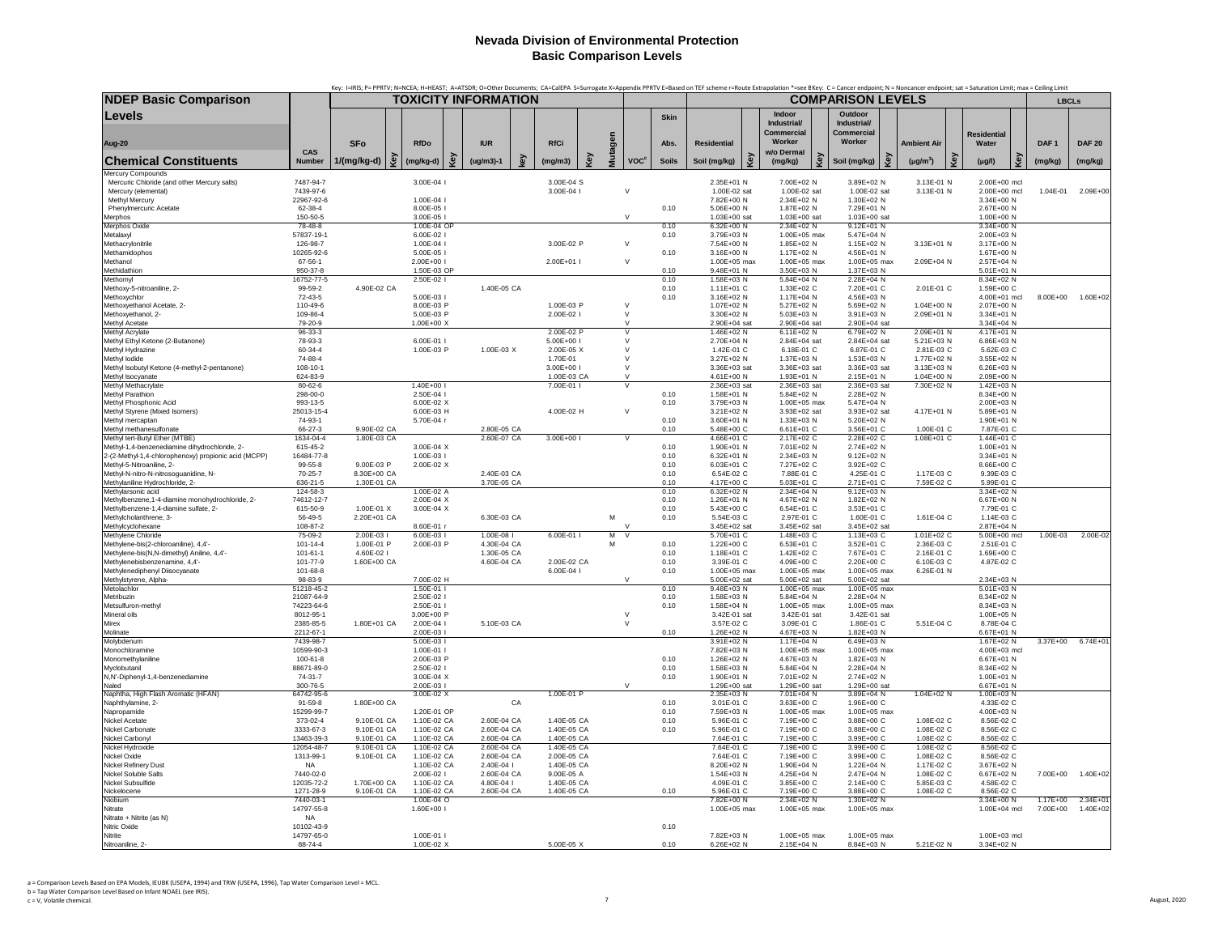Key: I=IRIS; P= PPRTV; N=NCEA; H=HEAST; A=ATSDR; O=Other Documents; CA=CalEPA S=Surrogate X=Appendix PPRTV E=Based on TEF scheme r=Route Extrapolation *=see B Key: C = Cancer endpoint; N = Noncancer endpoint; sat = Saturation Limit; max = Ceiling Limit

| NDEP Basic Comparison Levels (Aug-20) Chemical Constituents | CAS Number | TOXICITY INFORMATION: SFo 1/(mg/kg-d) | Key | RfDo (mg/kg-d) | Key | IUR (ug/m3)-1 | key | RfCi (mg/m3) | Key | Mutagen | VOC[c] | Skin Abs. Soils | COMPARISON LEVELS: Residential Soil (mg/kg) | Key | Indoor Industrial/ Commercial Worker w/o Dermal (mg/kg) | Key | Outdoor Industrial/ Commercial Worker Soil (mg/kg) | Key | Ambient Air (µg/m³) | Key | Residential Water (µg/l) | Key | LBCLs: DAF 1 (mg/kg) | DAF 20 (mg/kg) |
|---|---|---|---|---|---|---|---|---|---|---|---|---|---|---|---|---|---|---|---|---|---|---|---|---|
| Mercury Compounds | | | | | | | | | | | | | | | | | | | | | | | | |
| Mercuric Chloride (and other Mercury salts) | 7487-94-7 | | | 3.00E-04 | I | | | 3.00E-04 | S | | | | 2.35E+01 | N | 7.00E+02 | N | 3.89E+02 | N | 3.13E-01 | N | 2.00E+00 | mcl | | |
| Mercury (elemental) | 7439-97-6 | | | | | | | 3.00E-04 | I | | V | | 1.00E-02 | sat | 1.00E-02 | sat | 1.00E-02 | sat | 3.13E-01 | N | 2.00E+00 | mcl | 1.04E-01 | 2.09E+00 |
| Methyl Mercury | 22967-92-6 | | | 1.00E-04 | I | | | | | | | | 7.82E+00 | N | 2.34E+02 | N | 1.30E+02 | N | | | 3.34E+00 | N | | |
| Phenylmercuric Acetate | 62-38-4 | | | 8.00E-05 | I | | | | | | | 0.10 | 5.06E+00 | N | 1.87E+02 | N | 7.29E+01 | N | | | 2.67E+00 | N | | |
| Merphos | 150-50-5 | | | 3.00E-05 | I | | | | | | V | | 1.03E+00 | sat | 1.03E+00 | sat | 1.03E+00 | sat | | | 1.00E+00 | N | | |
| Merphos Oxide | 78-48-8 | | | 1.00E-04 | OP | | | | | | | 0.10 | 6.32E+00 | N | 2.34E+02 | N | 9.12E+01 | N | | | 3.34E+00 | N | | |
| Metalaxyl | 57837-19-1 | | | 6.00E-02 | I | | | | | | | 0.10 | 3.79E+03 | N | 1.00E+05 | max | 5.47E+04 | N | | | 2.00E+03 | N | | |
| Methacrylonitrile | 126-98-7 | | | 1.00E-04 | I | | | 3.00E-02 | P | | V | | 7.54E+00 | N | 1.85E+02 | N | 1.15E+02 | N | 3.13E+01 | N | 3.17E+00 | N | | |
| Methamidophos | 10265-92-6 | | | 5.00E-05 | I | | | | | | | 0.10 | 3.16E+00 | N | 1.17E+02 | N | 4.56E+01 | N | | | 1.67E+00 | N | | |
| Methanol | 67-56-1 | | | 2.00E+00 | I | | | 2.00E+01 | I | | V | | 1.00E+05 | max | 1.00E+05 | max | 1.00E+05 | max | 2.09E+04 | N | 2.57E+04 | N | | |
| Methidathion | 950-37-8 | | | 1.50E-03 | OP | | | | | | | 0.10 | 9.48E+01 | N | 3.50E+03 | N | 1.37E+03 | N | | | 5.01E+01 | N | | |
| Methomyl | 16752-77-5 | | | 2.50E-02 | I | | | | | | | 0.10 | 1.58E+03 | N | 5.84E+04 | N | 2.28E+04 | N | | | 8.34E+02 | N | | |
| Methoxy-5-nitroaniline, 2- | 99-59-2 | 4.90E-02 | CA | | | 1.40E-05 | CA | | | | | 0.10 | 1.11E+01 | C | 1.33E+02 | C | 7.20E+01 | C | 2.01E-01 | C | 1.59E+00 | C | | |
| Methoxychlor | 72-43-5 | | | 5.00E-03 | I | | | | | | | 0.10 | 3.16E+02 | N | 1.17E+04 | N | 4.56E+03 | N | | | 4.00E+01 | mcl | 8.00E+00 | 1.60E+02 |
| Methoxyethanol Acetate, 2- | 110-49-6 | | | 8.00E-03 | P | | | 1.00E-03 | P | | V | | 1.07E+02 | N | 5.27E+02 | N | 5.69E+02 | N | 1.04E+00 | N | 2.07E+00 | N | | |
| Methoxyethanol, 2- | 109-86-4 | | | 5.00E-03 | P | | | 2.00E-02 | I | | V | | 3.30E+02 | N | 5.03E+03 | N | 3.91E+03 | N | 2.09E+01 | N | 3.34E+01 | N | | |
| Methyl Acetate | 79-20-9 | | | 1.00E+00 | X | | | | | | V | | 2.90E+04 | sat | 2.90E+04 | sat | 2.90E+04 | sat | | | 3.34E+04 | N | | |
| Methyl Acrylate | 96-33-3 | | | | | | | 2.00E-02 | P | | V | | 1.46E+02 | N | 6.11E+02 | N | 6.79E+02 | N | 2.09E+01 | N | 4.17E+01 | N | | |
| Methyl Ethyl Ketone (2-Butanone) | 78-93-3 | | | 6.00E-01 | I | | | 5.00E+00 | I | | V | | 2.70E+04 | N | 2.84E+04 | sat | 2.84E+04 | sat | 5.21E+03 | N | 6.86E+03 | N | | |
| Methyl Hydrazine | 60-34-4 | | | 1.00E-03 | P | 1.00E-03 | X | 2.00E-05 | X | | V | | 1.42E-01 | C | 6.18E-01 | C | 6.87E-01 | C | 2.81E-03 | C | 5.62E-03 | C | | |
| Methyl Iodide | 74-88-4 | | | | | | | 1.70E-01 | | | V | | 3.27E+02 | N | 1.37E+03 | N | 1.53E+03 | N | 1.77E+02 | N | 3.55E+02 | N | | |
| Methyl Isobutyl Ketone (4-methyl-2-pentanone) | 108-10-1 | | | | | | | 3.00E+00 | I | | V | | 3.36E+03 | sat | 3.36E+03 | sat | 3.36E+03 | sat | 3.13E+03 | N | 6.26E+03 | N | | |
| Methyl Isocyanate | 624-83-9 | | | | | | | 1.00E-03 | CA | | V | | 4.61E+00 | N | 1.93E+01 | N | 2.15E+01 | N | 1.04E+00 | N | 2.09E+00 | N | | |
| Methyl Methacrylate | 80-62-6 | | | 1.40E+00 | I | | | 7.00E-01 | I | | V | | 2.36E+03 | sat | 2.36E+03 | sat | 2.36E+03 | sat | 7.30E+02 | N | 1.42E+03 | N | | |
| Methyl Parathion | 298-00-0 | | | 2.50E-04 | I | | | | | | | 0.10 | 1.58E+01 | N | 5.84E+02 | N | 2.28E+02 | N | | | 8.34E+00 | N | | |
| Methyl Phosphonic Acid | 993-13-5 | | | 6.00E-02 | X | | | | | | | 0.10 | 3.79E+03 | N | 1.00E+05 | max | 5.47E+04 | N | | | 2.00E+03 | N | | |
| Methyl Styrene (Mixed Isomers) | 25013-15-4 | | | 6.00E-03 | H | | | 4.00E-02 | H | | V | | 3.21E+02 | N | 3.93E+02 | sat | 3.93E+02 | sat | 4.17E+01 | N | 5.89E+01 | N | | |
| Methyl mercaptan | 74-93-1 | | | 5.70E-04 | r | | | | | | | 0.10 | 3.60E+01 | N | 1.33E+03 | N | 5.20E+02 | N | | | 1.90E+01 | N | | |
| Methyl methanesulfonate | 66-27-3 | 9.90E-02 | CA | | | 2.80E-05 | CA | | | | | 0.10 | 5.48E+00 | C | 6.61E+01 | C | 3.56E+01 | C | 1.00E-01 | C | 7.87E-01 | C | | |
| Methyl tert-Butyl Ether (MTBE) | 1634-04-4 | 1.80E-03 | CA | | | 2.60E-07 | CA | 3.00E+00 | I | | V | | 4.66E+01 | C | 2.17E+02 | C | 2.28E+02 | C | 1.08E+01 | C | 1.44E+01 | C | | |
| Methyl-1,4-benzenediamine dihydrochloride, 2- | 615-45-2 | | | 3.00E-04 | X | | | | | | | 0.10 | 1.90E+01 | N | 7.01E+02 | N | 2.74E+02 | N | | | 1.00E+01 | N | | |
| 2-(2-Methyl-1,4-chlorophenoxy) propionic acid (MCPP) | 16484-77-8 | | | 1.00E-03 | I | | | | | | | 0.10 | 6.32E+01 | N | 2.34E+03 | N | 9.12E+02 | N | | | 3.34E+01 | N | | |
| Methyl-5-Nitroaniline, 2- | 99-55-8 | 9.00E-03 | P | 2.00E-02 | X | | | | | | | 0.10 | 6.03E+01 | C | 7.27E+02 | C | 3.92E+02 | C | | | 8.66E+00 | C | | |
| Methyl-N-nitro-N-nitrosoguanidine, N- | 70-25-7 | 8.30E+00 | CA | | | 2.40E-03 | CA | | | | | 0.10 | 6.54E-02 | C | 7.88E-01 | C | 4.25E-01 | C | 1.17E-03 | C | 9.39E-03 | C | | |
| Methylaniline Hydrochloride, 2- | 636-21-5 | 1.30E-01 | CA | | | 3.70E-05 | CA | | | | | 0.10 | 4.17E+00 | C | 5.03E+01 | C | 2.71E+01 | C | 7.59E-02 | C | 5.99E-01 | C | | |
| Methylarsonic acid | 124-58-3 | | | 1.00E-02 | A | | | | | | | 0.10 | 6.32E+02 | N | 2.34E+04 | N | 9.12E+03 | N | | | 3.34E+02 | N | | |
| Methylbenzene,1-4-diamine monohydrochloride, 2- | 74612-12-7 | | | 2.00E-04 | X | | | | | | | 0.10 | 1.26E+01 | N | 4.67E+02 | N | 1.82E+02 | N | | | 6.67E+00 | N | | |
| Methylbenzene-1,4-diamine sulfate, 2- | 615-50-9 | 1.00E-01 | X | 3.00E-04 | X | | | | | | | 0.10 | 5.43E+00 | C | 6.54E+01 | C | 3.53E+01 | C | | | 7.79E-01 | C | | |
| Methylcholanthrene, 3- | 56-49-5 | 2.20E+01 | CA | | | 6.30E-03 | CA | | | M | | 0.10 | 5.54E-03 | C | 2.97E-01 | C | 1.60E-01 | C | 1.61E-04 | C | 1.14E-03 | C | | |
| Methylcyclohexane | 108-87-2 | | | 8.60E-01 | r | | | | | | V | | 3.45E+02 | sat | 3.45E+02 | sat | 3.45E+02 | sat | | | 2.87E+04 | N | | |
| Methylene Chloride | 75-09-2 | 2.00E-03 | I | 6.00E-03 | I | 1.00E-08 | I | 6.00E-01 | I | M | V | | 5.70E+01 | C | 1.48E+03 | C | 1.13E+03 | C | 1.01E+02 | C | 5.00E+00 | mcl | 1.00E-03 | 2.00E-02 |
| Methylene-bis(2-chloroaniline), 4,4'- | 101-14-4 | 1.00E-01 | P | 2.00E-03 | P | 4.30E-04 | CA | | | M | | 0.10 | 1.22E+00 | C | 6.53E+01 | C | 3.52E+01 | C | 2.36E-03 | C | 2.51E-01 | C | | |
| Methylene-bis(N,N-dimethyl) Aniline, 4,4'- | 101-61-1 | 4.60E-02 | I | | | 1.30E-05 | CA | | | | | 0.10 | 1.18E+01 | C | 1.42E+02 | C | 7.67E+01 | C | 2.16E-01 | C | 1.69E+00 | C | | |
| Methylenebisbenzenamine, 4,4'- | 101-77-9 | 1.60E+00 | CA | | | 4.60E-04 | CA | 2.00E-02 | CA | | | 0.10 | 3.39E-01 | C | 4.09E+00 | C | 2.20E+00 | C | 6.10E-03 | C | 4.87E-02 | C | | |
| Methylenediphenyl Diisocyanate | 101-68-8 | | | | | | | 6.00E-04 | I | | | 0.10 | 1.00E+05 | max | 1.00E+05 | max | 1.00E+05 | max | 6.26E-01 | N | | | | |
| Methylstyrene, Alpha- | 98-83-9 | | | 7.00E-02 | H | | | | | | V | | 5.00E+02 | sat | 5.00E+02 | sat | 5.00E+02 | sat | | | 2.34E+03 | N | | |
| Metolachlor | 51218-45-2 | | | 1.50E-01 | I | | | | | | | 0.10 | 9.48E+03 | N | 1.00E+05 | max | 1.00E+05 | max | | | 5.01E+03 | N | | |
| Metribuzin | 21087-64-9 | | | 2.50E-02 | I | | | | | | | 0.10 | 1.58E+03 | N | 5.84E+04 | N | 2.28E+04 | N | | | 8.34E+02 | N | | |
| Metsulfuron-methyl | 74223-64-6 | | | 2.50E-01 | I | | | | | | | 0.10 | 1.58E+04 | N | 1.00E+05 | max | 1.00E+05 | max | | | 8.34E+03 | N | | |
| Mineral oils | 8012-95-1 | | | 3.00E+00 | P | | | | | | V | | 3.42E-01 | sat | 3.42E-01 | sat | 3.42E-01 | sat | | | 1.00E+05 | N | | |
| Mirex | 2385-85-5 | 1.80E+01 | CA | 2.00E-04 | I | 5.10E-03 | CA | | | | V | | 3.57E-02 | C | 3.09E-01 | C | 1.86E-01 | C | 5.51E-04 | C | 8.78E-04 | C | | |
| Molinate | 2212-67-1 | | | 2.00E-03 | I | | | | | | | 0.10 | 1.26E+02 | N | 4.67E+03 | N | 1.82E+03 | N | | | 6.67E+01 | N | | |
| Molybdenum | 7439-98-7 | | | 5.00E-03 | I | | | | | | | | 3.91E+02 | N | 1.17E+04 | N | 6.49E+03 | N | | | 1.67E+02 | N | 3.37E+00 | 6.74E+01 |
| Monochloramine | 10599-90-3 | | | 1.00E-01 | I | | | | | | | | 7.82E+03 | N | 1.00E+05 | max | 1.00E+05 | max | | | 4.00E+03 | mcl | | |
| Monomethylaniline | 100-61-8 | | | 2.00E-03 | P | | | | | | | 0.10 | 1.26E+02 | N | 4.67E+03 | N | 1.82E+03 | N | | | 6.67E+01 | N | | |
| Myclobutanil | 88671-89-0 | | | 2.50E-02 | I | | | | | | | 0.10 | 1.58E+03 | N | 5.84E+04 | N | 2.28E+04 | N | | | 8.34E+02 | N | | |
| N,N'-Diphenyl-1,4-benzenediamine | 74-31-7 | | | 3.00E-04 | X | | | | | | | 0.10 | 1.90E+01 | N | 7.01E+02 | N | 2.74E+02 | N | | | 1.00E+01 | N | | |
| Naled | 300-76-5 | | | 2.00E-03 | I | | | | | | V | | 1.29E+00 | sat | 1.29E+00 | sat | 1.29E+00 | sat | | | 6.67E+01 | N | | |
| Naphtha, High Flash Aromatic (HFAN) | 64742-95-6 | | | 3.00E-02 | X | | | 1.00E-01 | P | | | | 2.35E+03 | N | 7.01E+04 | N | 3.89E+04 | N | 1.04E+02 | N | 1.00E+03 | N | | |
| Naphthylamine, 2- | 91-59-8 | 1.80E+00 | CA | | | | CA | | | | | 0.10 | 3.01E-01 | C | 3.63E+00 | C | 1.96E+00 | C | | | 4.33E-02 | C | | |
| Napropamide | 15299-99-7 | | | 1.20E-01 | OP | | | | | | | 0.10 | 7.59E+03 | N | 1.00E+05 | max | 1.00E+05 | max | | | 4.00E+03 | N | | |
| Nickel Acetate | 373-02-4 | 9.10E-01 | CA | 1.10E-02 | CA | 2.60E-04 | CA | 1.40E-05 | CA | | | 0.10 | 5.96E-01 | C | 7.19E+00 | C | 3.88E+00 | C | 1.08E-02 | C | 8.56E-02 | C | | |
| Nickel Carbonate | 3333-67-3 | 9.10E-01 | CA | 1.10E-02 | CA | 2.60E-04 | CA | 1.40E-05 | CA | | | 0.10 | 5.96E-01 | C | 7.19E+00 | C | 3.88E+00 | C | 1.08E-02 | C | 8.56E-02 | C | | |
| Nickel Carbonyl | 13463-39-3 | 9.10E-01 | CA | 1.10E-02 | CA | 2.60E-04 | CA | 1.40E-05 | CA | | | | 7.64E-01 | C | 7.19E+00 | C | 3.99E+00 | C | 1.08E-02 | C | 8.56E-02 | C | | |
| Nickel Hydroxide | 12054-48-7 | 9.10E-01 | CA | 1.10E-02 | CA | 2.60E-04 | CA | 1.40E-05 | CA | | | | 7.64E-01 | C | 7.19E+00 | C | 3.99E+00 | C | 1.08E-02 | C | 8.56E-02 | C | | |
| Nickel Oxide | 1313-99-1 | 9.10E-01 | CA | 1.10E-02 | CA | 2.60E-04 | CA | 2.00E-05 | CA | | | | 7.64E-01 | C | 7.19E+00 | C | 3.99E+00 | C | 1.08E-02 | C | 8.56E-02 | C | | |
| Nickel Refinery Dust | NA | | | 1.10E-02 | CA | 2.40E-04 | I | 1.40E-05 | CA | | | | 8.20E+02 | N | 1.90E+04 | N | 1.22E+04 | N | 1.17E-02 | C | 3.67E+02 | N | | |
| Nickel Soluble Salts | 7440-02-0 | | | 2.00E-02 | I | 2.60E-04 | CA | 9.00E-05 | A | | | | 1.54E+03 | N | 4.25E+04 | N | 2.47E+04 | N | 1.08E-02 | C | 6.67E+02 | N | 7.00E+00 | 1.40E+02 |
| Nickel Subsulfide | 12035-72-2 | 1.70E+00 | CA | 1.10E-02 | CA | 4.80E-04 | I | 1.40E-05 | CA | | | | 4.09E-01 | C | 3.85E+00 | C | 2.14E+00 | C | 5.85E-03 | C | 4.58E-02 | C | | |
| Nickelocene | 1271-28-9 | 9.10E-01 | CA | 1.10E-02 | CA | 2.60E-04 | CA | 1.40E-05 | CA | | | 0.10 | 5.96E-01 | C | 7.19E+00 | C | 3.88E+00 | C | 1.08E-02 | C | 8.56E-02 | C | | |
| Niobium | 7440-03-1 | | | 1.00E-04 | O | | | | | | | | 7.82E+00 | N | 2.34E+02 | N | 1.30E+02 | N | | | 3.34E+00 | N | 1.17E+00 | 2.34E+01 |
| Nitrate | 14797-55-8 | | | 1.60E+00 | I | | | | | | | | 1.00E+05 | max | 1.00E+05 | max | 1.00E+05 | max | | | 1.00E+04 | mcl | 7.00E+00 | 1.40E+02 |
| Nitrate + Nitrite (as N) | NA | | | | | | | | | | | | | | | | | | | | | | | |
| Nitric Oxide | 10102-43-9 | | | | | | | | | | | 0.10 | | | | | | | | | | | | |
| Nitrite | 14797-65-0 | | | 1.00E-01 | I | | | | | | | | 7.82E+03 | N | 1.00E+05 | max | 1.00E+05 | max | | | 1.00E+03 | mcl | | |
| Nitroaniline, 2- | 88-74-4 | | | 1.00E-02 | X | | | 5.00E-05 | X | | | 0.10 | 6.26E+02 | N | 2.15E+04 | N | 8.84E+03 | N | 5.21E-02 | N | 3.34E+02 | N | | |

a = Comparison Levels Based on EPA Models, IEUBK (USEPA, 1994) and TRW (USEPA, 1996), Tap Water Comparison Level = MCL.
b = Tap Water Comparison Level Based on Infant NOAEL (see IRIS).
c = V, Volatile chemical.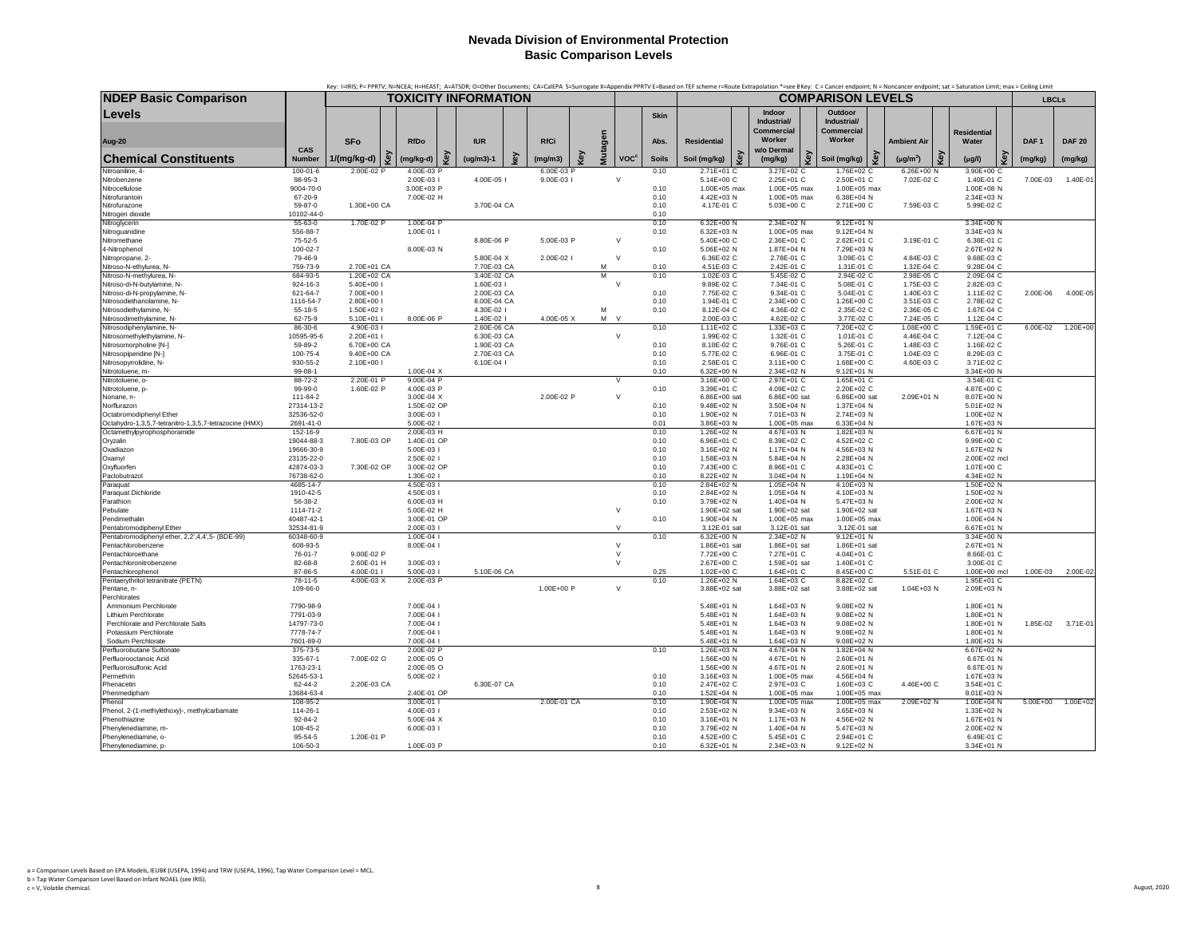# Nevada Division of Environmental Protection
## Basic Comparison Levels

Key: I=IRIS; P= PPRTV; N=NCEA; H=HEAST; A=ATSDR; O=Other Documents; CA=CalEPA S=Surrogate X=Appendix PPRTV E=Based on TEF scheme r=Route Extrapolation *=see B Key: C = Cancer endpoint; N = Noncancer endpoint; sat = Saturation Limit; max = Ceiling Limit

| NDEP Basic Comparison Levels Aug-20 | | TOXICITY INFORMATION | | | | | | | | | | | COMPARISON LEVELS | | | | | | | | | | | LBCLs | |
|---|---|---|---|---|---|---|---|---|---|---|---|---|---|---|---|---|---|---|---|---|---|---|---|---|---|
| Chemical Constituents | CAS Number | SFo 1/(mg/kg-d) | Key | RfDo (mg/kg-d) | Key | IUR (ug/m3)-1 | key | RfCi (mg/m3) | Key | Mutagen | VOC[c] | Skin Abs. Soils | Residential Soil (mg/kg) | Key | Indoor Industrial/ Commercial Worker w/o Dermal (mg/kg) | Key | Outdoor Industrial/ Commercial Worker Soil (mg/kg) | Key | Ambient Air (μg/m³) | Key | Residential Water (μg/l) | Key | DAF 1 (mg/kg) | DAF 20 (mg/kg) |
| Nitroaniline, 4- | 100-01-6 | 2.00E-02 | P | 4.00E-03 | P | | | 6.00E-03 | P | | | 0.10 | 2.71E+01 | C | 3.27E+02 | C | 1.76E+02 | C | 6.26E+00 | N | 3.90E+00 | C | | |
| Nitrobenzene | 98-95-3 | | | 2.00E-03 | I | 4.00E-05 | I | 9.00E-03 | I | | V | | 5.14E+00 | C | 2.25E+01 | C | 2.50E+01 | C | 7.02E-02 | C | 1.40E-01 | C | 7.00E-03 | 1.40E-01 |
| Nitrocellulose | 9004-70-0 | | | 3.00E+03 | P | | | | | | | 0.10 | 1.00E+05 | max | 1.00E+05 | max | 1.00E+05 | max | | | 1.00E+08 | N | | |
| Nitrofurantoin | 67-20-9 | | | 7.00E-02 | H | | | | | | | 0.10 | 4.42E+03 | N | 1.00E+05 | max | 6.38E+04 | N | | | 2.34E+03 | N | | |
| Nitrofurazone | 59-87-0 | 1.30E+00 | CA | | | 3.70E-04 | CA | | | | | 0.10 | 4.17E-01 | C | 5.03E+00 | C | 2.71E+00 | C | 7.59E-03 | C | 5.99E-02 | C | | |
| Nitrogen dioxide | 10102-44-0 | | | | | | | | | | | 0.10 | | | | | | | | | | | | |
| Nitroglycerin | 55-63-0 | 1.70E-02 | P | 1.00E-04 | P | | | | | | | 0.10 | 6.32E+00 | N | 2.34E+02 | N | 9.12E+01 | N | | | 3.34E+00 | N | | |
| Nitroguanidine | 556-88-7 | | | 1.00E-01 | I | | | | | | | 0.10 | 6.32E+03 | N | 1.00E+05 | max | 9.12E+04 | N | | | 3.34E+03 | N | | |
| Nitromethane | 75-52-5 | | | | | 8.80E-06 | P | 5.00E-03 | P | | V | | 5.40E+00 | C | 2.36E+01 | C | 2.62E+01 | C | 3.19E-01 | C | 6.38E-01 | C | | |
| 4-Nitrophenol | 100-02-7 | | | 8.00E-03 | N | | | | | | | 0.10 | 5.06E+02 | N | 1.87E+04 | N | 7.29E+03 | N | | | 2.67E+02 | N | | |
| Nitropropane, 2- | 79-46-9 | | | | | 5.80E-04 | X | 2.00E-02 | I | | V | | 6.36E-02 | C | 2.78E-01 | C | 3.09E-01 | C | 4.84E-03 | C | 9.68E-03 | C | | |
| Nitroso-N-ethylurea, N- | 759-73-9 | 2.70E+01 | CA | | | 7.70E-03 | CA | | | M | | 0.10 | 4.51E-03 | C | 2.42E-01 | C | 1.31E-01 | C | 1.32E-04 | C | 9.28E-04 | C | | |
| Nitroso-N-methylurea, N- | 684-93-5 | 1.20E+02 | CA | | | 3.40E-02 | CA | | | M | | 0.10 | 1.02E-03 | C | 5.45E-02 | C | 2.94E-02 | C | 2.98E-05 | C | 2.09E-04 | C | | |
| Nitroso-di-N-butylamine, N- | 924-16-3 | 5.40E+00 | I | | | 1.60E-03 | I | | | | V | | 9.89E-02 | C | 7.34E-01 | C | 5.08E-01 | C | 1.75E-03 | C | 2.82E-03 | C | | |
| Nitroso-di-N-propylamine, N- | 621-64-7 | 7.00E+00 | I | | | 2.00E-03 | CA | | | | | 0.10 | 7.75E-02 | C | 9.34E-01 | C | 5.04E-01 | C | 1.40E-03 | C | 1.11E-02 | C | 2.00E-06 | 4.00E-05 |
| Nitrosodiethanolamine, N- | 1116-54-7 | 2.80E+00 | I | | | 8.00E-04 | CA | | | | | 0.10 | 1.94E-01 | C | 2.34E+00 | C | 1.26E+00 | C | 3.51E-03 | C | 2.78E-02 | C | | |
| Nitrosodiethylamine, N- | 55-18-5 | 1.50E+02 | I | | | 4.30E-02 | I | | | M | | 0.10 | 8.12E-04 | C | 4.36E-02 | C | 2.35E-02 | C | 2.36E-05 | C | 1.67E-04 | C | | |
| Nitrosodimethylamine, N- | 62-75-9 | 5.10E+01 | I | 8.00E-06 | P | 1.40E-02 | I | 4.00E-05 | X | M | V | | 2.00E-03 | C | 4.62E-02 | C | 3.77E-02 | C | 7.24E-05 | C | 1.12E-04 | C | | |
| Nitrosodiphenylamine, N- | 86-30-6 | 4.90E-03 | I | | | 2.60E-06 | CA | | | | | 0.10 | 1.11E+02 | C | 1.33E+03 | C | 7.20E+02 | C | 1.08E+00 | C | 1.59E+01 | C | 6.00E-02 | 1.20E+00 |
| Nitrosomethylethylamine, N- | 10595-95-6 | 2.20E+01 | I | | | 6.30E-03 | CA | | | | V | | 1.99E-02 | C | 1.32E-01 | C | 1.01E-01 | C | 4.46E-04 | C | 7.12E-04 | C | | |
| Nitrosomorpholine [N-] | 59-89-2 | 6.70E+00 | CA | | | 1.90E-03 | CA | | | | | 0.10 | 8.10E-02 | C | 9.76E-01 | C | 5.26E-01 | C | 1.48E-03 | C | 1.16E-02 | C | | |
| Nitrosopiperidine [N-] | 100-75-4 | 9.40E+00 | CA | | | 2.70E-03 | CA | | | | | 0.10 | 5.77E-02 | C | 6.96E-01 | C | 3.75E-01 | C | 1.04E-03 | C | 8.29E-03 | C | | |
| Nitrosopyrrolidine, N- | 930-55-2 | 2.10E+00 | I | | | 6.10E-04 | I | | | | | 0.10 | 2.58E-01 | C | 3.11E+00 | C | 1.68E+00 | C | 4.60E-03 | C | 3.71E-02 | C | | |
| Nitrotoluene, m- | 99-08-1 | | | 1.00E-04 | X | | | | | | | 0.10 | 6.32E+00 | N | 2.34E+02 | N | 9.12E+01 | N | | | 3.34E+00 | N | | |
| Nitrotoluene, o- | 88-72-2 | 2.20E-01 | P | 9.00E-04 | P | | | | | | V | | 3.16E+00 | C | 2.97E+01 | C | 1.65E+01 | C | | | 3.54E-01 | C | | |
| Nitrotoluene, p- | 99-99-0 | 1.60E-02 | P | 4.00E-03 | P | | | | | | | 0.10 | 3.39E+01 | C | 4.09E+02 | C | 2.20E+02 | C | | | 4.87E+00 | C | | |
| Nonane, n- | 111-84-2 | | | 3.00E-04 | X | | | 2.00E-02 | P | | V | | 6.86E+00 | sat | 6.86E+00 | sat | 6.86E+00 | sat | 2.09E+01 | N | 8.07E+00 | N | | |
| Norflurazon | 27314-13-2 | | | 1.50E-02 | OP | | | | | | | 0.10 | 9.48E+02 | N | 3.50E+04 | N | 1.37E+04 | N | | | 5.01E+02 | N | | |
| Octabromodiphenyl Ether | 32536-52-0 | | | 3.00E-03 | I | | | | | | | 0.10 | 1.90E+02 | N | 7.01E+03 | N | 2.74E+03 | N | | | 1.00E+02 | N | | |
| Octahydro-1,3,5,7-tetranitro-1,3,5,7-tetrazocine (HMX) | 2691-41-0 | | | 5.00E-02 | I | | | | | | | 0.01 | 3.86E+03 | N | 1.00E+05 | max | 6.33E+04 | N | | | 1.67E+03 | N | | |
| Octamethylpyrophosphoramide | 152-16-9 | | | 2.00E-03 | H | | | | | | | 0.10 | 1.26E+02 | N | 4.67E+03 | N | 1.82E+03 | N | | | 6.67E+01 | N | | |
| Oryzalin | 19044-88-3 | 7.80E-03 | OP | 1.40E-01 | OP | | | | | | | 0.10 | 6.96E+01 | C | 8.39E+02 | C | 4.52E+02 | C | | | 9.99E+00 | C | | |
| Oxadiazon | 19666-30-9 | | | 5.00E-03 | I | | | | | | | 0.10 | 3.16E+02 | N | 1.17E+04 | N | 4.56E+03 | N | | | 1.67E+02 | N | | |
| Oxamyl | 23135-22-0 | | | 2.50E-02 | I | | | | | | | 0.10 | 1.58E+03 | N | 5.84E+04 | N | 2.28E+04 | N | | | 2.00E+02 | mcl | | |
| Oxyfluorfen | 42874-03-3 | 7.30E-02 | OP | 3.00E-02 | OP | | | | | | | 0.10 | 7.43E+00 | C | 8.96E+01 | C | 4.83E+01 | C | | | 1.07E+00 | C | | |
| Paclobutrazol | 76738-62-0 | | | 1.30E-02 | I | | | | | | | 0.10 | 8.22E+02 | N | 3.04E+04 | N | 1.19E+04 | N | | | 4.34E+02 | N | | |
| Paraquat | 4685-14-7 | | | 4.50E-03 | I | | | | | | | 0.10 | 2.84E+02 | N | 1.05E+04 | N | 4.10E+03 | N | | | 1.50E+02 | N | | |
| Paraquat Dichloride | 1910-42-5 | | | 4.50E-03 | I | | | | | | | 0.10 | 2.84E+02 | N | 1.05E+04 | N | 4.10E+03 | N | | | 1.50E+02 | N | | |
| Parathion | 56-38-2 | | | 6.00E-03 | H | | | | | | | 0.10 | 3.79E+02 | N | 1.40E+04 | N | 5.47E+03 | N | | | 2.00E+02 | N | | |
| Pebulate | 1114-71-2 | | | 5.00E-02 | H | | | | | | V | | 1.90E+02 | sat | 1.90E+02 | sat | 1.90E+02 | sat | | | 1.67E+03 | N | | |
| Pendimethalin | 40487-42-1 | | | 3.00E-01 | OP | | | | | | | 0.10 | 1.90E+04 | N | 1.00E+05 | max | 1.00E+05 | max | | | 1.00E+04 | N | | |
| Pentabromodiphenyl Ether | 32534-81-9 | | | 2.00E-03 | I | | | | | | V | | 3.12E-01 | sat | 3.12E-01 | sat | 3.12E-01 | sat | | | 6.67E+01 | N | | |
| Pentabromodiphenyl ether, 2,2',4,4',5- (BDE-99) | 60348-60-9 | | | 1.00E-04 | I | | | | | | | 0.10 | 6.32E+00 | N | 2.34E+02 | N | 9.12E+01 | N | | | 3.34E+00 | N | | |
| Pentachlorobenzene | 608-93-5 | | | 8.00E-04 | I | | | | | | V | | 1.86E+01 | sat | 1.86E+01 | sat | 1.86E+01 | sat | | | 2.67E+01 | N | | |
| Pentachloroethane | 76-01-7 | 9.00E-02 | P | | | | | | | | V | | 7.72E+00 | C | 7.27E+01 | C | 4.04E+01 | C | | | 8.66E-01 | C | | |
| Pentachloronitrobenzene | 82-68-8 | 2.60E-01 | H | 3.00E-03 | I | | | | | | V | | 2.67E+00 | C | 1.59E+01 | sat | 1.40E+01 | C | | | 3.00E-01 | C | | |
| Pentachlorophenol | 87-86-5 | 4.00E-01 | I | 5.00E-03 | I | 5.10E-06 | CA | | | | | 0.25 | 1.02E+00 | C | 1.64E+01 | C | 8.45E+00 | C | 5.51E-01 | C | 1.00E+00 | mcl | 1.00E-03 | 2.00E-02 |
| Pentaerythritol tetranitrate (PETN) | 78-11-5 | 4.00E-03 | X | 2.00E-03 | P | | | | | | | 0.10 | 1.26E+02 | N | 1.64E+03 | C | 8.82E+02 | C | | | 1.95E+01 | C | | |
| Pentane, n- | 109-66-0 | | | | | | | 1.00E+00 | P | | V | | 3.88E+02 | sat | 3.88E+02 | sat | 3.88E+02 | sat | 1.04E+03 | N | 2.09E+03 | N | | |
| Perchlorates | | | | | | | | | | | | | | | | | | | | | | | | |
| Ammonium Perchlorate | 7790-98-9 | | | 7.00E-04 | I | | | | | | | | 5.48E+01 | N | 1.64E+03 | N | 9.08E+02 | N | | | 1.80E+01 | N | | |
| Lithium Perchlorate | 7791-03-9 | | | 7.00E-04 | I | | | | | | | | 5.48E+01 | N | 1.64E+03 | N | 9.08E+02 | N | | | 1.80E+01 | N | | |
| Perchlorate and Perchlorate Salts | 14797-73-0 | | | 7.00E-04 | I | | | | | | | | 5.48E+01 | N | 1.64E+03 | N | 9.08E+02 | N | | | 1.80E+01 | N | 1.85E-02 | 3.71E-01 |
| Potassium Perchlorate | 7778-74-7 | | | 7.00E-04 | I | | | | | | | | 5.48E+01 | N | 1.64E+03 | N | 9.08E+02 | N | | | 1.80E+01 | N | | |
| Sodium Perchlorate | 7601-89-0 | | | 7.00E-04 | I | | | | | | | | 5.48E+01 | N | 1.64E+03 | N | 9.08E+02 | N | | | 1.80E+01 | N | | |
| Perfluorobutane Sulfonate | 375-73-5 | | | 2.00E-02 | P | | | | | | | 0.10 | 1.26E+03 | N | 4.67E+04 | N | 1.82E+04 | N | | | 6.67E+02 | N | | |
| Perfluorooctanoic Acid | 335-67-1 | 7.00E-02 | O | 2.00E-05 | O | | | | | | | | 1.56E+00 | N | 4.67E+01 | N | 2.60E+01 | N | | | 6.67E-01 | N | | |
| Perfluorosulfonic Acid | 1763-23-1 | | | 2.00E-05 | O | | | | | | | | 1.56E+00 | N | 4.67E+01 | N | 2.60E+01 | N | | | 6.67E-01 | N | | |
| Permethrin | 52645-53-1 | | | 5.00E-02 | I | | | | | | | 0.10 | 3.16E+03 | N | 1.00E+05 | max | 4.56E+04 | N | | | 1.67E+03 | N | | |
| Phenacetin | 62-44-2 | 2.20E-03 | CA | | | 6.30E-07 | CA | | | | | 0.10 | 2.47E+02 | C | 2.97E+03 | C | 1.60E+03 | C | 4.46E+00 | C | 3.54E+01 | C | | |
| Phenmedipham | 13684-63-4 | | | 2.40E-01 | OP | | | | | | | 0.10 | 1.52E+04 | N | 1.00E+05 | max | 1.00E+05 | max | | | 8.01E+03 | N | | |
| Phenol | 108-95-2 | | | 3.00E-01 | I | | | 2.00E-01 | CA | | | 0.10 | 1.90E+04 | N | 1.00E+05 | max | 1.00E+05 | max | 2.09E+02 | N | 1.00E+04 | N | 5.00E+00 | 1.00E+02 |
| Phenol, 2-(1-methylethoxy)-, methylcarbamate | 114-26-1 | | | 4.00E-03 | I | | | | | | | 0.10 | 2.53E+02 | N | 9.34E+03 | N | 3.65E+03 | N | | | 1.33E+02 | N | | |
| Phenothiazine | 92-84-2 | | | 5.00E-04 | X | | | | | | | 0.10 | 3.16E+01 | N | 1.17E+03 | N | 4.56E+02 | N | | | 1.67E+01 | N | | |
| Phenylenediamine, m- | 108-45-2 | | | 6.00E-03 | I | | | | | | | 0.10 | 3.79E+02 | N | 1.40E+04 | N | 5.47E+03 | N | | | 2.00E+02 | N | | |
| Phenylenediamine, o- | 95-54-5 | 1.20E-01 | P | | | | | | | | | 0.10 | 4.52E+00 | C | 5.45E+01 | C | 2.94E+01 | C | | | 6.49E-01 | C | | |
| Phenylenediamine, p- | 106-50-3 | | | 1.00E-03 | P | | | | | | | 0.10 | 6.32E+01 | N | 2.34E+03 | N | 9.12E+02 | N | | | 3.34E+01 | N | | |

a = Comparison Levels Based on EPA Models, IEUBK (USEPA, 1994) and TRW (USEPA, 1996), Tap Water Comparison Level = MCL.
b = Tap Water Comparison Level Based on Infant NOAEL (see IRIS).
c = V, Volatile chemical.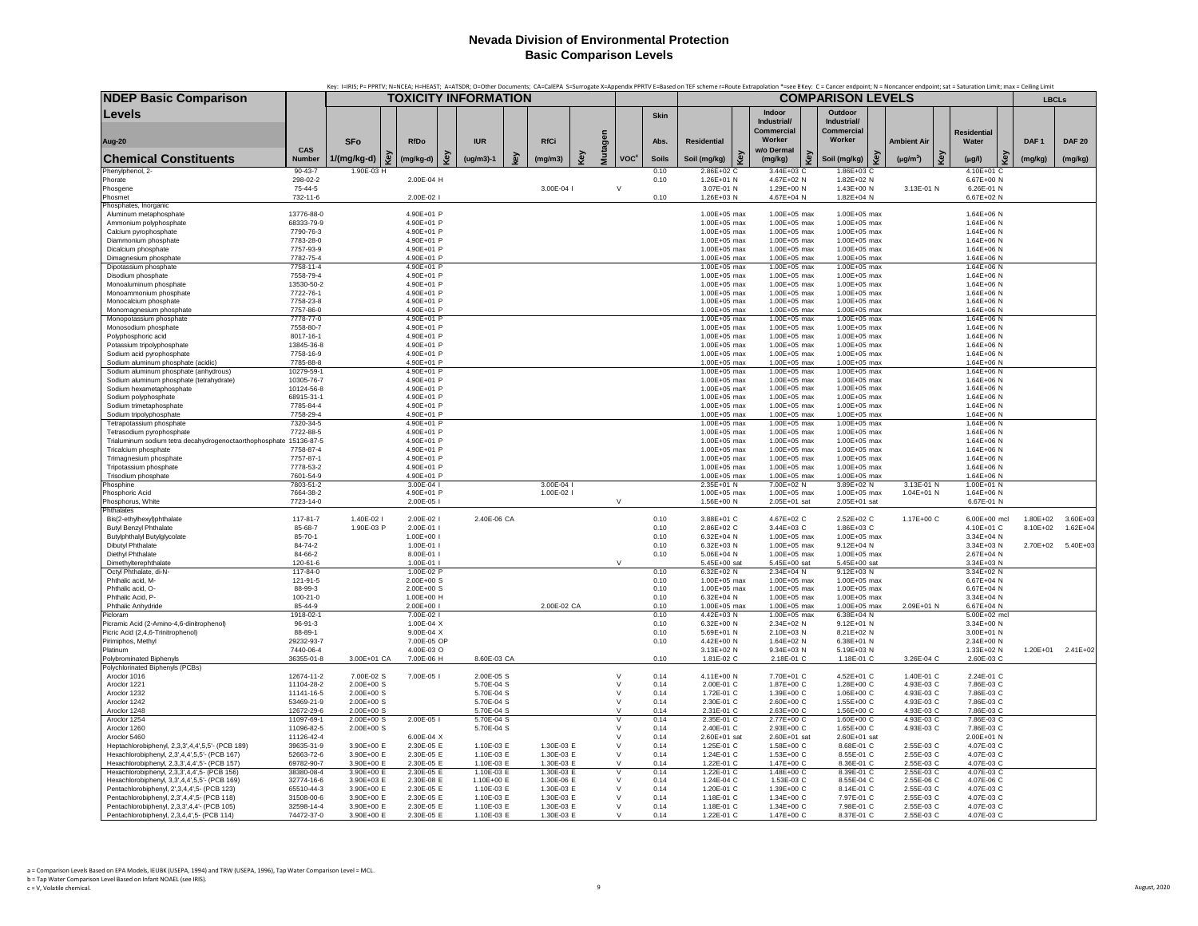# Nevada Division of Environmental Protection
## Basic Comparison Levels

Key: I=IRIS; P= PPRTV; N=NCEA; H=HEAST; A=ATSDR; O=Other Documents; CA=CalEPA S=Surrogate X=Appendix PPRTV E=Based on TEF scheme r=Route Extrapolation *=see B Key: C = Cancer endpoint; N = Noncancer endpoint; sat = Saturation Limit; max = Ceiling Limit

| NDEP Basic Comparison Levels | | TOXICITY INFORMATION | | | | | | | | | | | COMPARISON LEVELS | | | | | | | | | | LBCLs | |
|---|---|---|---|---|---|---|---|---|---|---|---|---|---|---|---|---|---|---|---|---|---|---|---|---|
| Aug-20 | | SFo | | RfDo | | IUR | | RfCi | | Mutagen | | Skin Abs. | Residential | | Indoor Industrial/ Commercial Worker w/o Dermal | | Outdoor Industrial/ Commercial Worker | | Ambient Air | | Residential Water | | DAF 1 | DAF 20 |
| Chemical Constituents | CAS Number | 1/(mg/kg-d) | Key | (mg/kg-d) | Key | (ug/m3)-1 | key | (mg/m3) | Key | | VOC[c] | Soils | Soil (mg/kg) | Key | (mg/kg) | Key | Soil (mg/kg) | Key | ($\mu g/m^3$) | Key | ($\mu g/l$) | Key | (mg/kg) | (mg/kg) |
| Phenylphenol, 2- | 90-43-7 | 1.90E-03 | H | | | | | | | | | 0.10 | 2.86E+02 | C | 3.44E+03 | C | 1.86E+03 | C | | | 4.10E+01 | C | | |
| Phorate | 298-02-2 | | | 2.00E-04 | H | | | | | | | 0.10 | 1.26E+01 | N | 4.67E+02 | N | 1.82E+02 | N | | | 6.67E+00 | N | | |
| Phosgene | 75-44-5 | | | | | | | 3.00E-04 | I | | V | | 3.07E-01 | N | 1.29E+00 | N | 1.43E+00 | N | 3.13E-01 | N | 6.26E-01 | N | | |
| Phosmet | 732-11-6 | | | 2.00E-02 | I | | | | | | | 0.10 | 1.26E+03 | N | 4.67E+04 | N | 1.82E+04 | N | | | 6.67E+02 | N | | |
| Phosphates, Inorganic | | | | | | | | | | | | | | | | | | | | | | | | |
| Aluminum metaphosphate | 13776-88-0 | | | 4.90E+01 | P | | | | | | | | 1.00E+05 | max | 1.00E+05 | max | 1.00E+05 | max | | | 1.64E+06 | N | | |
| Ammonium polyphosphate | 68333-79-9 | | | 4.90E+01 | P | | | | | | | | 1.00E+05 | max | 1.00E+05 | max | 1.00E+05 | max | | | 1.64E+06 | N | | |
| Calcium pyrophosphate | 7790-76-3 | | | 4.90E+01 | P | | | | | | | | 1.00E+05 | max | 1.00E+05 | max | 1.00E+05 | max | | | 1.64E+06 | N | | |
| Diammonium phosphate | 7783-28-0 | | | 4.90E+01 | P | | | | | | | | 1.00E+05 | max | 1.00E+05 | max | 1.00E+05 | max | | | 1.64E+06 | N | | |
| Dicalcium phosphate | 7757-93-9 | | | 4.90E+01 | P | | | | | | | | 1.00E+05 | max | 1.00E+05 | max | 1.00E+05 | max | | | 1.64E+06 | N | | |
| Dimagnesium phosphate | 7782-75-4 | | | 4.90E+01 | P | | | | | | | | 1.00E+05 | max | 1.00E+05 | max | 1.00E+05 | max | | | 1.64E+06 | N | | |
| Dipotassium phosphate | 7758-11-4 | | | 4.90E+01 | P | | | | | | | | 1.00E+05 | max | 1.00E+05 | max | 1.00E+05 | max | | | 1.64E+06 | N | | |
| Disodium phosphate | 7558-79-4 | | | 4.90E+01 | P | | | | | | | | 1.00E+05 | max | 1.00E+05 | max | 1.00E+05 | max | | | 1.64E+06 | N | | |
| Monoaluminum phosphate | 13530-50-2 | | | 4.90E+01 | P | | | | | | | | 1.00E+05 | max | 1.00E+05 | max | 1.00E+05 | max | | | 1.64E+06 | N | | |
| Monoammonium phosphate | 7722-76-1 | | | 4.90E+01 | P | | | | | | | | 1.00E+05 | max | 1.00E+05 | max | 1.00E+05 | max | | | 1.64E+06 | N | | |
| Monocalcium phosphate | 7758-23-8 | | | 4.90E+01 | P | | | | | | | | 1.00E+05 | max | 1.00E+05 | max | 1.00E+05 | max | | | 1.64E+06 | N | | |
| Monomagnesium phosphate | 7757-86-0 | | | 4.90E+01 | P | | | | | | | | 1.00E+05 | max | 1.00E+05 | max | 1.00E+05 | max | | | 1.64E+06 | N | | |
| Monopotassium phosphate | 7778-77-0 | | | 4.90E+01 | P | | | | | | | | 1.00E+05 | max | 1.00E+05 | max | 1.00E+05 | max | | | 1.64E+06 | N | | |
| Monosodium phosphate | 7558-80-7 | | | 4.90E+01 | P | | | | | | | | 1.00E+05 | max | 1.00E+05 | max | 1.00E+05 | max | | | 1.64E+06 | N | | |
| Polyphosphoric acid | 8017-16-1 | | | 4.90E+01 | P | | | | | | | | 1.00E+05 | max | 1.00E+05 | max | 1.00E+05 | max | | | 1.64E+06 | N | | |
| Potassium tripolyphosphate | 13845-36-8 | | | 4.90E+01 | P | | | | | | | | 1.00E+05 | max | 1.00E+05 | max | 1.00E+05 | max | | | 1.64E+06 | N | | |
| Sodium acid pyrophosphate | 7758-16-9 | | | 4.90E+01 | P | | | | | | | | 1.00E+05 | max | 1.00E+05 | max | 1.00E+05 | max | | | 1.64E+06 | N | | |
| Sodium aluminum phosphate (acidic) | 7785-88-8 | | | 4.90E+01 | P | | | | | | | | 1.00E+05 | max | 1.00E+05 | max | 1.00E+05 | max | | | 1.64E+06 | N | | |
| Sodium aluminum phosphate (anhydrous) | 10279-59-1 | | | 4.90E+01 | P | | | | | | | | 1.00E+05 | max | 1.00E+05 | max | 1.00E+05 | max | | | 1.64E+06 | N | | |
| Sodium aluminum phosphate (tetrahydrate) | 10305-76-7 | | | 4.90E+01 | P | | | | | | | | 1.00E+05 | max | 1.00E+05 | max | 1.00E+05 | max | | | 1.64E+06 | N | | |
| Sodium hexametaphosphate | 10124-56-8 | | | 4.90E+01 | P | | | | | | | | 1.00E+05 | max | 1.00E+05 | max | 1.00E+05 | max | | | 1.64E+06 | N | | |
| Sodium polyphosphate | 68915-31-1 | | | 4.90E+01 | P | | | | | | | | 1.00E+05 | max | 1.00E+05 | max | 1.00E+05 | max | | | 1.64E+06 | N | | |
| Sodium trimetaphosphate | 7785-84-4 | | | 4.90E+01 | P | | | | | | | | 1.00E+05 | max | 1.00E+05 | max | 1.00E+05 | max | | | 1.64E+06 | N | | |
| Sodium tripolyphosphate | 7758-29-4 | | | 4.90E+01 | P | | | | | | | | 1.00E+05 | max | 1.00E+05 | max | 1.00E+05 | max | | | 1.64E+06 | N | | |
| Tetrapotassium phosphate | 7320-34-5 | | | 4.90E+01 | P | | | | | | | | 1.00E+05 | max | 1.00E+05 | max | 1.00E+05 | max | | | 1.64E+06 | N | | |
| Tetrasodium pyrophosphate | 7722-88-5 | | | 4.90E+01 | P | | | | | | | | 1.00E+05 | max | 1.00E+05 | max | 1.00E+05 | max | | | 1.64E+06 | N | | |
| Trialuminum sodium tetra decahydrogenoctaorthophosphate | 15136-87-5 | | | 4.90E+01 | P | | | | | | | | 1.00E+05 | max | 1.00E+05 | max | 1.00E+05 | max | | | 1.64E+06 | N | | |
| Tricalcium phosphate | 7758-87-4 | | | 4.90E+01 | P | | | | | | | | 1.00E+05 | max | 1.00E+05 | max | 1.00E+05 | max | | | 1.64E+06 | N | | |
| Trimagnesium phosphate | 7757-87-1 | | | 4.90E+01 | P | | | | | | | | 1.00E+05 | max | 1.00E+05 | max | 1.00E+05 | max | | | 1.64E+06 | N | | |
| Tripotassium phosphate | 7778-53-2 | | | 4.90E+01 | P | | | | | | | | 1.00E+05 | max | 1.00E+05 | max | 1.00E+05 | max | | | 1.64E+06 | N | | |
| Trisodium phosphate | 7601-54-9 | | | 4.90E+01 | P | | | | | | | | 1.00E+05 | max | 1.00E+05 | max | 1.00E+05 | max | | | 1.64E+06 | N | | |
| Phosphine | 7803-51-2 | | | 3.00E-04 | I | | | 3.00E-04 | I | | | | 2.35E+01 | N | 7.00E+02 | N | 3.89E+02 | N | 3.13E-01 | N | 1.00E+01 | N | | |
| Phosphoric Acid | 7664-38-2 | | | 4.90E+01 | P | | | 1.00E-02 | I | | | | 1.00E+05 | max | 1.00E+05 | max | 1.00E+05 | max | 1.04E+01 | N | 1.64E+06 | N | | |
| Phosphorus, White | 7723-14-0 | | | 2.00E-05 | I | | | | | | V | | 1.56E+00 | N | 2.05E+01 | sat | 2.05E+01 | sat | | | 6.67E-01 | N | | |
| Phthalates | | | | | | | | | | | | | | | | | | | | | | | | |
| Bis(2-ethylhexyl)phthalate | 117-81-7 | 1.40E-02 | I | 2.00E-02 | I | 2.40E-06 | CA | | | | | 0.10 | 3.88E+01 | C | 4.67E+02 | C | 2.52E+02 | C | 1.17E+00 | C | 6.00E+00 | mcl | 1.80E+02 | 3.60E+03 |
| Butyl Benzyl Phthalate | 85-68-7 | 1.90E-03 | P | 2.00E-01 | I | | | | | | | 0.10 | 2.86E+02 | C | 3.44E+03 | C | 1.86E+03 | C | | | 4.10E+01 | C | 8.10E+02 | 1.62E+04 |
| Butylphthalyl Butylglycolate | 85-70-1 | | | 1.00E+00 | I | | | | | | | 0.10 | 6.32E+04 | N | 1.00E+05 | max | 1.00E+05 | max | | | 3.34E+04 | N | | |
| Dibutyl Phthalate | 84-74-2 | | | 1.00E-01 | I | | | | | | | 0.10 | 6.32E+03 | N | 1.00E+05 | max | 9.12E+04 | N | | | 3.34E+03 | N | 2.70E+02 | 5.40E+03 |
| Diethyl Phthalate | 84-66-2 | | | 8.00E-01 | I | | | | | | | 0.10 | 5.06E+04 | N | 1.00E+05 | max | 1.00E+05 | max | | | 2.67E+04 | N | | |
| Dimethylterephthalate | 120-61-6 | | | 1.00E-01 | I | | | | | | V | | 5.45E+00 | sat | 5.45E+00 | sat | 5.45E+00 | sat | | | 3.34E+03 | N | | |
| Octyl Phthalate, di-N- | 117-84-0 | | | 1.00E-02 | P | | | | | | | 0.10 | 6.32E+02 | N | 2.34E+04 | N | 9.12E+03 | N | | | 3.34E+02 | N | | |
| Phthalic acid, M- | 121-91-5 | | | 2.00E+00 | S | | | | | | | 0.10 | 1.00E+05 | max | 1.00E+05 | max | 1.00E+05 | max | | | 6.67E+04 | N | | |
| Phthalic acid, O- | 88-99-3 | | | 2.00E+00 | S | | | | | | | 0.10 | 1.00E+05 | max | 1.00E+05 | max | 1.00E+05 | max | | | 6.67E+04 | N | | |
| Phthalic Acid, P- | 100-21-0 | | | 1.00E+00 | H | | | | | | | 0.10 | 6.32E+04 | N | 1.00E+05 | max | 1.00E+05 | max | | | 3.34E+04 | N | | |
| Phthalic Anhydride | 85-44-9 | | | 2.00E+00 | I | | | 2.00E-02 | CA | | | 0.10 | 1.00E+05 | max | 1.00E+05 | max | 1.00E+05 | max | 2.09E+01 | N | 6.67E+04 | N | | |
| Picloram | 1918-02-1 | | | 7.00E-02 | I | | | | | | | 0.10 | 4.42E+03 | N | 1.00E+05 | max | 6.38E+04 | N | | | 5.00E+02 | mcl | | |
| Picramic Acid (2-Amino-4,6-dinitrophenol) | 96-91-3 | | | 1.00E-04 | X | | | | | | | 0.10 | 6.32E+00 | N | 2.34E+02 | N | 9.12E+01 | N | | | 3.34E+00 | N | | |
| Picric Acid (2,4,6-Trinitrophenol) | 88-89-1 | | | 9.00E-04 | X | | | | | | | 0.10 | 5.69E+01 | N | 2.10E+03 | N | 8.21E+02 | N | | | 3.00E+01 | N | | |
| Pirimiphos, Methyl | 29232-93-7 | | | 7.00E-05 | OP | | | | | | | 0.10 | 4.42E+00 | N | 1.64E+02 | N | 6.38E+01 | N | | | 2.34E+00 | N | | |
| Platinum | 7440-06-4 | | | 4.00E-03 | O | | | | | | | | 3.13E+02 | N | 9.34E+03 | N | 5.19E+03 | N | | | 1.33E+02 | N | 1.20E+01 | 2.41E+02 |
| Polybrominated Biphenyls | 36355-01-8 | 3.00E+01 | CA | 7.00E-06 | H | 8.60E-03 | CA | | | | | 0.10 | 1.81E-02 | C | 2.18E-01 | C | 1.18E-01 | C | 3.26E-04 | C | 2.60E-03 | C | | |
| Polychlorinated Biphenyls (PCBs) | | | | | | | | | | | | | | | | | | | | | | | | |
| Aroclor 1016 | 12674-11-2 | 7.00E-02 | S | 7.00E-05 | I | 2.00E-05 | S | | | | V | 0.14 | 4.11E+00 | N | 7.70E+01 | C | 4.52E+01 | C | 1.40E-01 | C | 2.24E-01 | C | | |
| Aroclor 1221 | 11104-28-2 | 2.00E+00 | S | | | 5.70E-04 | S | | | | V | 0.14 | 2.00E-01 | C | 1.87E+00 | C | 1.28E+00 | C | 4.93E-03 | C | 7.86E-03 | C | | |
| Aroclor 1232 | 11141-16-5 | 2.00E+00 | S | | | 5.70E-04 | S | | | | V | 0.14 | 1.72E-01 | C | 1.39E+00 | C | 1.06E+00 | C | 4.93E-03 | C | 7.86E-03 | C | | |
| Aroclor 1242 | 53469-21-9 | 2.00E+00 | S | | | 5.70E-04 | S | | | | V | 0.14 | 2.30E-01 | C | 2.60E+00 | C | 1.55E+00 | C | 4.93E-03 | C | 7.86E-03 | C | | |
| Aroclor 1248 | 12672-29-6 | 2.00E+00 | S | | | 5.70E-04 | S | | | | V | 0.14 | 2.31E-01 | C | 2.63E+00 | C | 1.56E+00 | C | 4.93E-03 | C | 7.86E-03 | C | | |
| Aroclor 1254 | 11097-69-1 | 2.00E+00 | S | 2.00E-05 | I | 5.70E-04 | S | | | | V | 0.14 | 2.35E-01 | C | 2.77E+00 | C | 1.60E+00 | C | 4.93E-03 | C | 7.86E-03 | C | | |
| Aroclor 1260 | 11096-82-5 | 2.00E+00 | S | | | 5.70E-04 | S | | | | V | 0.14 | 2.40E-01 | C | 2.93E+00 | C | 1.65E+00 | C | 4.93E-03 | C | 7.86E-03 | C | | |
| Aroclor 5460 | 11126-42-4 | | | 6.00E-04 | X | | | | | | V | 0.14 | 2.60E+01 | sat | 2.60E+01 | sat | 2.60E+01 | sat | | | 2.00E+01 | N | | |
| Heptachlorobiphenyl, 2,3,3',4,4',5,5'- (PCB 189) | 39635-31-9 | 3.90E+00 | E | 2.30E-05 | E | 1.10E-03 | E | 1.30E-03 | E | | V | 0.14 | 1.25E-01 | C | 1.58E+00 | C | 8.68E-01 | C | 2.55E-03 | C | 4.07E-03 | C | | |
| Hexachlorobiphenyl, 2,3',4,4',5,5'- (PCB 167) | 52663-72-6 | 3.90E+00 | E | 2.30E-05 | E | 1.10E-03 | E | 1.30E-03 | E | | V | 0.14 | 1.24E-01 | C | 1.53E+00 | C | 8.55E-01 | C | 2.55E-03 | C | 4.07E-03 | C | | |
| Hexachlorobiphenyl, 2,3,3',4,4',5'- (PCB 157) | 69782-90-7 | 3.90E+00 | E | 2.30E-05 | E | 1.10E-03 | E | 1.30E-03 | E | | V | 0.14 | 1.22E-01 | C | 1.47E+00 | C | 8.36E-01 | C | 2.55E-03 | C | 4.07E-03 | C | | |
| Hexachlorobiphenyl, 2,3,3',4,4',5- (PCB 156) | 38380-08-4 | 3.90E+00 | E | 2.30E-05 | E | 1.10E-03 | E | 1.30E-03 | E | | V | 0.14 | 1.22E-01 | C | 1.48E+00 | C | 8.39E-01 | C | 2.55E-03 | C | 4.07E-03 | C | | |
| Hexachlorobiphenyl, 3,3',4,4',5,5'- (PCB 169) | 32774-16-6 | 3.90E+03 | E | 2.30E-08 | E | 1.10E+00 | E | 1.30E-06 | E | | V | 0.14 | 1.24E-04 | C | 1.53E-03 | C | 8.55E-04 | C | 2.55E-06 | C | 4.07E-06 | C | | |
| Pentachlorobiphenyl, 2',3,4,4',5- (PCB 123) | 65510-44-3 | 3.90E+00 | E | 2.30E-05 | E | 1.10E-03 | E | 1.30E-03 | E | | V | 0.14 | 1.20E-01 | C | 1.39E+00 | C | 8.14E-01 | C | 2.55E-03 | C | 4.07E-03 | C | | |
| Pentachlorobiphenyl, 2,3',4,4',5- (PCB 118) | 31508-00-6 | 3.90E+00 | E | 2.30E-05 | E | 1.10E-03 | E | 1.30E-03 | E | | V | 0.14 | 1.18E-01 | C | 1.34E+00 | C | 7.97E-01 | C | 2.55E-03 | C | 4.07E-03 | C | | |
| Pentachlorobiphenyl, 2,3,3',4,4'- (PCB 105) | 32598-14-4 | 3.90E+00 | E | 2.30E-05 | E | 1.10E-03 | E | 1.30E-03 | E | | V | 0.14 | 1.18E-01 | C | 1.34E+00 | C | 7.98E-01 | C | 2.55E-03 | C | 4.07E-03 | C | | |
| Pentachlorobiphenyl, 2,3,4,4',5- (PCB 114) | 74472-37-0 | 3.90E+00 | E | 2.30E-05 | E | 1.10E-03 | E | 1.30E-03 | E | | V | 0.14 | 1.22E-01 | C | 1.47E+00 | C | 8.37E-01 | C | 2.55E-03 | C | 4.07E-03 | C | | |

a = Comparison Levels Based on EPA Models, IEUBK (USEPA, 1994) and TRW (USEPA, 1996), Tap Water Comparison Level = MCL.
b = Tap Water Comparison Level Based on Infant NOAEL (see IRIS).
c = V, Volatile chemical.

August, 2020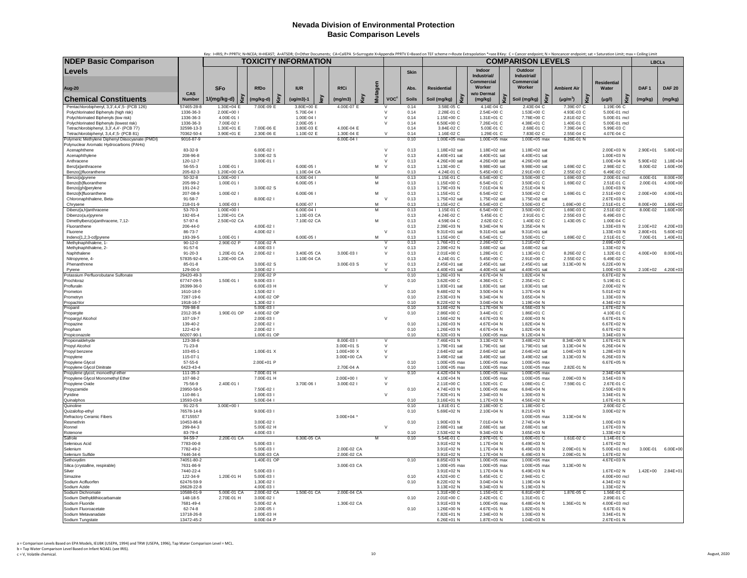# Nevada Division of Environmental Protection
## Basic Comparison Levels

Key: I=IRIS; P= PPRTV; N=NCEA; H=HEAST; A=ATSDR; O=Other Documents; CA=CalEPA S=Surrogate X=Appendix PPRTV E=Based on TEF scheme r=Route Extrapolation *=see B Key: C = Cancer endpoint; N = Noncancer endpoint; sat = Saturation Limit; max = Ceiling Limit

| NDEP Basic Comparison Levels | | TOXICITY INFORMATION | | | | | | | | | | | COMPARISON LEVELS | | | | | | | | | | | LBCLs | |
|---|---|---|---|---|---|---|---|---|---|---|---|---|---|---|---|---|---|---|---|---|---|---|---|---|---|
| Aug-20 | CAS | SFo | | RfDo | | IUR | | RfCi | | Mutagen | | Skin Abs. | Residential | | Indoor Industrial/ Commercial Worker w/o Dermal | | Outdoor Industrial/ Commercial Worker | | Ambient Air | | Residential Water | | DAF 1 | DAF 20 |
| Chemical Constituents | Number | 1/(mg/kg-d) | Key | (mg/kg-d) | Key | (ug/m3)-1 | key | (mg/m3) | Key | | VOC[c] | Soils | Soil (mg/kg) | Key | (mg/kg) | Key | Soil (mg/kg) | Key | (µg/m$^3$) | Key | (µg/l) | Key | (mg/kg) | (mg/kg) |
| Pentachlorobiphenyl, 3,3',4,4',5- (PCB 126) | 57465-28-8 | 1.30E+04 | E | 7.00E-09 | E | 3.80E+00 | E | 4.00E-07 | E | | V | 0.14 | 3.58E-05 | C | 4.14E-04 | C | 2.43E-04 | C | 7.39E-07 | C | 1.19E-06 | C | | |
| Polychlorinated Biphenyls (high risk) | 1336-36-3 | 2.00E+00 | I | | | 5.70E-04 | I | | | | V | 0.14 | 2.28E-01 | C | 2.54E+00 | C | 1.53E+00 | C | 4.93E-03 | C | 5.00E-01 | mcl | | |
| Polychlorinated Biphenyls (low risk) | 1336-36-3 | 4.00E-01 | I | | | 1.00E-04 | I | | | | V | 0.14 | 1.15E+00 | C | 1.31E+01 | C | 7.78E+00 | C | 2.81E-02 | C | 5.00E-01 | mcl | | |
| Polychlorinated Biphenyls (lowest risk) | 1336-36-3 | 7.00E-02 | I | | | 2.00E-05 | I | | | | V | 0.14 | 6.50E+00 | C | 7.26E+01 | C | 4.38E+01 | C | 1.40E-01 | C | 5.00E-01 | mcl | | |
| Tetrachlorobiphenyl, 3,3',4,4'- (PCB 77) | 32598-13-3 | 1.30E+01 | E | 7.00E-06 | E | 3.80E-03 | E | 4.00E-04 | E | | | 0.14 | 3.84E-02 | C | 5.03E-01 | C | 2.68E-01 | C | 7.39E-04 | C | 5.99E-03 | C | | |
| Tetrachlorobiphenyl, 3,4,4',5- (PCB 81) | 70362-50-4 | 3.90E+01 | E | 2.30E-06 | E | 1.10E-02 | E | 1.30E-04 | E | | V | 0.14 | 1.16E-02 | C | 1.29E-01 | C | 7.83E-02 | C | 2.55E-04 | C | 4.07E-04 | C | | |
| Polymeric Methylene Diphenyl Diisocyanate (PMDI) | 9016-87-9 | | | | | | | 6.00E-04 | I | | | 0.10 | 1.00E+05 | max | 1.00E+05 | max | 1.00E+05 | max | 6.26E-01 | N | | | | |
| Polynuclear Aromatic Hydrocarbons (PAHs) | | | | | | | | | | | | | | | | | | | | | | | | |
| Acenaphthene | 83-32-9 | | | 6.00E-02 | I | | | | | | V | 0.13 | 1.18E+02 | sat | 1.18E+02 | sat | 1.18E+02 | sat | | | 2.00E+03 | N | 2.90E+01 | 5.80E+02 |
| Acenaphthylene | 208-96-8 | | | 3.00E-02 | S | | | | | | V | 0.13 | 4.40E+01 | sat | 4.40E+01 | sat | 4.40E+01 | sat | | | 1.00E+03 | N | | |
| Anthracene | 120-12-7 | | | 3.00E-01 | I | | | | | | V | 0.13 | 4.26E+00 | sat | 4.26E+00 | sat | 4.26E+00 | sat | | | 1.00E+04 | N | 5.90E+02 | 1.18E+04 |
| Benz[a]anthracene | 56-55-3 | 1.00E-01 | I | | | 6.00E-05 | I | | | M | V | 0.13 | 1.13E+00 | C | 9.98E+00 | sat | 9.98E+00 | sat | 1.69E-02 | C | 2.98E-02 | C | 8.00E-02 | 1.60E+00 |
| Benzo(j)fluoranthene | 205-82-3 | 1.20E+00 | CA | | | 1.10E-04 | CA | | | | | 0.13 | 4.24E-01 | C | 5.45E+00 | C | 2.91E+00 | C | 2.55E-02 | C | 6.49E-02 | C | | |
| Benzo[a]pyrene | 50-32-8 | 1.00E+00 | I | | | 6.00E-04 | I | | | M | | 0.13 | 1.15E-01 | C | 6.54E+00 | C | 3.50E+00 | C | 1.69E-03 | C | 2.00E-01 | mcl | 4.00E-01 | 8.00E+00 |
| Benzo[b]fluoranthene | 205-99-2 | 1.00E-01 | I | | | 6.00E-05 | I | | | M | | 0.13 | 1.15E+00 | C | 6.54E+01 | C | 3.50E+01 | C | 1.69E-02 | C | 2.51E-01 | C | 2.00E-01 | 4.00E+00 |
| Benzo[ghi]perylene | 191-24-2 | | | 3.00E-02 | S | | | | | | | 0.13 | 1.79E+03 | N | 7.01E+04 | N | 2.51E+04 | N | | | 1.00E+03 | N | | |
| Benzo[k]fluoranthene | 207-08-9 | 1.00E-02 | I | | | 6.00E-06 | I | | | M | | 0.13 | 1.15E+01 | C | 6.54E+02 | C | 3.50E+02 | C | 1.69E-01 | C | 2.51E+00 | C | 2.00E+00 | 4.00E+01 |
| Chloronaphthalene, Beta- | 91-58-7 | | | 8.00E-02 | I | | | | | | V | 0.13 | 1.75E+02 | sat | 1.75E+02 | sat | 1.75E+02 | sat | | | 2.67E+03 | N | | |
| Chrysene | 218-01-9 | 1.00E-03 | I | | | 6.00E-07 | I | | | M | | 0.13 | 1.15E+02 | C | 6.54E+03 | C | 3.50E+03 | C | 1.69E+00 | C | 2.51E+01 | C | 8.00E+00 | 1.60E+02 |
| Dibenz[a,h]anthracene | 53-70-3 | 1.00E+00 | I | | | 6.00E-04 | I | | | M | | 0.13 | 1.15E-01 | C | 6.54E+00 | C | 3.50E+00 | C | 1.69E-03 | C | 2.51E-02 | C | 8.00E-02 | 1.60E+00 |
| Dibenzo(a,e)pyrene | 192-65-4 | 1.20E+01 | CA | | | 1.10E-03 | CA | | | | | 0.13 | 4.24E-02 | C | 5.45E-01 | C | 2.91E-01 | C | 2.55E-03 | C | 6.49E-03 | C | | |
| Dimethylbenz(a)anthracene, 7,12- | 57-97-6 | 2.50E+02 | CA | | | 7.10E-02 | CA | | | M | | 0.13 | 4.59E-04 | C | 2.62E-02 | C | 1.40E-02 | C | 1.43E-05 | C | 1.00E-04 | C | | |
| Fluoranthene | 206-44-0 | | | 4.00E-02 | I | | | | | | | 0.13 | 2.39E+03 | N | 9.34E+04 | N | 3.35E+04 | N | | | 1.33E+03 | N | 2.10E+02 | 4.20E+03 |
| Fluorene | 86-73-7 | | | 4.00E-02 | I | | | | | | V | 0.13 | 9.31E+01 | sat | 9.31E+01 | sat | 9.31E+01 | sat | | | 1.33E+03 | N | 2.80E+01 | 5.60E+02 |
| Indeno[1,2,3-cd]pyrene | 193-39-5 | 1.00E-01 | I | | | 6.00E-05 | I | | | M | | 0.13 | 1.15E+00 | C | 6.54E+01 | C | 3.50E+01 | C | 1.69E-02 | C | 2.51E-01 | C | 7.00E-01 | 1.40E+01 |
| Methylnaphthalene, 1- | 90-12-0 | 2.90E-02 | P | 7.00E-02 | A | | | | | | V | 0.13 | 1.76E+02 | C | 2.26E+02 | C | 1.21E+02 | C | | | 2.69E+00 | C | | |
| Methylnaphthalene, 2- | 91-57-6 | | | 4.00E-03 | I | | | | | | V | 0.13 | 2.39E+02 | N | 3.68E+02 | sat | 3.68E+02 | sat | | | 1.33E+02 | N | | |
| Naphthalene | 91-20-3 | 1.20E-01 | CA | 2.00E-02 | I | 3.40E-05 | CA | 3.00E-03 | I | | V | 0.13 | 2.01E+00 | C | 1.28E+01 | C | 1.13E+01 | C | 8.26E-02 | C | 1.32E-01 | C | 4.00E+00 | 8.00E+01 |
| Nitropyrene, 4- | 57835-92-4 | 1.20E+00 | CA | | | 1.10E-04 | CA | | | | | 0.13 | 4.24E-01 | C | 5.45E+00 | C | 2.91E+00 | C | 2.55E-02 | C | 6.49E-02 | C | | |
| Phenanthrene | 85-01-8 | | | 3.00E-02 | S | | | 3.00E-03 | S | | V | 0.13 | 2.45E+01 | sat | 2.45E+01 | sat | 2.45E+01 | sat | 3.13E+00 | N | 6.22E+00 | N | | |
| Pyrene | 129-00-0 | | | 3.00E-02 | I | | | | | | V | 0.13 | 4.40E+01 | sat | 4.40E+01 | sat | 4.40E+01 | sat | | | 1.00E+03 | N | 2.10E+02 | 4.20E+03 |
| Potassium Perfluorobutane Sulfonate | 29420-49-3 | | | 2.00E-02 | P | | | | | | | 0.10 | 1.26E+03 | N | 4.67E+04 | N | 1.82E+04 | N | | | 6.67E+02 | N | | |
| Prochloraz | 67747-09-5 | 1.50E-01 | I | 9.00E-03 | I | | | | | | | 0.10 | 3.62E+00 | C | 4.36E+01 | C | 2.35E+01 | C | | | 5.19E-01 | C | | |
| Profluralin | 26399-36-0 | | | 6.00E-03 | H | | | | | | V | | 1.83E+01 | sat | 1.83E+01 | sat | 1.83E+01 | sat | | | 2.00E+02 | N | | |
| Prometon | 1610-18-0 | | | 1.50E-02 | I | | | | | | | 0.10 | 9.48E+02 | N | 3.50E+04 | N | 1.37E+04 | N | | | 5.01E+02 | N | | |
| Prometryn | 7287-19-6 | | | 4.00E-02 | OP | | | | | | | 0.10 | 2.53E+03 | N | 9.34E+04 | N | 3.65E+04 | N | | | 1.33E+03 | N | | |
| Propachlor | 1918-16-7 | | | 1.30E-02 | I | | | | | | | 0.10 | 8.22E+02 | N | 3.04E+04 | N | 1.19E+04 | N | | | 4.34E+02 | N | | |
| Propanil | 709-98-8 | | | 5.00E-03 | I | | | | | | | 0.10 | 3.16E+02 | N | 1.17E+04 | N | 4.56E+03 | N | | | 1.67E+02 | N | | |
| Propargite | 2312-35-8 | 1.90E-01 | OP | 4.00E-02 | OP | | | | | | | 0.10 | 2.86E+00 | C | 3.44E+01 | C | 1.86E+01 | C | | | 4.10E-01 | C | | |
| Propargyl Alcohol | 107-19-7 | | | 2.00E-03 | I | | | | | | V | | 1.56E+02 | N | 4.67E+03 | N | 2.60E+03 | N | | | 6.67E+01 | N | | |
| Propazine | 139-40-2 | | | 2.00E-02 | I | | | | | | | 0.10 | 1.26E+03 | N | 4.67E+04 | N | 1.82E+04 | N | | | 6.67E+02 | N | | |
| Propham | 122-42-9 | | | 2.00E-02 | I | | | | | | | 0.10 | 1.26E+03 | N | 4.67E+04 | N | 1.82E+04 | N | | | 6.67E+02 | N | | |
| Propiconazole | 60207-90-1 | | | 1.00E-01 | OP | | | | | | | 0.10 | 6.32E+03 | N | 1.00E+05 | max | 9.12E+04 | N | | | 3.34E+03 | N | | |
| Propionaldehyde | 123-38-6 | | | | | | | 8.00E-03 | I | | V | | 7.46E+01 | N | 3.13E+02 | N | 3.48E+02 | N | 8.34E+00 | N | 1.67E+01 | N | | |
| Propyl Alcohol | 71-23-8 | | | | | | | 3.00E+01 | S | | V | | 1.79E+01 | sat | 1.79E+01 | sat | 1.79E+01 | sat | 3.13E+04 | N | 6.26E+04 | N | | |
| Propyl benzene | 103-65-1 | | | 1.00E-01 | X | | | 1.00E+00 | X | | V | | 2.64E+02 | sat | 2.64E+02 | sat | 2.64E+02 | sat | 1.04E+03 | N | 1.28E+03 | N | | |
| Propylene | 115-07-1 | | | | | | | 3.00E+00 | CA | | V | | 3.49E+02 | sat | 3.49E+02 | sat | 3.49E+02 | sat | 3.13E+03 | N | 6.26E+03 | N | | |
| Propylene Glycol | 57-55-6 | | | 2.00E+01 | P | | | | | | | 0.10 | 1.00E+05 | max | 1.00E+05 | max | 1.00E+05 | max | | | 6.67E+05 | N | | |
| Propylene Glycol Dinitrate | 6423-43-4 | | | | | | | 2.70E-04 | A | | | 0.10 | 1.00E+05 | max | 1.00E+05 | max | 1.00E+05 | max | 2.82E-01 | N | | | | |
| Propylene glycol, monoethyl ether | 111-35-3 | | | 7.00E-01 | H | | | | | | | 0.10 | 4.42E+04 | N | 1.00E+05 | max | 1.00E+05 | max | | | 2.34E+04 | N | | |
| Propylene Glycol Monomethyl Ether | 107-98-2 | | | 7.00E-01 | H | | | 2.00E+00 | I | | V | | 4.10E+04 | N | 1.00E+05 | max | 1.00E+05 | max | 2.09E+03 | N | 3.54E+03 | N | | |
| Propylene Oxide | 75-56-9 | 2.40E-01 | I | | | 3.70E-06 | I | 3.00E-02 | I | | V | | 2.11E+00 | C | 1.52E+01 | C | 1.08E+01 | C | 7.59E-01 | C | 2.67E-01 | C | | |
| Propyzamide | 23950-58-5 | | | 7.50E-02 | I | | | | | | | 0.10 | 4.74E+03 | N | 1.00E+05 | max | 6.84E+04 | N | | | 2.50E+03 | N | | |
| Pyridine | 110-86-1 | | | 1.00E-03 | I | | | | | | V | | 7.82E+01 | N | 2.34E+03 | N | 1.30E+03 | N | | | 3.34E+01 | N | | |
| Quinalphos | 13593-03-8 | | | 5.00E-04 | I | | | | | | | 0.10 | 3.16E+01 | N | 1.17E+03 | N | 4.56E+02 | N | | | 1.67E+01 | N | | |
| Quinoline | 91-22-5 | 3.00E+00 | I | | | | | | | | | 0.10 | 1.81E-01 | C | 2.18E+00 | C | 1.18E+00 | C | | | 2.60E-02 | C | | |
| Quizalofop-ethyl | 76578-14-8 | | | 9.00E-03 | I | | | | | | | 0.10 | 5.69E+02 | N | 2.10E+04 | N | 8.21E+03 | N | | | 3.00E+02 | N | | |
| Refractory Ceramic Fibers | E715557 | | | | | | | 3.00E+04 | * | | | | | | | | 1.00E+05 | max | 3.13E+04 | N | | | | |
| Resmethrin | 10453-86-8 | | | 3.00E-02 | I | | | | | | | 0.10 | 1.90E+03 | N | 7.01E+04 | N | 2.74E+04 | N | | | 1.00E+03 | N | | |
| Ronnel | 299-84-3 | | | 5.00E-02 | H | | | | | | V | | 2.68E+01 | sat | 2.68E+01 | sat | 2.68E+01 | sat | | | 1.67E+03 | N | | |
| Rotenone | 83-79-4 | | | 4.00E-03 | I | | | | | | | 0.10 | 2.53E+02 | N | 9.34E+03 | N | 3.65E+03 | N | | | 1.33E+02 | N | | |
| Safrole | 94-59-7 | 2.20E-01 | CA | | | 6.30E-05 | CA | | | M | | 0.10 | 5.54E-01 | C | 2.97E+01 | C | 1.60E+01 | C | 1.61E-02 | C | 1.14E-01 | C | | |
| Selenious Acid | 7783-00-8 | | | 5.00E-03 | I | | | | | | | | 3.91E+02 | N | 1.17E+04 | N | 6.49E+03 | N | | | 1.67E+02 | N | | |
| Selenium | 7782-49-2 | | | 5.00E-03 | I | | | 2.00E-02 | CA | | | | 3.91E+02 | N | 1.17E+04 | N | 6.49E+03 | N | 2.09E+01 | N | 5.00E+01 | mcl | 3.00E-01 | 6.00E+00 |
| Selenium Sulfide | 7446-34-6 | | | 5.00E-03 | CA | | | 2.00E-02 | CA | | | | 3.91E+02 | N | 1.17E+04 | N | 6.49E+03 | N | 2.09E+01 | N | 1.67E+02 | N | | |
| Sethoxydim | 74051-80-2 | | | 1.40E-01 | OP | | | | | | | 0.10 | 8.85E+03 | N | 1.00E+05 | max | 1.00E+05 | max | | | 4.67E+03 | N | | |
| Silica (crystalline, respirable) | 7631-86-9 | | | | | | | 3.00E-03 | CA | | | | 1.00E+05 | max | 1.00E+05 | max | 1.00E+05 | max | 3.13E+00 | N | | | | |
| Silver | 7440-22-4 | | | 5.00E-03 | I | | | | | | | | 3.91E+02 | N | 1.17E+04 | N | 6.49E+03 | N | | | 1.67E+02 | N | 1.42E+00 | 2.84E+01 |
| Simazine | 122-34-9 | 1.20E-01 | H | 5.00E-03 | I | | | | | | | 0.10 | 4.52E+00 | C | 5.45E+01 | C | 2.94E+01 | C | | | 4.00E+00 | mcl | | |
| Sodium Acifluorfen | 62476-59-9 | | | 1.30E-02 | I | | | | | | | 0.10 | 8.22E+02 | N | 3.04E+04 | N | 1.19E+04 | N | | | 4.34E+02 | N | | |
| Sodium Azide | 26628-22-8 | | | 4.00E-03 | I | | | | | | | | 3.13E+02 | N | 9.34E+03 | N | 5.19E+03 | N | | | 1.33E+02 | N | | |
| Sodium Dichromate | 10588-01-9 | 5.00E-01 | CA | 2.00E-02 | CA | 1.50E-01 | CA | 2.00E-04 | CA | | | | 1.31E+00 | C | 1.15E+01 | C | 6.81E+00 | C | 1.87E-05 | C | 1.56E-01 | C | | |
| Sodium Diethyldithiocarbamate | 148-18-5 | 2.70E-01 | H | 3.00E-02 | I | | | | | | | 0.10 | 2.01E+00 | C | 2.42E+01 | C | 1.31E+01 | C | | | 2.89E-01 | C | | |
| Sodium Fluoride | 7681-49-4 | | | 5.00E-02 | A | | | 1.30E-02 | CA | | | | 3.91E+03 | N | 1.00E+05 | max | 6.48E+04 | N | 1.36E+01 | N | 4.00E+03 | mcl | | |
| Sodium Fluoroacetate | 62-74-8 | | | 2.00E-05 | I | | | | | | | 0.10 | 1.26E+00 | N | 4.67E+01 | N | 1.82E+01 | N | | | 6.67E-01 | N | | |
| Sodium Metavanadate | 13718-26-8 | | | 1.00E-03 | H | | | | | | | | 7.82E+01 | N | 2.34E+03 | N | 1.30E+03 | N | | | 3.34E+01 | N | | |
| Sodium Tungstate | 13472-45-2 | | | 8.00E-04 | P | | | | | | | | 6.26E+01 | N | 1.87E+03 | N | 1.04E+03 | N | | | 2.67E+01 | N | | |

a = Comparison Levels Based on EPA Models, IEUBK (USEPA, 1994) and TRW (USEPA, 1996), Tap Water Comparison Level = MCL.
b = Tap Water Comparison Level Based on Infant NOAEL (see IRIS).
c = V, Volatile chemical.

August, 2020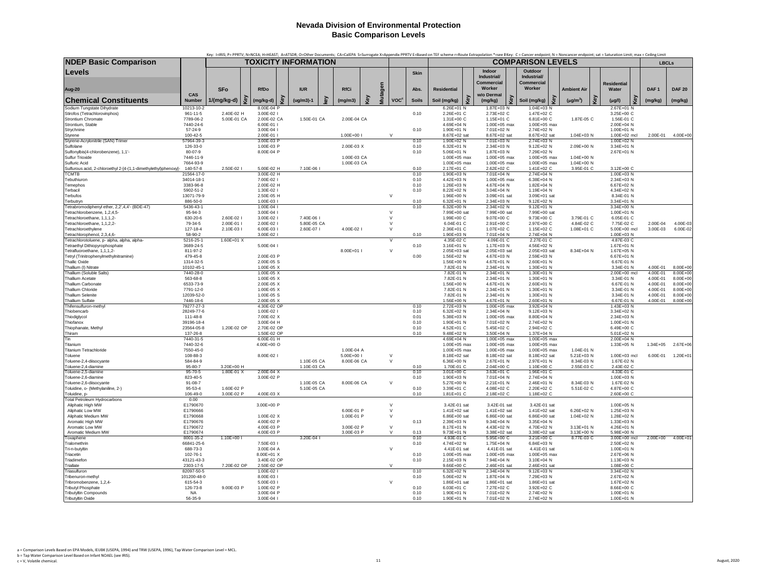# Nevada Division of Environmental Protection
## Basic Comparison Levels

Key: I=IRIS; P= PPRTV; N=NCEA; H=HEAST; A=ATSDR; O=Other Documents; CA=CalEPA S=Surrogate X=Appendix PPRTV E=Based on TEF scheme r=Route Extrapolation *=see B Key: C = Cancer endpoint; N = Noncancer endpoint; sat = Saturation Limit; max = Ceiling Limit

| NDEP Basic Comparison Levels Aug-20 | | TOXICITY INFORMATION | | | | | | | | | | | | COMPARISON LEVELS | | | | | | | | | | | | LBCLs | |
|---|---|---|---|---|---|---|---|---|---|---|---|---|---|---|---|---|---|---|---|---|---|---|---|---|---|---|---|
| Chemical Constituents | CAS Number | SFo 1/(mg/kg-d) | Key | RfDo (mg/kg-d) | Key | IUR (ug/m3)-1 | key | RfCi (mg/m3) | Key | Mutagen | VOC[c] | Skin Abs. Soils | Residential Soil (mg/kg) | Key | Indoor Industrial/ Commercial Worker w/o Dermal (mg/kg) | Key | Outdoor Industrial/ Commercial Worker Soil (mg/kg) | Key | Ambient Air ($\mu g/m^3$) | Key | Residential Water (µg/l) | Key | DAF 1 (mg/kg) | DAF 20 (mg/kg) |
| Sodium Tungstate Dihydrate | 10213-10-2 | | | 8.00E-04 | P | | | | | | | | 6.26E+01 | N | 1.87E+03 | N | 1.04E+03 | N | | | 2.67E+01 | N | | |
| Stirofos (Tetrachlorovinphos) | 961-11-5 | 2.40E-02 | H | 3.00E-02 | I | | | | | | | 0.10 | 2.26E+01 | C | 2.73E+02 | C | 1.47E+02 | C | | | 3.25E+00 | C | | |
| Strontium Chromate | 7789-06-2 | 5.00E-01 | CA | 2.00E-02 | CA | 1.50E-01 | CA | 2.00E-04 | CA | | | | 1.31E+00 | C | 1.15E+01 | C | 6.81E+00 | C | 1.87E-05 | C | 1.56E-01 | C | | |
| Strontium, Stable | 7440-24-6 | | | 6.00E-01 | I | | | | | | | | 4.69E+04 | N | 1.00E+05 | max | 1.00E+05 | max | | | 2.00E+04 | N | | |
| Strychnine | 57-24-9 | | | 3.00E-04 | I | | | | | | | 0.10 | 1.90E+01 | N | 7.01E+02 | N | 2.74E+02 | N | | | 1.00E+01 | N | | |
| Styrene | 100-42-5 | | | 2.00E-01 | I | | | 1.00E+00 | I | | V | | 8.67E+02 | sat | 8.67E+02 | sat | 8.67E+02 | sat | 1.04E+03 | N | 1.00E+02 | mcl | 2.00E-01 | 4.00E+00 |
| Styrene-Acrylonitrile (SAN) Trimer | 57964-39-3 | | | 3.00E-03 | P | | | | | | | 0.10 | 1.90E+02 | N | 7.01E+03 | N | 2.74E+03 | N | | | 1.00E+02 | N | | |
| Sulfolane | 126-33-0 | | | 1.00E-03 | P | | | 2.00E-03 | X | | | 0.10 | 6.32E+01 | N | 2.34E+03 | N | 9.12E+02 | N | 2.09E+00 | N | 3.34E+01 | N | | |
| Sulfonylbis(4-chlorobenzene), 1,1'- | 80-07-9 | | | 8.00E-04 | P | | | | | | | 0.10 | 5.06E+01 | N | 1.87E+03 | N | 7.29E+02 | N | | | 2.67E+01 | N | | |
| Sulfur Trioxide | 7446-11-9 | | | | | | | 1.00E-03 | CA | | | | 1.00E+05 | max | 1.00E+05 | max | 1.00E+05 | max | 1.04E+00 | N | | | | |
| Sulfuric Acid | 7664-93-9 | | | | | | | 1.00E-03 | CA | | | | 1.00E+05 | max | 1.00E+05 | max | 1.00E+05 | max | 1.04E+00 | N | | | | |
| Sulfurous acid, 2-chloroethyl 2-[4-(1,1-dimethylethyl)phenoxy]- | 140-57-8 | 2.50E-02 | I | 5.00E-02 | H | 7.10E-06 | I | | | | | 0.10 | 2.17E+01 | C | 2.62E+02 | C | 1.41E+02 | C | 3.95E-01 | C | 3.12E+00 | C | | |
| TCMTB | 21564-17-0 | | | 3.00E-02 | H | | | | | | | 0.10 | 1.90E+03 | N | 7.01E+04 | N | 2.74E+04 | N | | | 1.00E+03 | N | | |
| Tebuthiuron | 34014-18-1 | | | 7.00E-02 | I | | | | | | | 0.10 | 4.42E+03 | N | 1.00E+05 | max | 6.38E+04 | N | | | 2.34E+03 | N | | |
| Temephos | 3383-96-8 | | | 2.00E-02 | H | | | | | | | 0.10 | 1.26E+03 | N | 4.67E+04 | N | 1.82E+04 | N | | | 6.67E+02 | N | | |
| Terbacil | 5902-51-2 | | | 1.30E-02 | I | | | | | | | 0.10 | 8.22E+02 | N | 3.04E+04 | N | 1.19E+04 | N | | | 4.34E+02 | N | | |
| Terbufos | 13071-79-9 | | | 2.50E-05 | H | | | | | | V | | 1.96E+00 | N | 3.09E+01 | sat | 3.09E+01 | sat | | | 8.34E-01 | N | | |
| Terbutryn | 886-50-0 | | | 1.00E-03 | I | | | | | | | 0.10 | 6.32E+01 | N | 2.34E+03 | N | 9.12E+02 | N | | | 3.34E+01 | N | | |
| Tetrabromodiphenyl ether, 2,2',4,4'- (BDE-47) | 5436-43-1 | | | 1.00E-04 | I | | | | | | | 0.10 | 6.32E+00 | N | 2.34E+02 | N | 9.12E+01 | N | | | 3.34E+00 | N | | |
| Tetrachlorobenzene, 1,2,4,5- | 95-94-3 | | | 3.00E-04 | I | | | | | | V | | 7.99E+00 | sat | 7.99E+00 | sat | 7.99E+00 | sat | | | 1.00E+01 | N | | |
| Tetrachloroethane, 1,1,1,2- | 630-20-6 | 2.60E-02 | I | 3.00E-02 | I | 7.40E-06 | I | | | | V | | 1.99E+00 | C | 9.07E+00 | C | 9.73E+00 | C | 3.79E-01 | C | 6.05E-01 | C | | |
| Tetrachloroethane, 1,1,2,2- | 79-34-5 | 2.00E-01 | I | 2.00E-02 | I | 5.80E-05 | CA | | | | V | | 6.04E-01 | C | 2.91E+00 | C | 2.97E+00 | C | 4.84E-02 | C | 7.75E-02 | C | 2.00E-04 | 4.00E-03 |
| Tetrachloroethylene | 127-18-4 | 2.10E-03 | I | 6.00E-03 | I | 2.60E-07 | I | 4.00E-02 | I | | V | | 2.36E+01 | C | 1.07E+02 | C | 1.15E+02 | C | 1.08E+01 | C | 5.00E+00 | mcl | 3.00E-03 | 6.00E-02 |
| Tetrachlorophenol, 2,3,4,6- | 58-90-2 | | | 3.00E-02 | I | | | | | | | 0.10 | 1.90E+03 | N | 7.01E+04 | N | 2.74E+04 | N | | | 1.00E+03 | N | | |
| Tetrachlorotoluene, p- alpha, alpha, alpha- | 5216-25-1 | 1.60E+01 | X | | | | | | | | V | | 4.35E-02 | C | 4.09E-01 | C | 2.27E-01 | C | | | 4.87E-03 | C | | |
| Tetraethyl Dithiopyrophosphate | 3689-24-5 | | | 5.00E-04 | I | | | | | | | 0.10 | 3.16E+01 | N | 1.17E+03 | N | 4.56E+02 | N | | | 1.67E+01 | N | | |
| Tetrafluoroethane, 1,1,1,2- | 811-97-2 | | | | | | | 8.00E+01 | I | | V | | 2.05E+03 | sat | 2.05E+03 | sat | 2.05E+03 | sat | 8.34E+04 | N | 1.67E+05 | N | | |
| Tetryl (Trinitrophenylmethylnitramine) | 479-45-8 | | | 2.00E-03 | P | | | | | | | 0.00 | 1.56E+02 | N | 4.67E+03 | N | 2.59E+03 | N | | | 6.67E+01 | N | | |
| Thallic Oxide | 1314-32-5 | | | 2.00E-05 | S | | | | | | | | 1.56E+00 | N | 4.67E+01 | N | 2.60E+01 | N | | | 6.67E-01 | N | | |
| Thallium (I) Nitrate | 10102-45-1 | | | 1.00E-05 | X | | | | | | | | 7.82E-01 | N | 2.34E+01 | N | 1.30E+01 | N | | | 3.34E-01 | N | 4.00E-01 | 8.00E+00 |
| Thallium (Soluble Salts) | 7440-28-0 | | | 1.00E-05 | X | | | | | | | | 7.82E-01 | N | 2.34E+01 | N | 1.30E+01 | N | | | 2.00E+00 | mcl | 4.00E-01 | 8.00E+00 |
| Thallium Acetate | 563-68-8 | | | 1.00E-05 | X | | | | | | | | 7.82E-01 | N | 2.34E+01 | N | 1.30E+01 | N | | | 3.34E-01 | N | 4.00E-01 | 8.00E+00 |
| Thallium Carbonate | 6533-73-9 | | | 2.00E-05 | X | | | | | | | | 1.56E+00 | N | 4.67E+01 | N | 2.60E+01 | N | | | 6.67E-01 | N | 4.00E-01 | 8.00E+00 |
| Thallium Chloride | 7791-12-0 | | | 1.00E-05 | X | | | | | | | | 7.82E-01 | N | 2.34E+01 | N | 1.30E+01 | N | | | 3.34E-01 | N | 4.00E-01 | 8.00E+00 |
| Thallium Selenite | 12039-52-0 | | | 1.00E-05 | S | | | | | | | | 7.82E-01 | N | 2.34E+01 | N | 1.30E+01 | N | | | 3.34E-01 | N | 4.00E-01 | 8.00E+00 |
| Thallium Sulfate | 7446-18-6 | | | 2.00E-05 | X | | | | | | | | 1.56E+00 | N | 4.67E+01 | N | 2.60E+01 | N | | | 6.67E-01 | N | 4.00E-01 | 8.00E+00 |
| Thifensulfuron-methyl | 79277-27-3 | | | 4.30E-02 | OP | | | | | | | 0.10 | 2.72E+03 | N | 1.00E+05 | max | 3.92E+04 | N | | | 1.43E+03 | N | | |
| Thiobencarb | 28249-77-6 | | | 1.00E-02 | I | | | | | | | 0.10 | 6.32E+02 | N | 2.34E+04 | N | 9.12E+03 | N | | | 3.34E+02 | N | | |
| Thiodiglycol | 111-48-8 | | | 7.00E-02 | X | | | | | | | 0.01 | 5.38E+03 | N | 1.00E+05 | max | 8.80E+04 | N | | | 2.34E+03 | N | | |
| Thiofanox | 39196-18-4 | | | 3.00E-04 | H | | | | | | | 0.10 | 1.90E+01 | N | 7.01E+02 | N | 2.74E+02 | N | | | 1.00E+01 | N | | |
| Thiophanate, Methyl | 23564-05-8 | 1.20E-02 | OP | 2.70E-02 | OP | | | | | | | 0.10 | 4.52E+01 | C | 5.45E+02 | C | 2.94E+02 | C | | | 6.49E+00 | C | | |
| Thiram | 137-26-8 | | | 1.50E-02 | OP | | | | | | | 0.10 | 9.48E+02 | N | 3.50E+04 | N | 1.37E+04 | N | | | 5.01E+02 | N | | |
| Tin | 7440-31-5 | | | 6.00E-01 | H | | | | | | | | 4.69E+04 | N | 1.00E+05 | max | 1.00E+05 | max | | | 2.00E+04 | N | | |
| Titanium | 7440-32-6 | | | 4.00E+00 | O | | | | | | | | 1.00E+05 | max | 1.00E+05 | max | 1.00E+05 | max | | | 1.33E+05 | N | 1.34E+05 | 2.67E+06 |
| Titanium Tetrachloride | 7550-45-0 | | | | | | | 1.00E-04 | A | | | | 1.00E+05 | max | 1.00E+05 | max | 1.00E+05 | max | 1.04E-01 | N | | | | |
| Toluene | 108-88-3 | | | 8.00E-02 | I | | | 5.00E+00 | I | | V | | 8.18E+02 | sat | 8.18E+02 | sat | 8.18E+02 | sat | 5.21E+03 | N | 1.00E+03 | mcl | 6.00E-01 | 1.20E+01 |
| Toluene-2,4-diisocyanate | 584-84-9 | | | | | 1.10E-05 | CA | 8.00E-06 | CA | | V | | 6.36E+00 | N | 2.67E+01 | N | 2.97E+01 | N | 8.34E-03 | N | 1.67E-02 | N | | |
| Toluene-2,4-diamine | 95-80-7 | 3.20E+00 | H | | | 1.10E-03 | CA | | | | | 0.10 | 1.70E-01 | C | 2.04E+00 | C | 1.10E+00 | C | 2.55E-03 | C | 2.43E-02 | C | | |
| Toluene-2,5-diamine | 95-70-5 | 1.80E-01 | X | 2.00E-04 | X | | | | | | | 0.10 | 3.01E+00 | C | 3.63E+01 | C | 1.96E+01 | C | | | 4.33E-01 | C | | |
| Toluene-2,6-diamine | 823-40-5 | | | 3.00E-02 | P | | | | | | | 0.10 | 1.90E+03 | N | 7.01E+04 | N | 2.74E+04 | N | | | 1.00E+03 | N | | |
| Toluene-2,6-diisocyanate | 91-08-7 | | | | | 1.10E-05 | CA | 8.00E-06 | CA | | V | | 5.27E+00 | N | 2.21E+01 | N | 2.46E+01 | N | 8.34E-03 | N | 1.67E-02 | N | | |
| Toluidine, o- (Methylaniline, 2-) | 95-53-4 | 1.60E-02 | P | | | 5.10E-05 | CA | | | | | 0.10 | 3.39E+01 | C | 4.08E+02 | C | 2.20E+02 | C | 5.51E-02 | C | 4.87E+00 | C | | |
| Toluidine, p- | 106-49-0 | 3.00E-02 | P | 4.00E-03 | X | | | | | | | 0.10 | 1.81E+01 | C | 2.18E+02 | C | 1.18E+02 | C | | | 2.60E+00 | C | | |
| Total Petroleum Hydrocarbons | 0.00 | | | | | | | | | | | | | | | | | | | | | | | |
| Aliphatic High MW | E1790670 | | | 3.00E+00 | P | | | | | | V | | 3.42E-01 | sat | 3.42E-01 | sat | 3.42E-01 | sat | | | 1.00E+05 | N | | |
| Aliphatic Low MW | E1790666 | | | | | | | 6.00E-01 | P | | V | | 1.41E+02 | sat | 1.41E+02 | sat | 1.41E+02 | sat | 6.26E+02 | N | 1.25E+03 | N | | |
| Aliphatic Medium MW | E1790668 | | | 1.00E-02 | X | | | 1.00E-01 | P | | V | | 6.86E+00 | sat | 6.86E+00 | sat | 6.86E+00 | sat | 1.04E+02 | N | 1.28E+02 | N | | |
| Aromatic High MW | E1790676 | | | 4.00E-02 | P | | | | | | | 0.13 | 2.39E+03 | N | 9.34E+04 | N | 3.35E+04 | N | | | 1.33E+03 | N | | |
| Aromatic Low MW | E1790672 | | | 4.00E-03 | P | | | 3.00E-02 | P | | V | | 8.17E+01 | N | 4.43E+02 | N | 4.70E+02 | N | 3.13E+01 | N | 4.26E+01 | N | | |
| Aromatic Medium MW | E1790674 | | | 4.00E-03 | P | | | 3.00E-03 | P | | V | 0.13 | 9.73E+01 | N | 3.38E+02 | sat | 3.38E+02 | sat | 3.13E+00 | N | 5.98E+00 | N | | |
| Toxaphene | 8001-35-2 | 1.10E+00 | I | | | 3.20E-04 | I | | | | | 0.10 | 4.93E-01 | C | 5.95E+00 | C | 3.21E+00 | C | 8.77E-03 | C | 3.00E+00 | mcl | 2.00E+00 | 4.00E+01 |
| Tralomethrin | 66841-25-6 | | | 7.50E-03 | I | | | | | | | 0.10 | 4.74E+02 | N | 1.75E+04 | N | 6.84E+03 | N | | | 2.50E+02 | N | | |
| Tri-n-butyltin | 688-73-3 | | | 3.00E-04 | A | | | | | | V | | 4.41E-01 | sat | 4.41E-01 | sat | 4.41E-01 | sat | | | 1.00E+01 | N | | |
| Triacetin | 102-76-1 | | | 8.00E+01 | X | | | | | | | 0.10 | 1.00E+05 | max | 1.00E+05 | max | 1.00E+05 | max | | | 2.67E+06 | N | | |
| Triadimefon | 43121-43-3 | | | 3.40E-02 | OP | | | | | | | 0.10 | 2.15E+03 | N | 7.94E+04 | N | 3.10E+04 | N | | | 1.13E+03 | N | | |
| Triallate | 2303-17-5 | 7.20E-02 | OP | 2.50E-02 | OP | | | | | | V | | 9.66E+00 | C | 2.46E+01 | sat | 2.46E+01 | sat | | | 1.08E+00 | C | | |
| Triasulfuron | 82097-50-5 | | | 1.00E-02 | I | | | | | | | 0.10 | 6.32E+02 | N | 2.34E+04 | N | 9.12E+03 | N | | | 3.34E+02 | N | | |
| Tribenuron-methyl | 101200-48-0 | | | 8.00E-03 | I | | | | | | | 0.10 | 5.06E+02 | N | 1.87E+04 | N | 7.29E+03 | N | | | 2.67E+02 | N | | |
| Tribromobenzene, 1,2,4- | 615-54-3 | | | 5.00E-03 | I | | | | | | V | | 1.86E+01 | sat | 1.86E+01 | sat | 1.86E+01 | sat | | | 1.67E+02 | N | | |
| Tributyl Phosphate | 126-73-8 | 9.00E-03 | P | 1.00E-02 | P | | | | | | | 0.10 | 6.03E+01 | C | 7.27E+02 | C | 3.92E+02 | C | | | 8.66E+00 | C | | |
| Tributyltin Compounds | NA | | | 3.00E-04 | P | | | | | | | 0.10 | 1.90E+01 | N | 7.01E+02 | N | 2.74E+02 | N | | | 1.00E+01 | N | | |
| Tributyltin Oxide | 56-35-9 | | | 3.00E-04 | I | | | | | | | 0.10 | 1.90E+01 | N | 7.01E+02 | N | 2.74E+02 | N | | | 1.00E+01 | N | | |

a = Comparison Levels Based on EPA Models, IEUBK (USEPA, 1994) and TRW (USEPA, 1996), Tap Water Comparison Level = MCL.
b = Tap Water Comparison Level Based on Infant NOAEL (see IRIS).
c = V, Volatile chemical.

August, 2020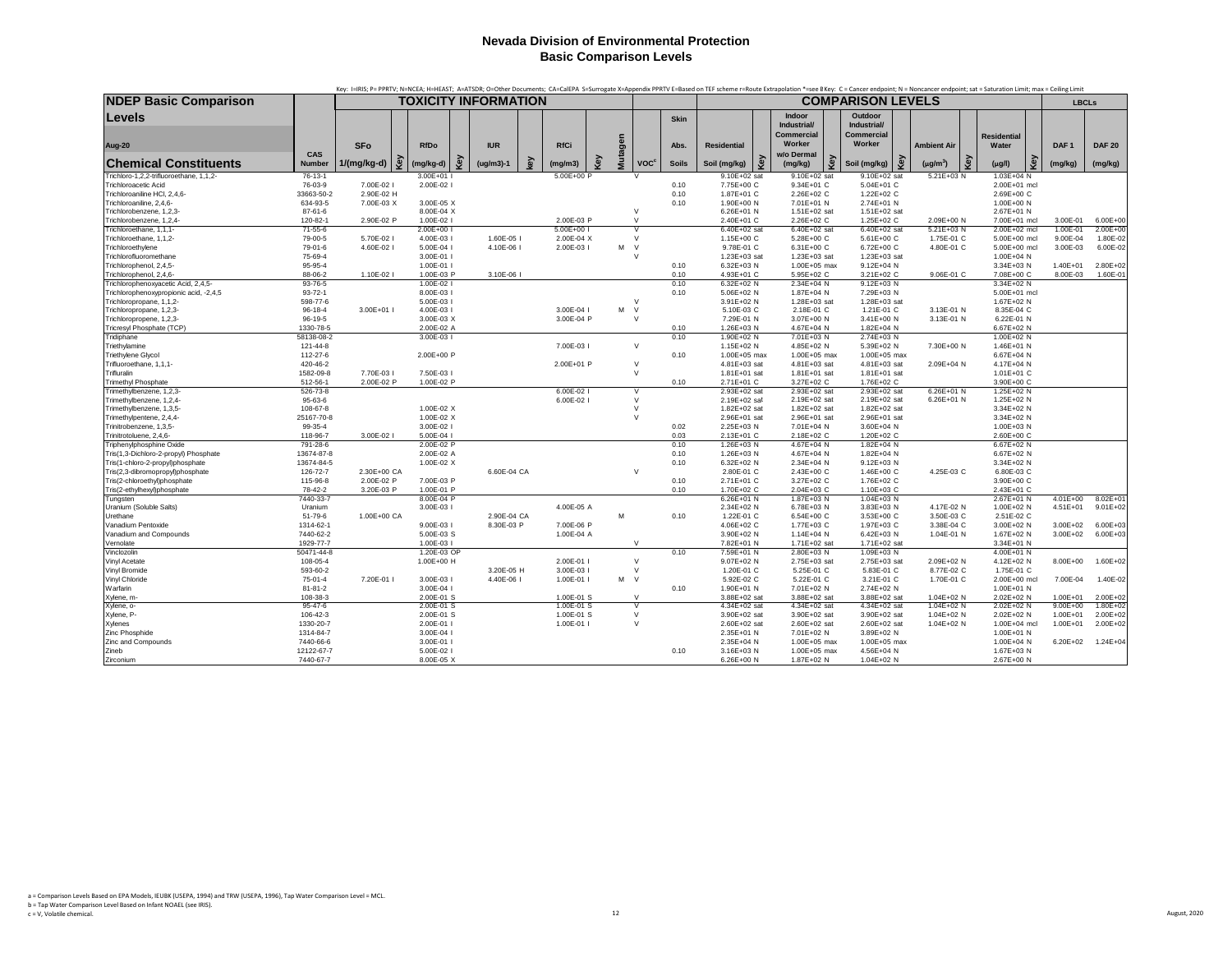# Nevada Division of Environmental Protection
## Basic Comparison Levels

Key: I=IRIS; P= PPRTV; N=NCEA; H=HEAST; A=ATSDR; O=Other Documents; CA=CalEPA S=Surrogate X=Appendix PPRTV E=Based on TEF scheme r=Route Extrapolation *=see B Key: C = Cancer endpoint; N = Noncancer endpoint; sat = Saturation Limit; max = Ceiling Limit

| NDEP Basic Comparison Levels | | TOXICITY INFORMATION | | | | | | | | | | | COMPARISON LEVELS | | | | | | | | | | LBCLs | |
|---|---|---|---|---|---|---|---|---|---|---|---|---|---|---|---|---|---|---|---|---|---|---|---|---|
| Aug-20 | | SFo | | RfDo | | IUR | | RfCi | | | | Skin Abs. | Residential | | Indoor Industrial/ Commercial Worker w/o Dermal | | Outdoor Industrial/ Commercial Worker | | Ambient Air | | Residential Water | | DAF 1 | DAF 20 |
| Chemical Constituents | CAS Number | 1/(mg/kg-d) | Key | (mg/kg-d) | Key | (ug/m3)-1 | key | (mg/m3) | Key | Mutagen | VOC[c] | Soils | Soil (mg/kg) | Key | (mg/kg) | Key | Soil (mg/kg) | Key | (µg/m³) | Key | (µg/l) | Key | (mg/kg) | (mg/kg) |
| Trichloro-1,2,2-trifluoroethane, 1,1,2- | 76-13-1 | | | 3.00E+01 | I | | | 5.00E+00 | P | | V | | 9.10E+02 | sat | 9.10E+02 | sat | 9.10E+02 | sat | 5.21E+03 | N | 1.03E+04 | N | | |
| Trichloroacetic Acid | 76-03-9 | 7.00E-02 | I | 2.00E-02 | I | | | | | | | 0.10 | 7.75E+00 | C | 9.34E+01 | C | 5.04E+01 | C | | | 2.00E+01 | mcl | | |
| Trichloroaniline HCl, 2,4,6- | 33663-50-2 | 2.90E-02 | H | | | | | | | | | 0.10 | 1.87E+01 | C | 2.26E+02 | C | 1.22E+02 | C | | | 2.69E+00 | C | | |
| Trichloroaniline, 2,4,6- | 634-93-5 | 7.00E-03 | X | 3.00E-05 | X | | | | | | | 0.10 | 1.90E+00 | N | 7.01E+01 | N | 2.74E+01 | N | | | 1.00E+00 | N | | |
| Trichlorobenzene, 1,2,3- | 87-61-6 | | | 8.00E-04 | X | | | | | | V | | 6.26E+01 | N | 1.51E+02 | sat | 1.51E+02 | sat | | | 2.67E+01 | N | | |
| Trichlorobenzene, 1,2,4- | 120-82-1 | 2.90E-02 | P | 1.00E-02 | I | | | 2.00E-03 | P | | V | | 2.40E+01 | C | 2.26E+02 | C | 1.25E+02 | C | 2.09E+00 | N | 7.00E+01 | mcl | 3.00E-01 | 6.00E+00 |
| Trichloroethane, 1,1,1- | 71-55-6 | | | 2.00E+00 | I | | | 5.00E+00 | I | | V | | 6.40E+02 | sat | 6.40E+02 | sat | 6.40E+02 | sat | 5.21E+03 | N | 2.00E+02 | mcl | 1.00E-01 | 2.00E+00 |
| Trichloroethane, 1,1,2- | 79-00-5 | 5.70E-02 | I | 4.00E-03 | I | 1.60E-05 | I | 2.00E-04 | X | | V | | 1.15E+00 | C | 5.28E+00 | C | 5.61E+00 | C | 1.75E-01 | C | 5.00E+00 | mcl | 9.00E-04 | 1.80E-02 |
| Trichloroethylene | 79-01-6 | 4.60E-02 | I | 5.00E-04 | I | 4.10E-06 | I | 2.00E-03 | I | M | V | | 9.78E-01 | C | 6.31E+00 | C | 6.72E+00 | C | 4.80E-01 | C | 5.00E+00 | mcl | 3.00E-03 | 6.00E-02 |
| Trichlorofluoromethane | 75-69-4 | | | 3.00E-01 | I | | | | | | V | | 1.23E+03 | sat | 1.23E+03 | sat | 1.23E+03 | sat | | | 1.00E+04 | N | | |
| Trichlorophenol, 2,4,5- | 95-95-4 | | | 1.00E-01 | I | | | | | | | 0.10 | 6.32E+03 | N | 1.00E+05 | max | 9.12E+04 | N | | | 3.34E+03 | N | 1.40E+01 | 2.80E+02 |
| Trichlorophenol, 2,4,6- | 88-06-2 | 1.10E-02 | I | 1.00E-03 | P | 3.10E-06 | I | | | | | 0.10 | 4.93E+01 | C | 5.95E+02 | C | 3.21E+02 | C | 9.06E-01 | C | 7.08E+00 | C | 8.00E-03 | 1.60E-01 |
| Trichlorophenoxyacetic Acid, 2,4,5- | 93-76-5 | | | 1.00E-02 | I | | | | | | | 0.10 | 6.32E+02 | N | 2.34E+04 | N | 9.12E+03 | N | | | 3.34E+02 | N | | |
| Trichlorophenoxypropionic acid, -2,4,5 | 93-72-1 | | | 8.00E-03 | I | | | | | | | 0.10 | 5.06E+02 | N | 1.87E+04 | N | 7.29E+03 | N | | | 5.00E+01 | mcl | | |
| Trichloropropane, 1,1,2- | 598-77-6 | | | 5.00E-03 | I | | | | | | V | | 3.91E+02 | N | 1.28E+03 | sat | 1.28E+03 | sat | | | 1.67E+02 | N | | |
| Trichloropropane, 1,2,3- | 96-18-4 | 3.00E+01 | I | 4.00E-03 | I | | | 3.00E-04 | I | M | V | | 5.10E-03 | C | 2.18E-01 | C | 1.21E-01 | C | 3.13E-01 | N | 8.35E-04 | C | | |
| Trichloropropene, 1,2,3- | 96-19-5 | | | 3.00E-03 | X | | | 3.00E-04 | P | | V | | 7.29E-01 | N | 3.07E+00 | N | 3.41E+00 | N | 3.13E-01 | N | 6.22E-01 | N | | |
| Tricresyl Phosphate (TCP) | 1330-78-5 | | | 2.00E-02 | A | | | | | | | 0.10 | 1.26E+03 | N | 4.67E+04 | N | 1.82E+04 | N | | | 6.67E+02 | N | | |
| Tridiphane | 58138-08-2 | | | 3.00E-03 | I | | | | | | | 0.10 | 1.90E+02 | N | 7.01E+03 | N | 2.74E+03 | N | | | 1.00E+02 | N | | |
| Triethylamine | 121-44-8 | | | | | | | 7.00E-03 | I | | V | | 1.15E+02 | N | 4.85E+02 | N | 5.39E+02 | N | 7.30E+00 | N | 1.46E+01 | N | | |
| Triethylene Glycol | 112-27-6 | | | 2.00E+00 | P | | | | | | | 0.10 | 1.00E+05 | max | 1.00E+05 | max | 1.00E+05 | max | | | 6.67E+04 | N | | |
| Trifluoroethane, 1,1,1- | 420-46-2 | | | | | | | 2.00E+01 | P | | V | | 4.81E+03 | sat | 4.81E+03 | sat | 4.81E+03 | sat | 2.09E+04 | N | 4.17E+04 | N | | |
| Trifluralin | 1582-09-8 | 7.70E-03 | I | 7.50E-03 | I | | | | | | V | | 1.81E+01 | sat | 1.81E+01 | sat | 1.81E+01 | sat | | | 1.01E+01 | C | | |
| Trimethyl Phosphate | 512-56-1 | 2.00E-02 | P | 1.00E-02 | P | | | | | | | 0.10 | 2.71E+01 | C | 3.27E+02 | C | 1.76E+02 | C | | | 3.90E+00 | C | | |
| Trimethylbenzene, 1,2,3- | 526-73-8 | | | | | | | 6.00E-02 | I | | V | | 2.93E+02 | sat | 2.93E+02 | sat | 2.93E+02 | sat | 6.26E+01 | N | 1.25E+02 | N | | |
| Trimethylbenzene, 1,2,4- | 95-63-6 | | | | | | | 6.00E-02 | I | | V | | 2.19E+02 | sat | 2.19E+02 | sat | 2.19E+02 | sat | 6.26E+01 | N | 1.25E+02 | N | | |
| Trimethylbenzene, 1,3,5- | 108-67-8 | | | 1.00E-02 | X | | | | | | V | | 1.82E+02 | sat | 1.82E+02 | sat | 1.82E+02 | sat | | | 3.34E+02 | N | | |
| Trimethylpentene, 2,4,4- | 25167-70-8 | | | 1.00E-02 | X | | | | | | V | | 2.96E+01 | sat | 2.96E+01 | sat | 2.96E+01 | sat | | | 3.34E+02 | N | | |
| Trinitrobenzene, 1,3,5- | 99-35-4 | | | 3.00E-02 | I | | | | | | | 0.02 | 2.25E+03 | N | 7.01E+04 | N | 3.60E+04 | N | | | 1.00E+03 | N | | |
| Trinitrotoluene, 2,4,6- | 118-96-7 | 3.00E-02 | I | 5.00E-04 | I | | | | | | | 0.03 | 2.13E+01 | C | 2.18E+02 | C | 1.20E+02 | C | | | 2.60E+00 | C | | |
| Triphenylphosphine Oxide | 791-28-6 | | | 2.00E-02 | P | | | | | | | 0.10 | 1.26E+03 | N | 4.67E+04 | N | 1.82E+04 | N | | | 6.67E+02 | N | | |
| Tris(1,3-Dichloro-2-propyl) Phosphate | 13674-87-8 | | | 2.00E-02 | A | | | | | | | 0.10 | 1.26E+03 | N | 4.67E+04 | N | 1.82E+04 | N | | | 6.67E+02 | N | | |
| Tris(1-chloro-2-propyl)phosphate | 13674-84-5 | | | 1.00E-02 | X | | | | | | | 0.10 | 6.32E+02 | N | 2.34E+04 | N | 9.12E+03 | N | | | 3.34E+02 | N | | |
| Tris(2,3-dibromopropyl)phosphate | 126-72-7 | 2.30E+00 | CA | | | 6.60E-04 | CA | | | | V | | 2.80E-01 | C | 2.43E+00 | C | 1.46E+00 | C | 4.25E-03 | C | 6.80E-03 | C | | |
| Tris(2-chloroethyl)phosphate | 115-96-8 | 2.00E-02 | P | 7.00E-03 | P | | | | | | | 0.10 | 2.71E+01 | C | 3.27E+02 | C | 1.76E+02 | C | | | 3.90E+00 | C | | |
| Tris(2-ethylhexyl)phosphate | 78-42-2 | 3.20E-03 | P | 1.00E-01 | P | | | | | | | 0.10 | 1.70E+02 | C | 2.04E+03 | C | 1.10E+03 | C | | | 2.43E+01 | C | | |
| Tungsten | 7440-33-7 | | | 8.00E-04 | P | | | | | | | | 6.26E+01 | N | 1.87E+03 | N | 1.04E+03 | N | | | 2.67E+01 | N | 4.01E+00 | 8.02E+01 |
| Uranium (Soluble Salts) | Uranium | | | 3.00E-03 | I | | | 4.00E-05 | A | | | | 2.34E+02 | N | 6.78E+03 | N | 3.83E+03 | N | 4.17E-02 | N | 1.00E+02 | N | 4.51E+01 | 9.01E+02 |
| Urethane | 51-79-6 | 1.00E+00 | CA | | | 2.90E-04 | CA | | | M | | 0.10 | 1.22E-01 | C | 6.54E+00 | C | 3.53E+00 | C | 3.50E-03 | C | 2.51E-02 | C | | |
| Vanadium Pentoxide | 1314-62-1 | | | 9.00E-03 | I | 8.30E-03 | P | 7.00E-06 | P | | | | 4.06E+02 | C | 1.77E+03 | C | 1.97E+03 | C | 3.38E-04 | C | 3.00E+02 | N | 3.00E+02 | 6.00E+03 |
| Vanadium and Compounds | 7440-62-2 | | | 5.00E-03 | S | | | 1.00E-04 | A | | | | 3.90E+02 | N | 1.14E+04 | N | 6.42E+03 | N | 1.04E-01 | N | 1.67E+02 | N | 3.00E+02 | 6.00E+03 |
| Vernolate | 1929-77-7 | | | 1.00E-03 | I | | | | | | V | | 7.82E+01 | N | 1.71E+02 | sat | 1.71E+02 | sat | | | 3.34E+01 | N | | |
| Vinclozolin | 50471-44-8 | | | 1.20E-03 | OP | | | | | | | 0.10 | 7.59E+01 | N | 2.80E+03 | N | 1.09E+03 | N | | | 4.00E+01 | N | | |
| Vinyl Acetate | 108-05-4 | | | 1.00E+00 | H | | | 2.00E-01 | I | | V | | 9.07E+02 | N | 2.75E+03 | sat | 2.75E+03 | sat | 2.09E+02 | N | 4.12E+02 | N | 8.00E+00 | 1.60E+02 |
| Vinyl Bromide | 593-60-2 | | | | | 3.20E-05 | H | 3.00E-03 | I | | V | | 1.20E-01 | C | 5.25E-01 | C | 5.83E-01 | C | 8.77E-02 | C | 1.75E-01 | C | | |
| Vinyl Chloride | 75-01-4 | 7.20E-01 | I | 3.00E-03 | I | 4.40E-06 | I | 1.00E-01 | I | M | V | | 5.92E-02 | C | 5.22E-01 | C | 3.21E-01 | C | 1.70E-01 | C | 2.00E+00 | mcl | 7.00E-04 | 1.40E-02 |
| Warfarin | 81-81-2 | | | 3.00E-04 | I | | | | | | | 0.10 | 1.90E+01 | N | 7.01E+02 | N | 2.74E+02 | N | | | 1.00E+01 | N | | |
| Xylene, m- | 108-38-3 | | | 2.00E-01 | S | | | 1.00E-01 | S | | V | | 3.88E+02 | sat | 3.88E+02 | sat | 3.88E+02 | sat | 1.04E+02 | N | 2.02E+02 | N | 1.00E+01 | 2.00E+02 |
| Xylene, o- | 95-47-6 | | | 2.00E-01 | S | | | 1.00E-01 | S | | V | | 4.34E+02 | sat | 4.34E+02 | sat | 4.34E+02 | sat | 1.04E+02 | N | 2.02E+02 | N | 9.00E+00 | 1.80E+02 |
| Xylene, P- | 106-42-3 | | | 2.00E-01 | S | | | 1.00E-01 | S | | V | | 3.90E+02 | sat | 3.90E+02 | sat | 3.90E+02 | sat | 1.04E+02 | N | 2.02E+02 | N | 1.00E+01 | 2.00E+02 |
| Xylenes | 1330-20-7 | | | 2.00E-01 | I | | | 1.00E-01 | I | | V | | 2.60E+02 | sat | 2.60E+02 | sat | 2.60E+02 | sat | 1.04E+02 | N | 1.00E+04 | mcl | 1.00E+01 | 2.00E+02 |
| Zinc Phosphide | 1314-84-7 | | | 3.00E-04 | I | | | | | | | | 2.35E+01 | N | 7.01E+02 | N | 3.89E+02 | N | | | 1.00E+01 | N | | |
| Zinc and Compounds | 7440-66-6 | | | 3.00E-01 | I | | | | | | | | 2.35E+04 | N | 1.00E+05 | max | 1.00E+05 | max | | | 1.00E+04 | N | 6.20E+02 | 1.24E+04 |
| Zineb | 12122-67-7 | | | 5.00E-02 | I | | | | | | | 0.10 | 3.16E+03 | N | 1.00E+05 | max | 4.56E+04 | N | | | 1.67E+03 | N | | |
| Zirconium | 7440-67-7 | | | 8.00E-05 | X | | | | | | | | 6.26E+00 | N | 1.87E+02 | N | 1.04E+02 | N | | | 2.67E+00 | N | | |

a = Comparison Levels Based on EPA Models, IEUBK (USEPA, 1994) and TRW (USEPA, 1996), Tap Water Comparison Level = MCL.
b = Tap Water Comparison Level Based on Infant NOAEL (see IRIS).
c = V, Volatile chemical.

August, 2020